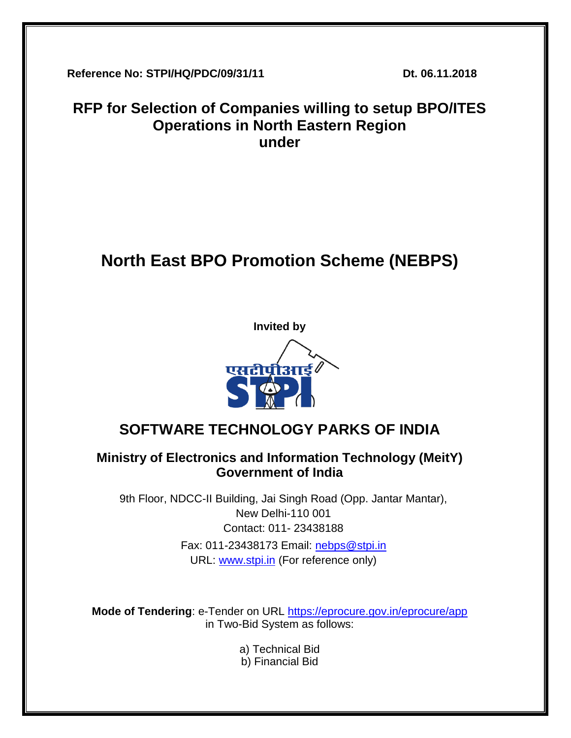**Reference No: STPI/HQ/PDC/09/31/11** **Dt. 06.11.2018**

# RFP for Selection of Companies willing to setup BPO/ITES Operations in North Eastern Region under

# North East BPO Promotion Scheme (NEBPS)

**Invited by**

एसटीपीआई
STPI

## SOFTWARE TECHNOLOGY PARKS OF INDIA

### Ministry of Electronics and Information Technology (MeitY)
### Government of India

9th Floor, NDCC-II Building, Jai Singh Road (Opp. Jantar Mantar),
New Delhi-110 001
Contact: 011- 23438188
Fax: 011-23438173 Email: nebps@stpi.in
URL: www.stpi.in (For reference only)

**Mode of Tendering**: e-Tender on URL https://eprocure.gov.in/eprocure/app in Two-Bid System as follows:

a) Technical Bid
b) Financial Bid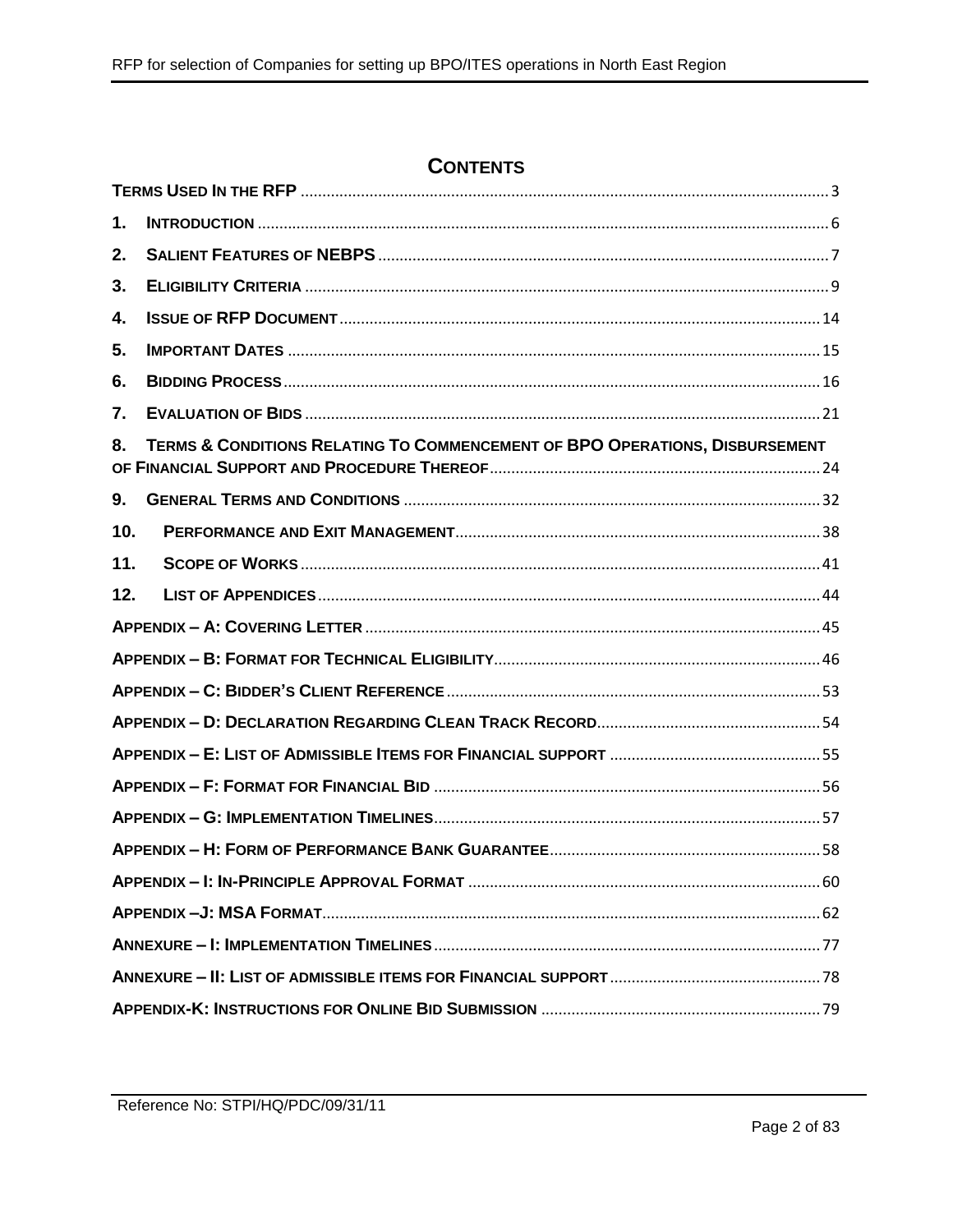# CONTENTS

TERMS USED IN THE RFP ........................................................................................................................ 3

1. INTRODUCTION .................................................................................................................................. 6

2. SALIENT FEATURES OF NEBPS ....................................................................................................... 7

3. ELIGIBILITY CRITERIA ......................................................................................................................... 9

4. ISSUE OF RFP DOCUMENT ............................................................................................................... 14

5. IMPORTANT DATES ........................................................................................................................... 15

6. BIDDING PROCESS ............................................................................................................................ 16

7. EVALUATION OF BIDS ....................................................................................................................... 21

8. TERMS & CONDITIONS RELATING TO COMMENCEMENT OF BPO OPERATIONS, DISBURSEMENT OF FINANCIAL SUPPORT AND PROCEDURE THEREOF ............................................................................. 24

9. GENERAL TERMS AND CONDITIONS ................................................................................................. 32

10. PERFORMANCE AND EXIT MANAGEMENT ..................................................................................... 38

11. SCOPE OF WORKS ......................................................................................................................... 41

12. LIST OF APPENDICES ..................................................................................................................... 44

APPENDIX – A: COVERING LETTER ......................................................................................................... 45

APPENDIX – B: FORMAT FOR TECHNICAL ELIGIBILITY ........................................................................... 46

APPENDIX – C: BIDDER'S CLIENT REFERENCE ....................................................................................... 53

APPENDIX – D: DECLARATION REGARDING CLEAN TRACK RECORD .................................................... 54

APPENDIX – E: LIST OF ADMISSIBLE ITEMS FOR FINANCIAL SUPPORT ................................................. 55

APPENDIX – F: FORMAT FOR FINANCIAL BID .......................................................................................... 56

APPENDIX – G: IMPLEMENTATION TIMELINES ......................................................................................... 57

APPENDIX – H: FORM OF PERFORMANCE BANK GUARANTEE ............................................................... 58

APPENDIX – I: IN-PRINCIPLE APPROVAL FORMAT ................................................................................. 60

APPENDIX –J: MSA FORMAT ................................................................................................................... 62

ANNEXURE – I: IMPLEMENTATION TIMELINES ......................................................................................... 77

ANNEXURE – II: LIST OF ADMISSIBLE ITEMS FOR FINANCIAL SUPPORT ................................................. 78

APPENDIX-K: INSTRUCTIONS FOR ONLINE BID SUBMISSION ................................................................. 79

Reference No: STPI/HQ/PDC/09/31/11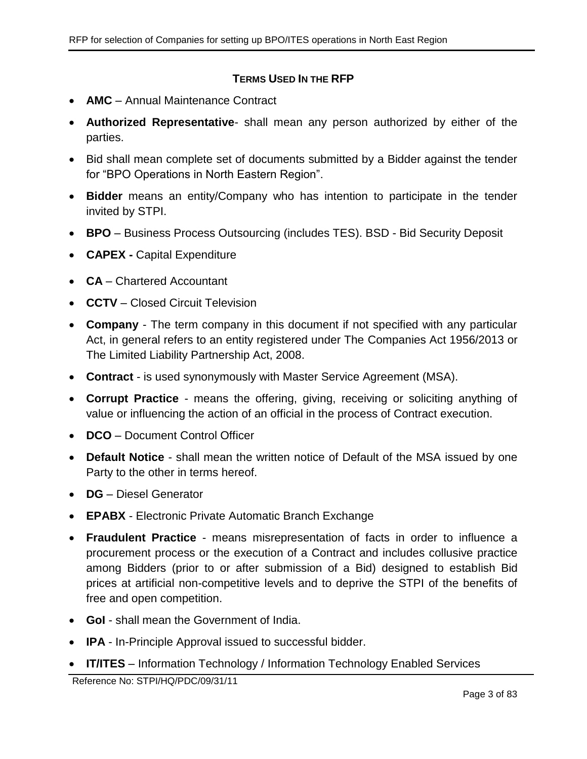## TERMS USED IN THE RFP

- **AMC** – Annual Maintenance Contract
- **Authorized Representative**- shall mean any person authorized by either of the parties.
- Bid shall mean complete set of documents submitted by a Bidder against the tender for "BPO Operations in North Eastern Region".
- **Bidder** means an entity/Company who has intention to participate in the tender invited by STPI.
- **BPO** – Business Process Outsourcing (includes TES). BSD - Bid Security Deposit
- **CAPEX -** Capital Expenditure
- **CA** – Chartered Accountant
- **CCTV** – Closed Circuit Television
- **Company** - The term company in this document if not specified with any particular Act, in general refers to an entity registered under The Companies Act 1956/2013 or The Limited Liability Partnership Act, 2008.
- **Contract** - is used synonymously with Master Service Agreement (MSA).
- **Corrupt Practice** - means the offering, giving, receiving or soliciting anything of value or influencing the action of an official in the process of Contract execution.
- **DCO** – Document Control Officer
- **Default Notice** - shall mean the written notice of Default of the MSA issued by one Party to the other in terms hereof.
- **DG** – Diesel Generator
- **EPABX** - Electronic Private Automatic Branch Exchange
- **Fraudulent Practice** - means misrepresentation of facts in order to influence a procurement process or the execution of a Contract and includes collusive practice among Bidders (prior to or after submission of a Bid) designed to establish Bid prices at artificial non-competitive levels and to deprive the STPI of the benefits of free and open competition.
- **GoI** - shall mean the Government of India.
- **IPA** - In-Principle Approval issued to successful bidder.
- **IT/ITES** – Information Technology / Information Technology Enabled Services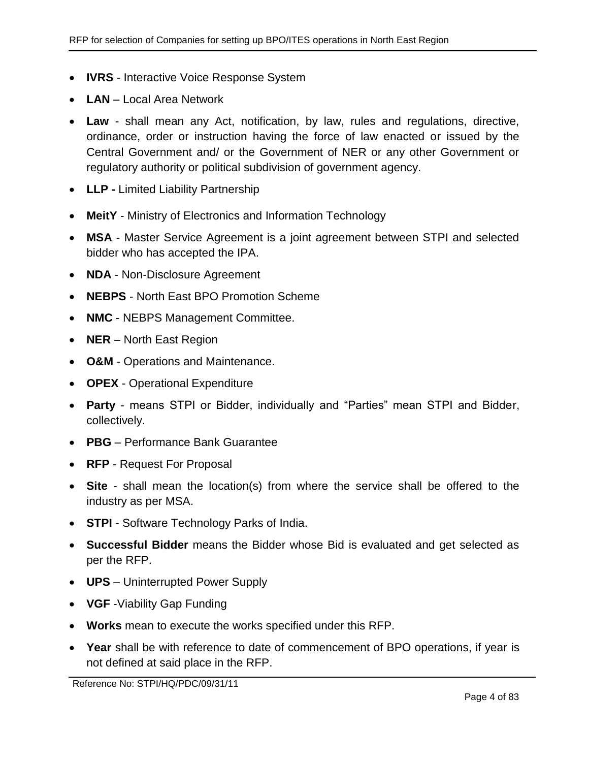- **IVRS** - Interactive Voice Response System
- **LAN** – Local Area Network
- **Law** - shall mean any Act, notification, by law, rules and regulations, directive, ordinance, order or instruction having the force of law enacted or issued by the Central Government and/ or the Government of NER or any other Government or regulatory authority or political subdivision of government agency.
- **LLP -** Limited Liability Partnership
- **MeitY** - Ministry of Electronics and Information Technology
- **MSA** - Master Service Agreement is a joint agreement between STPI and selected bidder who has accepted the IPA.
- **NDA** - Non-Disclosure Agreement
- **NEBPS** - North East BPO Promotion Scheme
- **NMC** - NEBPS Management Committee.
- **NER** – North East Region
- **O&M** - Operations and Maintenance.
- **OPEX** - Operational Expenditure
- **Party** - means STPI or Bidder, individually and "Parties" mean STPI and Bidder, collectively.
- **PBG** – Performance Bank Guarantee
- **RFP** - Request For Proposal
- **Site** - shall mean the location(s) from where the service shall be offered to the industry as per MSA.
- **STPI** - Software Technology Parks of India.
- **Successful Bidder** means the Bidder whose Bid is evaluated and get selected as per the RFP.
- **UPS** – Uninterrupted Power Supply
- **VGF** -Viability Gap Funding
- **Works** mean to execute the works specified under this RFP.
- **Year** shall be with reference to date of commencement of BPO operations, if year is not defined at said place in the RFP.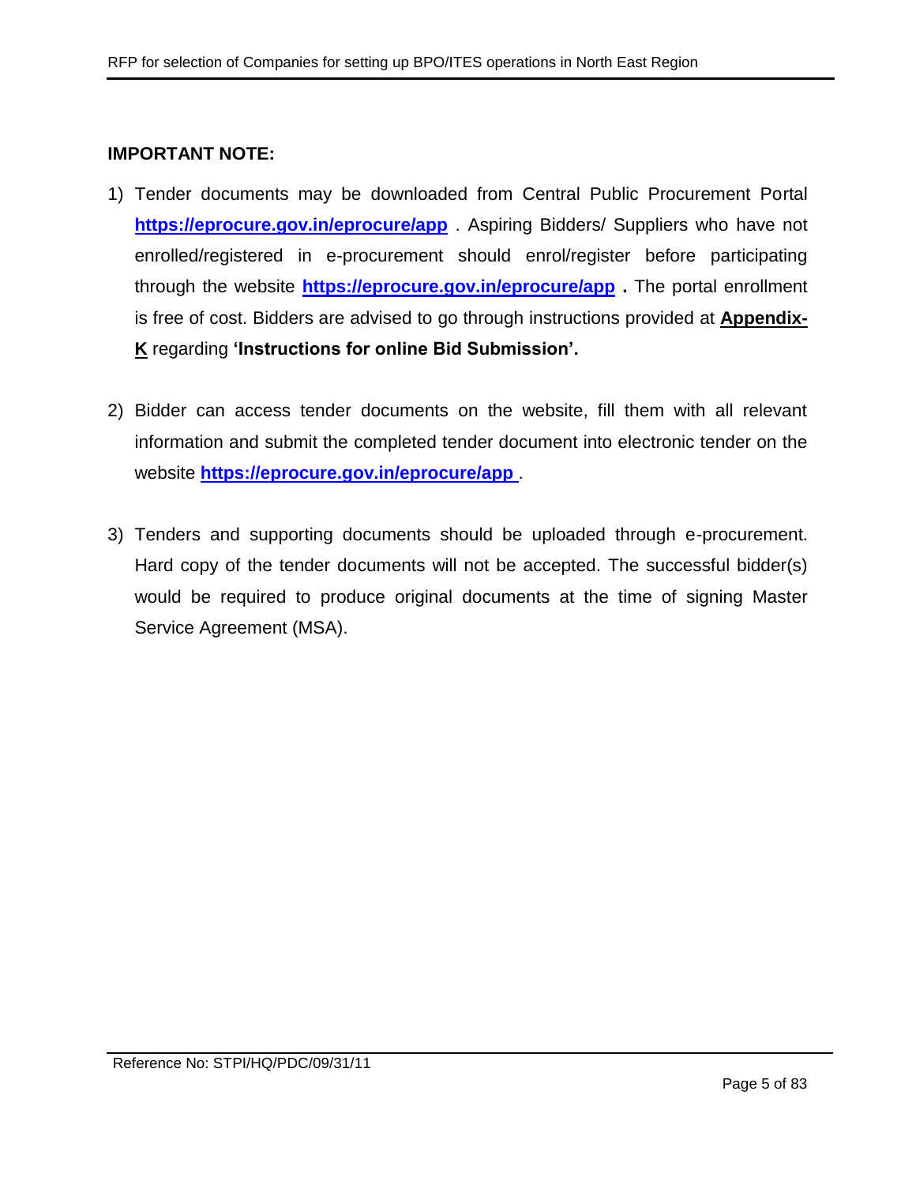**IMPORTANT NOTE:**

1) Tender documents may be downloaded from Central Public Procurement Portal **https://eprocure.gov.in/eprocure/app** . Aspiring Bidders/ Suppliers who have not enrolled/registered in e-procurement should enrol/register before participating through the website **https://eprocure.gov.in/eprocure/app** **.** The portal enrollment is free of cost. Bidders are advised to go through instructions provided at **Appendix-K** regarding **'Instructions for online Bid Submission'.**

2) Bidder can access tender documents on the website, fill them with all relevant information and submit the completed tender document into electronic tender on the website **https://eprocure.gov.in/eprocure/app** .

3) Tenders and supporting documents should be uploaded through e-procurement. Hard copy of the tender documents will not be accepted. The successful bidder(s) would be required to produce original documents at the time of signing Master Service Agreement (MSA).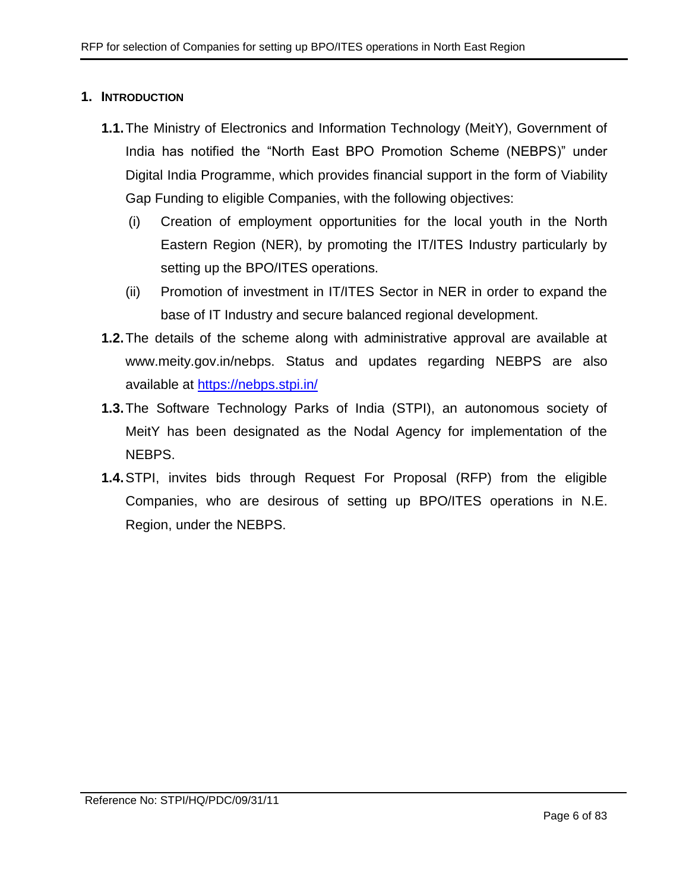# 1. INTRODUCTION

**1.1.** The Ministry of Electronics and Information Technology (MeitY), Government of India has notified the "North East BPO Promotion Scheme (NEBPS)" under Digital India Programme, which provides financial support in the form of Viability Gap Funding to eligible Companies, with the following objectives:

(i) Creation of employment opportunities for the local youth in the North Eastern Region (NER), by promoting the IT/ITES Industry particularly by setting up the BPO/ITES operations.

(ii) Promotion of investment in IT/ITES Sector in NER in order to expand the base of IT Industry and secure balanced regional development.

**1.2.** The details of the scheme along with administrative approval are available at www.meity.gov.in/nebps. Status and updates regarding NEBPS are also available at [https://nebps.stpi.in/](https://nebps.stpi.in/)

**1.3.** The Software Technology Parks of India (STPI), an autonomous society of MeitY has been designated as the Nodal Agency for implementation of the NEBPS.

**1.4.** STPI, invites bids through Request For Proposal (RFP) from the eligible Companies, who are desirous of setting up BPO/ITES operations in N.E. Region, under the NEBPS.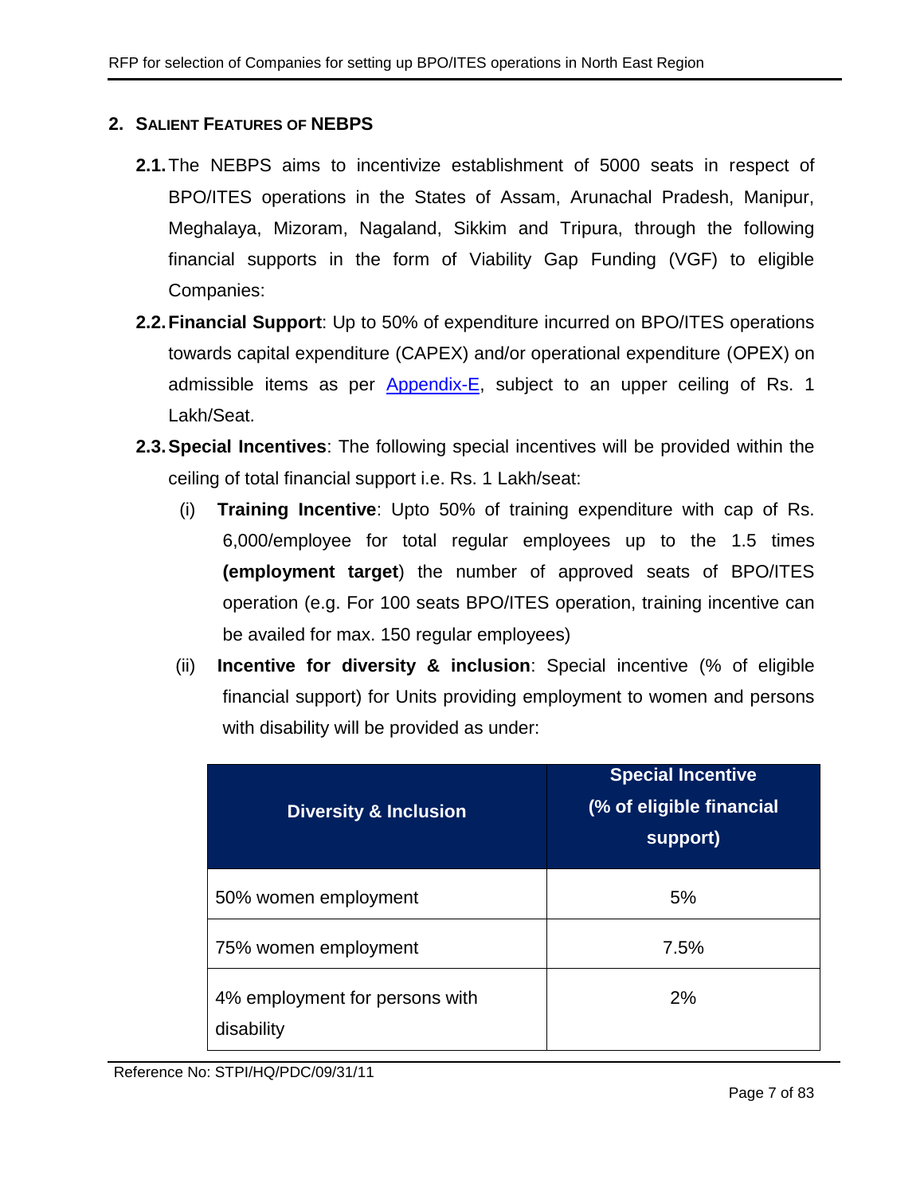## 2. SALIENT FEATURES OF NEBPS

**2.1.** The NEBPS aims to incentivize establishment of 5000 seats in respect of BPO/ITES operations in the States of Assam, Arunachal Pradesh, Manipur, Meghalaya, Mizoram, Nagaland, Sikkim and Tripura, through the following financial supports in the form of Viability Gap Funding (VGF) to eligible Companies:

**2.2. Financial Support**: Up to 50% of expenditure incurred on BPO/ITES operations towards capital expenditure (CAPEX) and/or operational expenditure (OPEX) on admissible items as per Appendix-E, subject to an upper ceiling of Rs. 1 Lakh/Seat.

**2.3. Special Incentives**: The following special incentives will be provided within the ceiling of total financial support i.e. Rs. 1 Lakh/seat:

(i) **Training Incentive**: Upto 50% of training expenditure with cap of Rs. 6,000/employee for total regular employees up to the 1.5 times **(employment target**) the number of approved seats of BPO/ITES operation (e.g. For 100 seats BPO/ITES operation, training incentive can be availed for max. 150 regular employees)

(ii) **Incentive for diversity & inclusion**: Special incentive (% of eligible financial support) for Units providing employment to women and persons with disability will be provided as under:

| Diversity & Inclusion | Special Incentive (% of eligible financial support) |
|---|---|
| 50% women employment | 5% |
| 75% women employment | 7.5% |
| 4% employment for persons with disability | 2% |

Reference No: STPI/HQ/PDC/09/31/11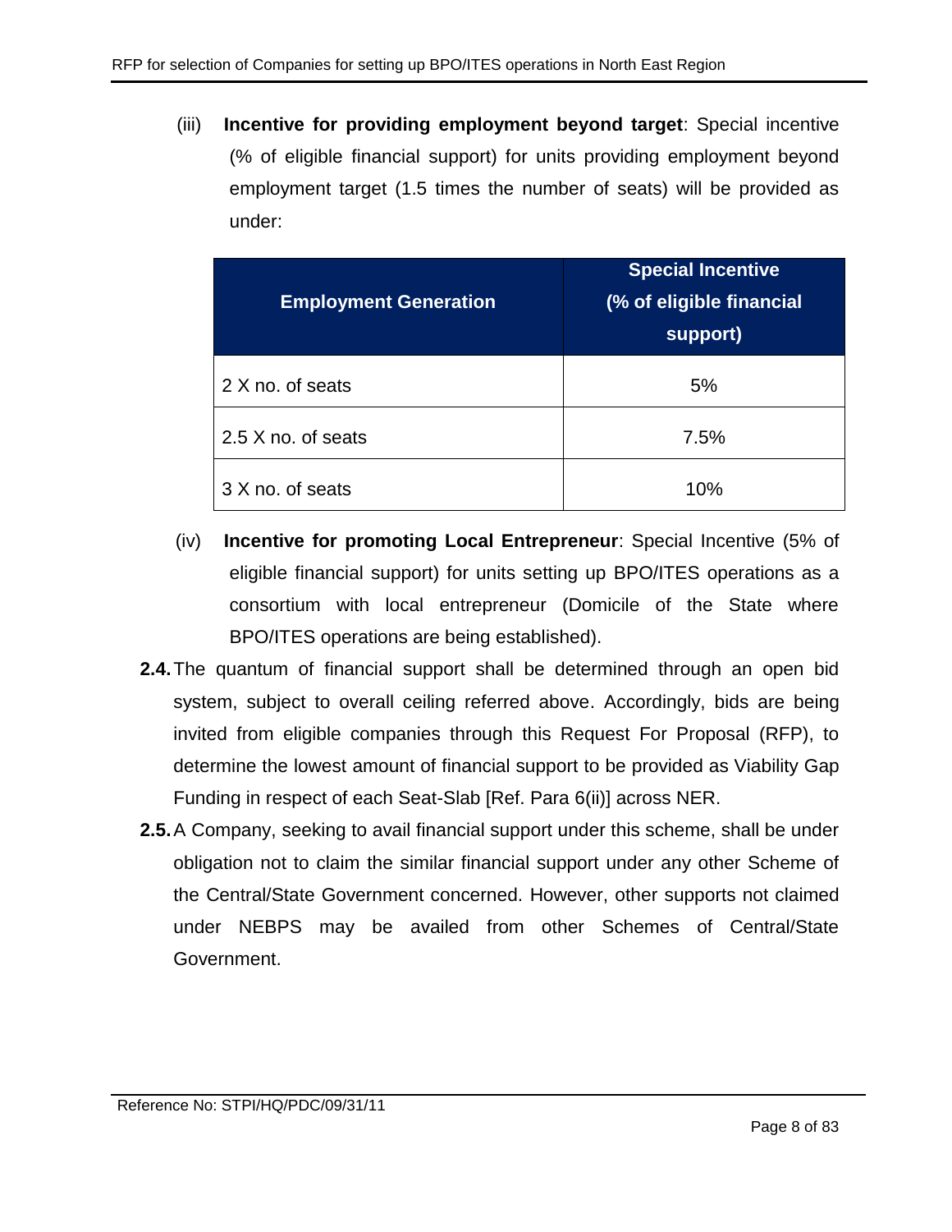(iii) **Incentive for providing employment beyond target**: Special incentive (% of eligible financial support) for units providing employment beyond employment target (1.5 times the number of seats) will be provided as under:

| Employment Generation | Special Incentive (% of eligible financial support) |
|---|---|
| 2 X no. of seats | 5% |
| 2.5 X no. of seats | 7.5% |
| 3 X no. of seats | 10% |

(iv) **Incentive for promoting Local Entrepreneur**: Special Incentive (5% of eligible financial support) for units setting up BPO/ITES operations as a consortium with local entrepreneur (Domicile of the State where BPO/ITES operations are being established).

**2.4.** The quantum of financial support shall be determined through an open bid system, subject to overall ceiling referred above. Accordingly, bids are being invited from eligible companies through this Request For Proposal (RFP), to determine the lowest amount of financial support to be provided as Viability Gap Funding in respect of each Seat-Slab [Ref. Para 6(ii)] across NER.

**2.5.** A Company, seeking to avail financial support under this scheme, shall be under obligation not to claim the similar financial support under any other Scheme of the Central/State Government concerned. However, other supports not claimed under NEBPS may be availed from other Schemes of Central/State Government.

Reference No: STPI/HQ/PDC/09/31/11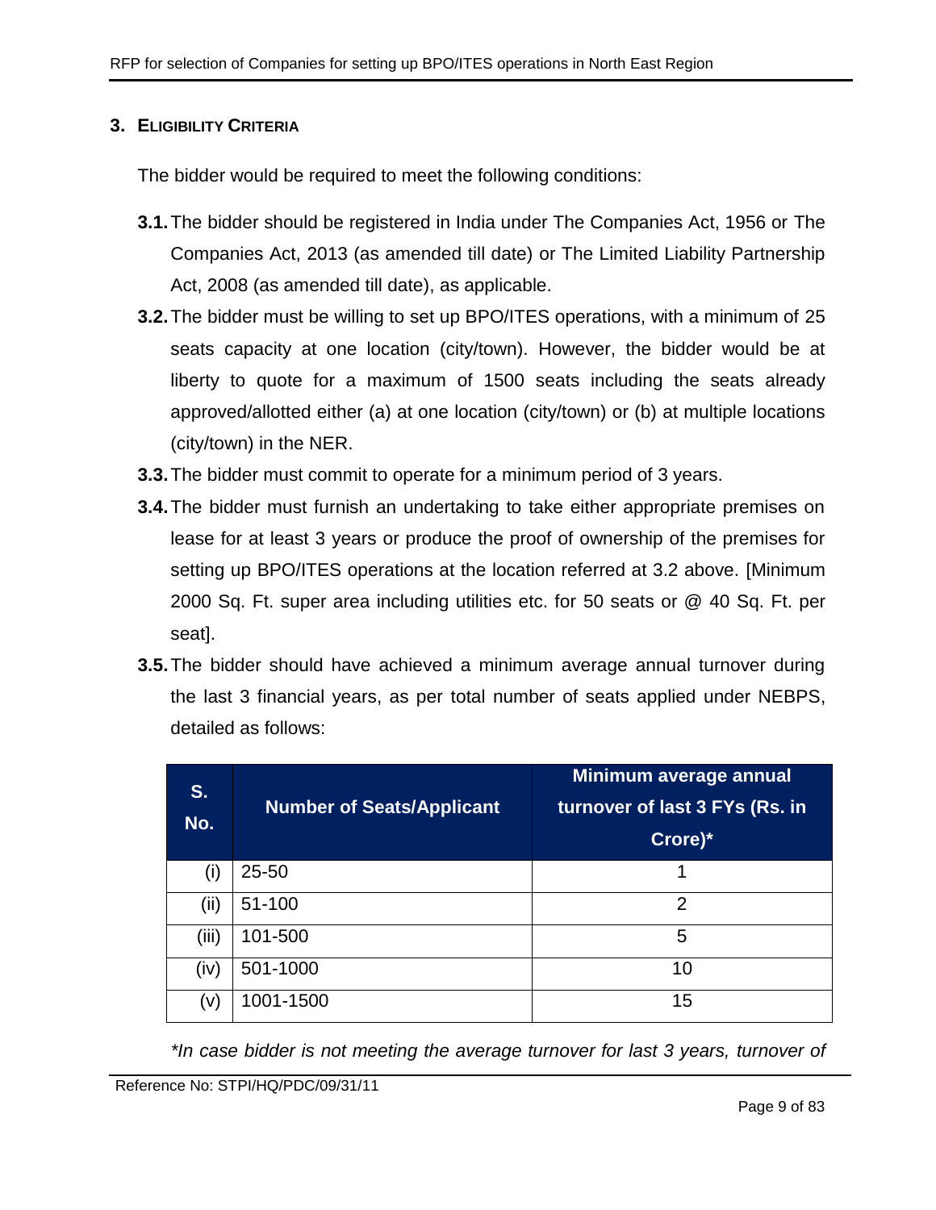## 3. Eligibility Criteria

The bidder would be required to meet the following conditions:

**3.1.** The bidder should be registered in India under The Companies Act, 1956 or The Companies Act, 2013 (as amended till date) or The Limited Liability Partnership Act, 2008 (as amended till date), as applicable.

**3.2.** The bidder must be willing to set up BPO/ITES operations, with a minimum of 25 seats capacity at one location (city/town). However, the bidder would be at liberty to quote for a maximum of 1500 seats including the seats already approved/allotted either (a) at one location (city/town) or (b) at multiple locations (city/town) in the NER.

**3.3.** The bidder must commit to operate for a minimum period of 3 years.

**3.4.** The bidder must furnish an undertaking to take either appropriate premises on lease for at least 3 years or produce the proof of ownership of the premises for setting up BPO/ITES operations at the location referred at 3.2 above. [Minimum 2000 Sq. Ft. super area including utilities etc. for 50 seats or @ 40 Sq. Ft. per seat].

**3.5.** The bidder should have achieved a minimum average annual turnover during the last 3 financial years, as per total number of seats applied under NEBPS, detailed as follows:

| S. No. | Number of Seats/Applicant | Minimum average annual turnover of last 3 FYs (Rs. in Crore)* |
|---|---|---|
| (i) | 25-50 | 1 |
| (ii) | 51-100 | 2 |
| (iii) | 101-500 | 5 |
| (iv) | 501-1000 | 10 |
| (v) | 1001-1500 | 15 |

*\*In case bidder is not meeting the average turnover for last 3 years, turnover of*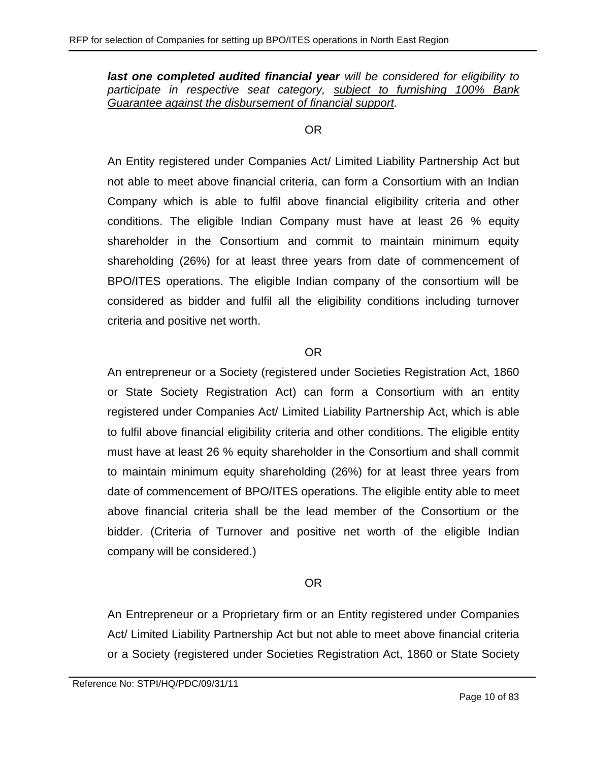***last one completed audited financial year** will be considered for eligibility to participate in respective seat category, <u>subject to furnishing 100% Bank Guarantee against the disbursement of financial support</u>.*

OR

An Entity registered under Companies Act/ Limited Liability Partnership Act but not able to meet above financial criteria, can form a Consortium with an Indian Company which is able to fulfil above financial eligibility criteria and other conditions. The eligible Indian Company must have at least 26 % equity shareholder in the Consortium and commit to maintain minimum equity shareholding (26%) for at least three years from date of commencement of BPO/ITES operations. The eligible Indian company of the consortium will be considered as bidder and fulfil all the eligibility conditions including turnover criteria and positive net worth.

OR

An entrepreneur or a Society (registered under Societies Registration Act, 1860 or State Society Registration Act) can form a Consortium with an entity registered under Companies Act/ Limited Liability Partnership Act, which is able to fulfil above financial eligibility criteria and other conditions. The eligible entity must have at least 26 % equity shareholder in the Consortium and shall commit to maintain minimum equity shareholding (26%) for at least three years from date of commencement of BPO/ITES operations. The eligible entity able to meet above financial criteria shall be the lead member of the Consortium or the bidder. (Criteria of Turnover and positive net worth of the eligible Indian company will be considered.)

OR

An Entrepreneur or a Proprietary firm or an Entity registered under Companies Act/ Limited Liability Partnership Act but not able to meet above financial criteria or a Society (registered under Societies Registration Act, 1860 or State Society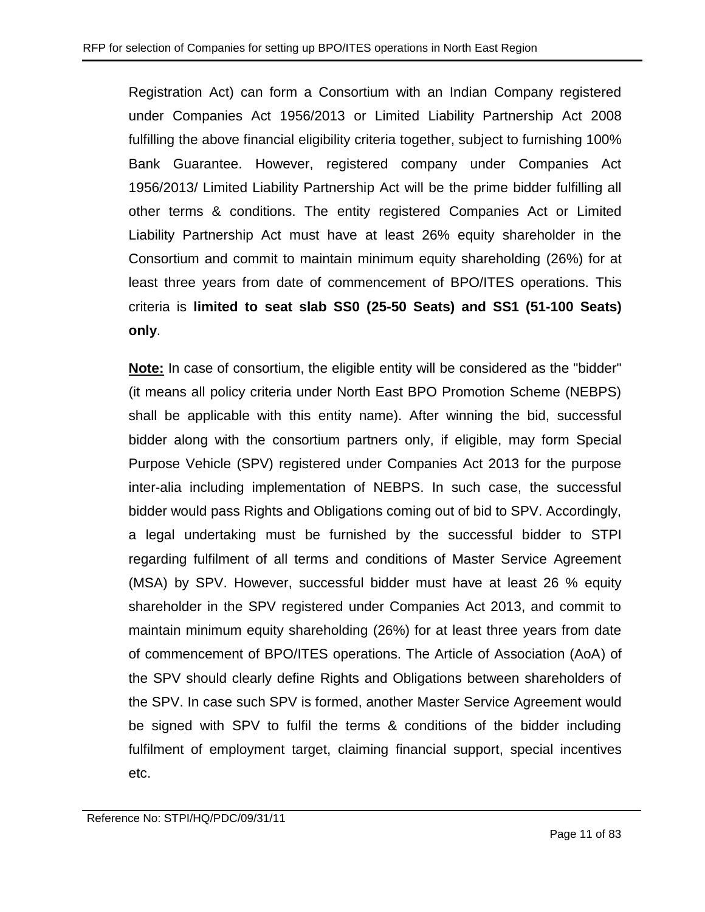Registration Act) can form a Consortium with an Indian Company registered under Companies Act 1956/2013 or Limited Liability Partnership Act 2008 fulfilling the above financial eligibility criteria together, subject to furnishing 100% Bank Guarantee. However, registered company under Companies Act 1956/2013/ Limited Liability Partnership Act will be the prime bidder fulfilling all other terms & conditions. The entity registered Companies Act or Limited Liability Partnership Act must have at least 26% equity shareholder in the Consortium and commit to maintain minimum equity shareholding (26%) for at least three years from date of commencement of BPO/ITES operations. This criteria is **limited to seat slab SS0 (25-50 Seats) and SS1 (51-100 Seats) only**.

**Note:** In case of consortium, the eligible entity will be considered as the "bidder" (it means all policy criteria under North East BPO Promotion Scheme (NEBPS) shall be applicable with this entity name). After winning the bid, successful bidder along with the consortium partners only, if eligible, may form Special Purpose Vehicle (SPV) registered under Companies Act 2013 for the purpose inter-alia including implementation of NEBPS. In such case, the successful bidder would pass Rights and Obligations coming out of bid to SPV. Accordingly, a legal undertaking must be furnished by the successful bidder to STPI regarding fulfilment of all terms and conditions of Master Service Agreement (MSA) by SPV. However, successful bidder must have at least 26 % equity shareholder in the SPV registered under Companies Act 2013, and commit to maintain minimum equity shareholding (26%) for at least three years from date of commencement of BPO/ITES operations. The Article of Association (AoA) of the SPV should clearly define Rights and Obligations between shareholders of the SPV. In case such SPV is formed, another Master Service Agreement would be signed with SPV to fulfil the terms & conditions of the bidder including fulfilment of employment target, claiming financial support, special incentives etc.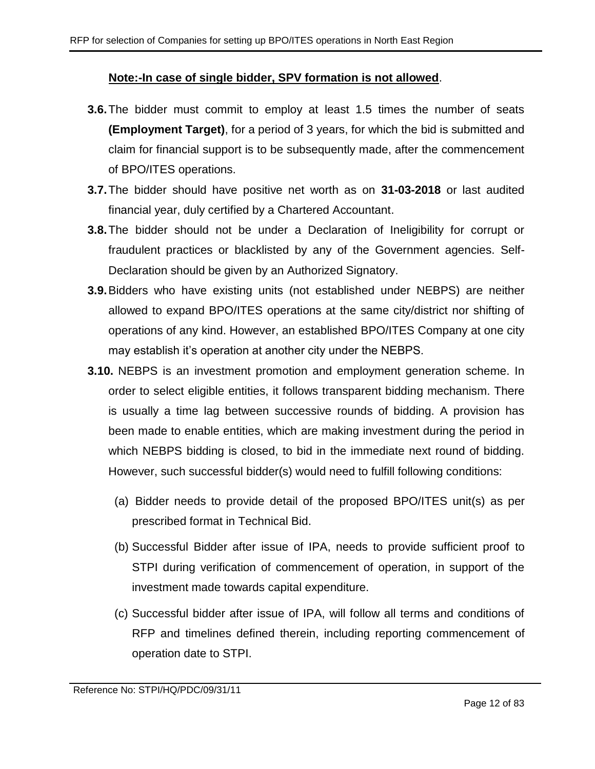**<u>Note:-In case of single bidder, SPV formation is not allowed</u>**.

**3.6.** The bidder must commit to employ at least 1.5 times the number of seats **(Employment Target)**, for a period of 3 years, for which the bid is submitted and claim for financial support is to be subsequently made, after the commencement of BPO/ITES operations.

**3.7.** The bidder should have positive net worth as on **31-03-2018** or last audited financial year, duly certified by a Chartered Accountant.

**3.8.** The bidder should not be under a Declaration of Ineligibility for corrupt or fraudulent practices or blacklisted by any of the Government agencies. Self-Declaration should be given by an Authorized Signatory.

**3.9.** Bidders who have existing units (not established under NEBPS) are neither allowed to expand BPO/ITES operations at the same city/district nor shifting of operations of any kind. However, an established BPO/ITES Company at one city may establish it's operation at another city under the NEBPS.

**3.10.** NEBPS is an investment promotion and employment generation scheme. In order to select eligible entities, it follows transparent bidding mechanism. There is usually a time lag between successive rounds of bidding. A provision has been made to enable entities, which are making investment during the period in which NEBPS bidding is closed, to bid in the immediate next round of bidding. However, such successful bidder(s) would need to fulfill following conditions:

(a) Bidder needs to provide detail of the proposed BPO/ITES unit(s) as per prescribed format in Technical Bid.

(b) Successful Bidder after issue of IPA, needs to provide sufficient proof to STPI during verification of commencement of operation, in support of the investment made towards capital expenditure.

(c) Successful bidder after issue of IPA, will follow all terms and conditions of RFP and timelines defined therein, including reporting commencement of operation date to STPI.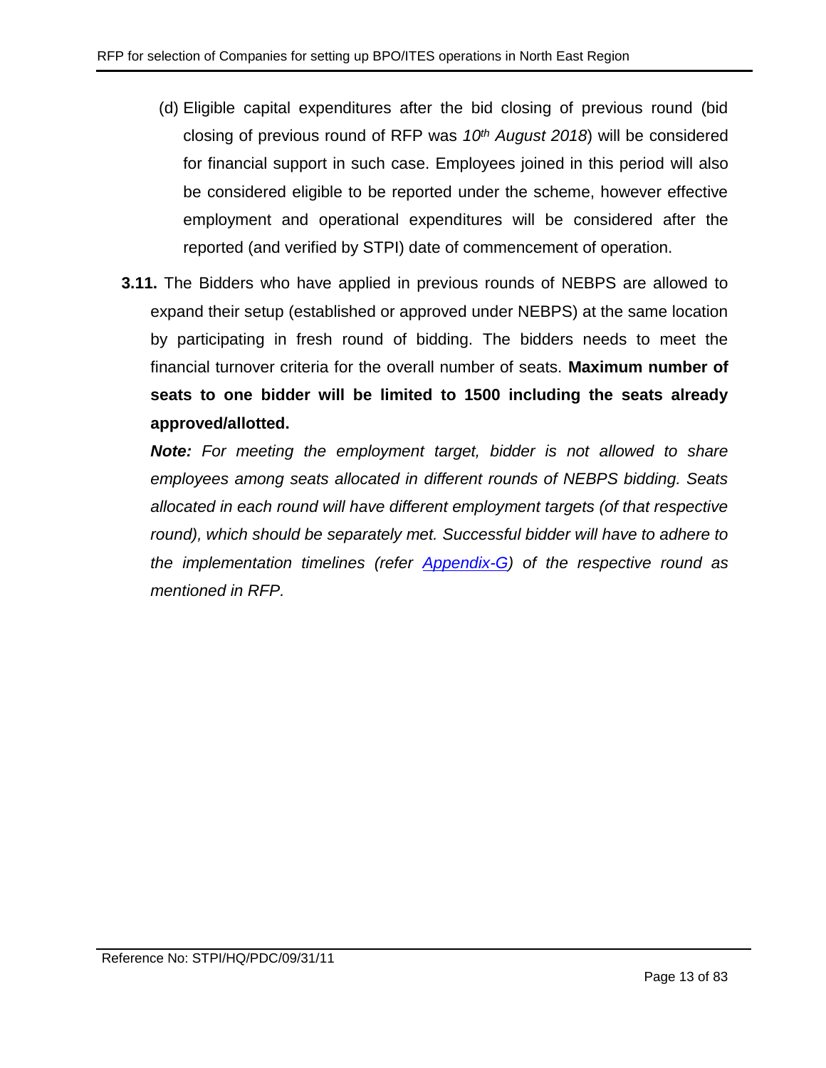(d) Eligible capital expenditures after the bid closing of previous round (bid closing of previous round of RFP was *10th August 2018*) will be considered for financial support in such case. Employees joined in this period will also be considered eligible to be reported under the scheme, however effective employment and operational expenditures will be considered after the reported (and verified by STPI) date of commencement of operation.

**3.11.** The Bidders who have applied in previous rounds of NEBPS are allowed to expand their setup (established or approved under NEBPS) at the same location by participating in fresh round of bidding. The bidders needs to meet the financial turnover criteria for the overall number of seats. **Maximum number of seats to one bidder will be limited to 1500 including the seats already approved/allotted.**

***Note:*** *For meeting the employment target, bidder is not allowed to share employees among seats allocated in different rounds of NEBPS bidding. Seats allocated in each round will have different employment targets (of that respective round), which should be separately met. Successful bidder will have to adhere to the implementation timelines (refer Appendix-G) of the respective round as mentioned in RFP.*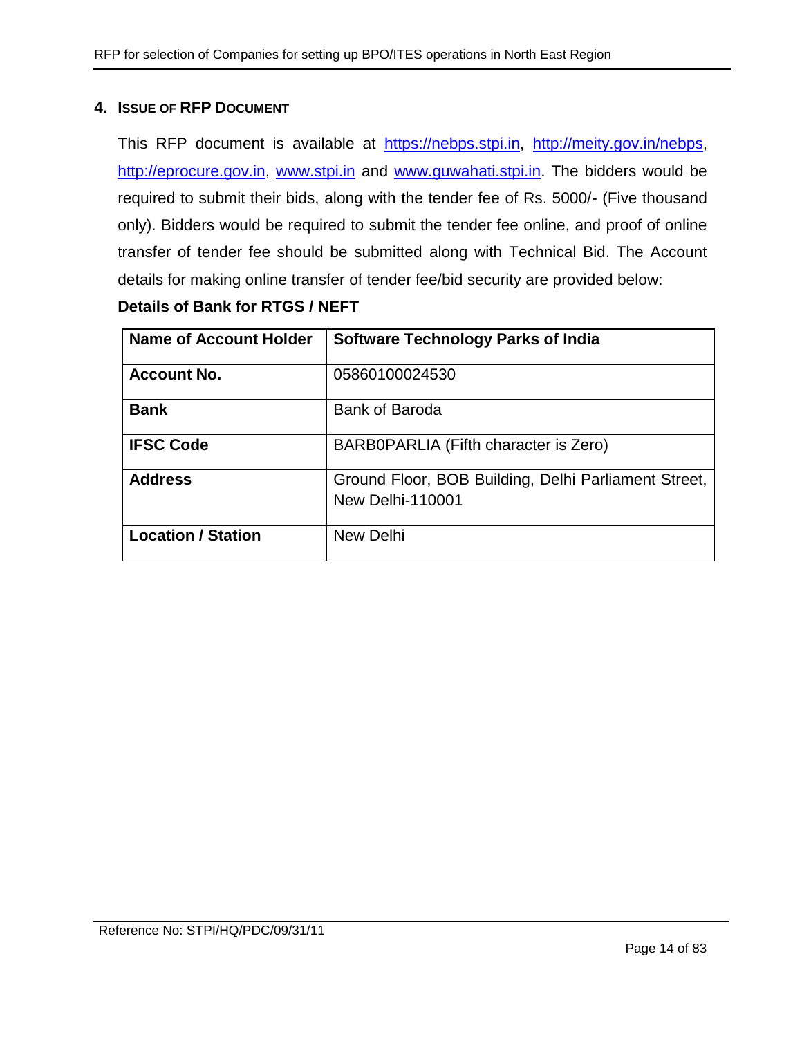## 4. ISSUE OF RFP DOCUMENT

This RFP document is available at https://nebps.stpi.in, http://meity.gov.in/nebps, http://eprocure.gov.in, www.stpi.in and www.guwahati.stpi.in. The bidders would be required to submit their bids, along with the tender fee of Rs. 5000/- (Five thousand only). Bidders would be required to submit the tender fee online, and proof of online transfer of tender fee should be submitted along with Technical Bid. The Account details for making online transfer of tender fee/bid security are provided below:

**Details of Bank for RTGS / NEFT**

| **Name of Account Holder** | **Software Technology Parks of India** |
|---|---|
| **Account No.** | 05860100024530 |
| **Bank** | Bank of Baroda |
| **IFSC Code** | BARB0PARLIA (Fifth character is Zero) |
| **Address** | Ground Floor, BOB Building, Delhi Parliament Street, New Delhi-110001 |
| **Location / Station** | New Delhi |

Reference No: STPI/HQ/PDC/09/31/11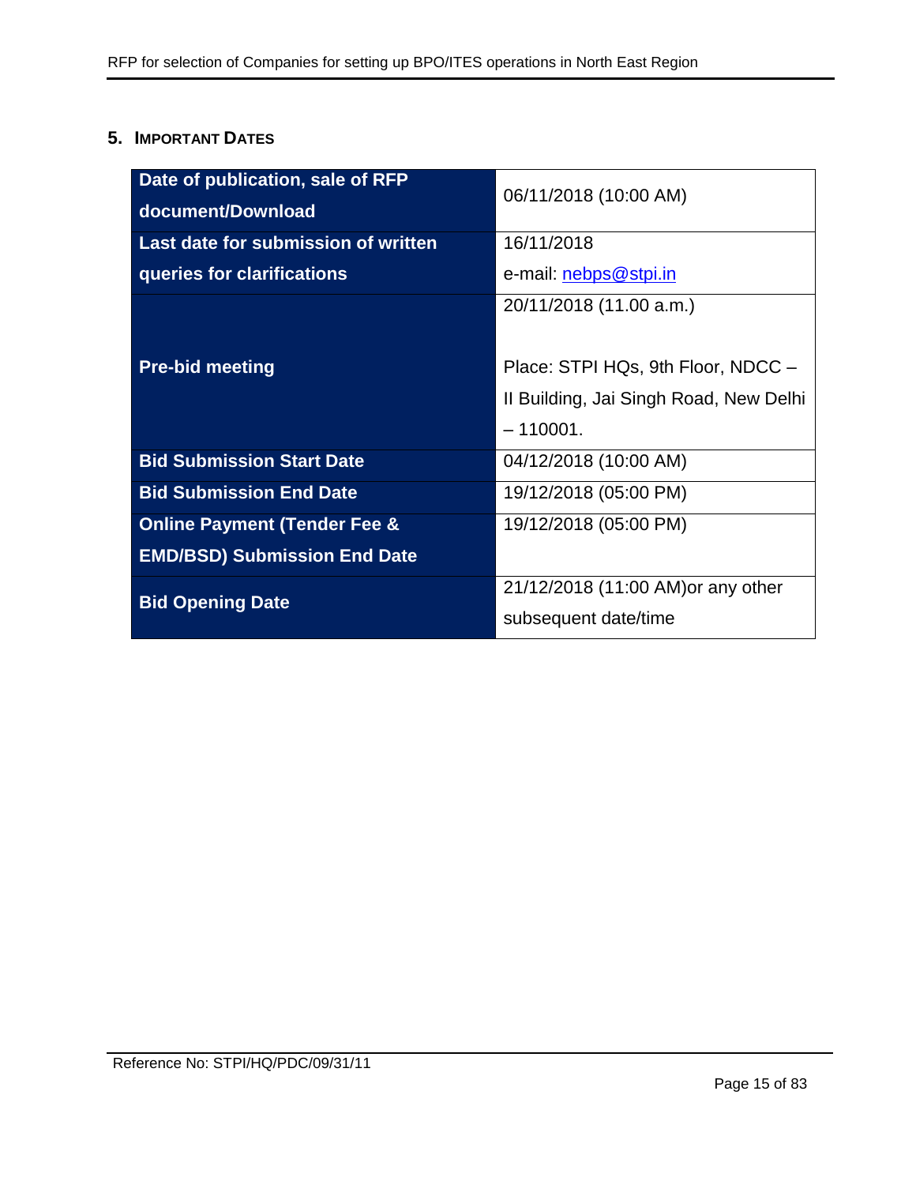## 5. Important Dates

| Date of publication, sale of RFP document/Download | 06/11/2018 (10:00 AM) |
|---|---|
| Last date for submission of written queries for clarifications | 16/11/2018<br>e-mail: nebps@stpi.in |
| Pre-bid meeting | 20/11/2018 (11.00 a.m.)<br><br>Place: STPI HQs, 9th Floor, NDCC – II Building, Jai Singh Road, New Delhi – 110001. |
| Bid Submission Start Date | 04/12/2018 (10:00 AM) |
| Bid Submission End Date | 19/12/2018 (05:00 PM) |
| Online Payment (Tender Fee & EMD/BSD) Submission End Date | 19/12/2018 (05:00 PM) |
| Bid Opening Date | 21/12/2018 (11:00 AM)or any other subsequent date/time |

Reference No: STPI/HQ/PDC/09/31/11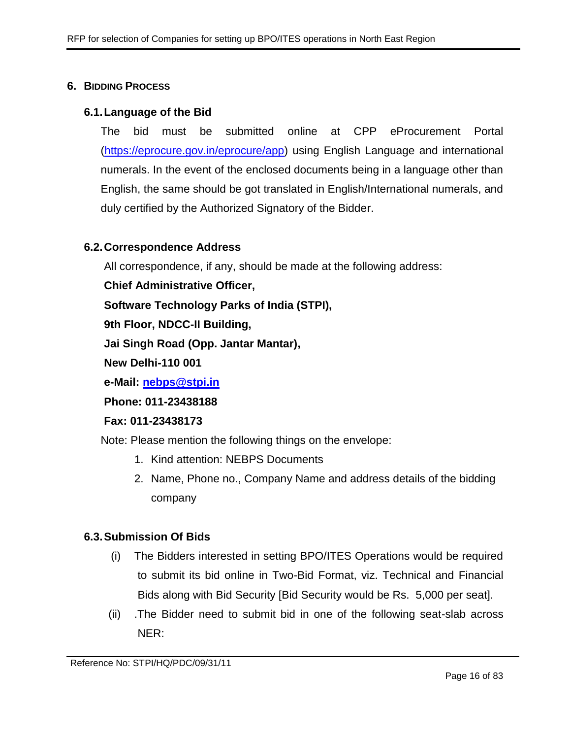## 6. BIDDING PROCESS

### 6.1. Language of the Bid

The bid must be submitted online at CPP eProcurement Portal (https://eprocure.gov.in/eprocure/app) using English Language and international numerals. In the event of the enclosed documents being in a language other than English, the same should be got translated in English/International numerals, and duly certified by the Authorized Signatory of the Bidder.

### 6.2. Correspondence Address

All correspondence, if any, should be made at the following address:

**Chief Administrative Officer,**

**Software Technology Parks of India (STPI),**

**9th Floor, NDCC-II Building,**

**Jai Singh Road (Opp. Jantar Mantar),**

**New Delhi-110 001**

**e-Mail: nebps@stpi.in**

**Phone: 011-23438188**

**Fax: 011-23438173**

Note: Please mention the following things on the envelope:

1. Kind attention: NEBPS Documents
2. Name, Phone no., Company Name and address details of the bidding company

### 6.3. Submission Of Bids

(i) The Bidders interested in setting BPO/ITES Operations would be required to submit its bid online in Two-Bid Format, viz. Technical and Financial Bids along with Bid Security [Bid Security would be Rs. 5,000 per seat].

(ii) .The Bidder need to submit bid in one of the following seat-slab across NER: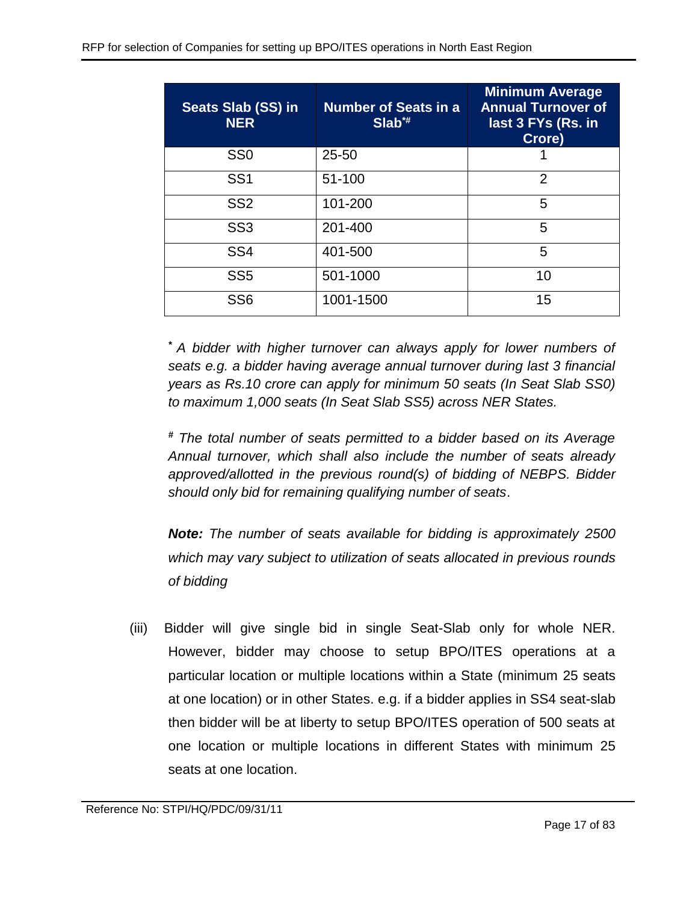| Seats Slab (SS) in NER | Number of Seats in a Slab*# | Minimum Average Annual Turnover of last 3 FYs (Rs. in Crore) |
|---|---|---|
| SS0 | 25-50 | 1 |
| SS1 | 51-100 | 2 |
| SS2 | 101-200 | 5 |
| SS3 | 201-400 | 5 |
| SS4 | 401-500 | 5 |
| SS5 | 501-1000 | 10 |
| SS6 | 1001-1500 | 15 |

*\* A bidder with higher turnover can always apply for lower numbers of seats e.g. a bidder having average annual turnover during last 3 financial years as Rs.10 crore can apply for minimum 50 seats (In Seat Slab SS0) to maximum 1,000 seats (In Seat Slab SS5) across NER States.*

*# The total number of seats permitted to a bidder based on its Average Annual turnover, which shall also include the number of seats already approved/allotted in the previous round(s) of bidding of NEBPS. Bidder should only bid for remaining qualifying number of seats*.

***Note:*** *The number of seats available for bidding is approximately 2500 which may vary subject to utilization of seats allocated in previous rounds of bidding*

(iii) Bidder will give single bid in single Seat-Slab only for whole NER. However, bidder may choose to setup BPO/ITES operations at a particular location or multiple locations within a State (minimum 25 seats at one location) or in other States. e.g. if a bidder applies in SS4 seat-slab then bidder will be at liberty to setup BPO/ITES operation of 500 seats at one location or multiple locations in different States with minimum 25 seats at one location.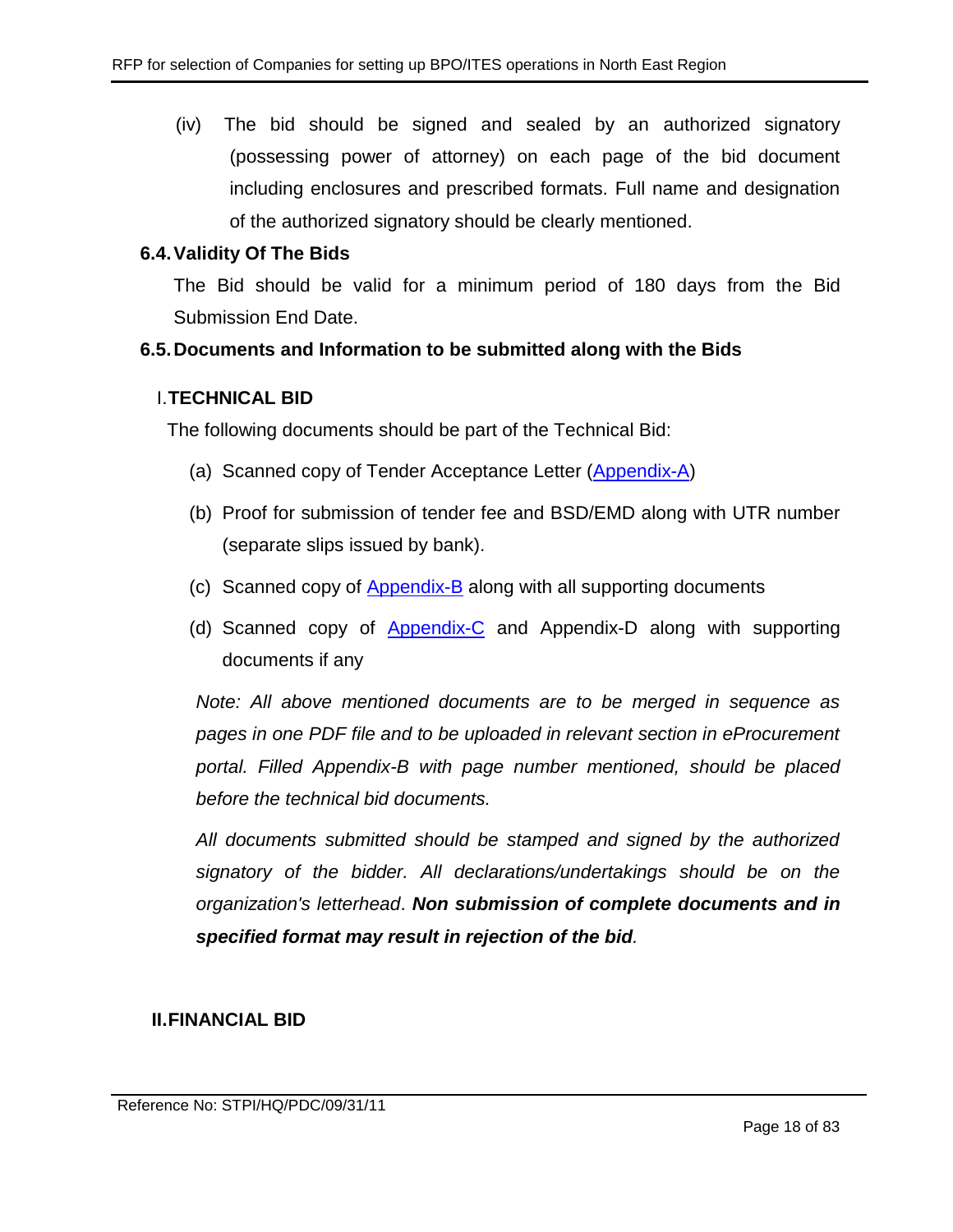(iv) The bid should be signed and sealed by an authorized signatory (possessing power of attorney) on each page of the bid document including enclosures and prescribed formats. Full name and designation of the authorized signatory should be clearly mentioned.

### 6.4. Validity Of The Bids

The Bid should be valid for a minimum period of 180 days from the Bid Submission End Date.

### 6.5. Documents and Information to be submitted along with the Bids

#### I. TECHNICAL BID

The following documents should be part of the Technical Bid:

(a) Scanned copy of Tender Acceptance Letter (Appendix-A)

(b) Proof for submission of tender fee and BSD/EMD along with UTR number (separate slips issued by bank).

(c) Scanned copy of Appendix-B along with all supporting documents

(d) Scanned copy of Appendix-C and Appendix-D along with supporting documents if any

*Note: All above mentioned documents are to be merged in sequence as pages in one PDF file and to be uploaded in relevant section in eProcurement portal. Filled Appendix-B with page number mentioned, should be placed before the technical bid documents.*

*All documents submitted should be stamped and signed by the authorized signatory of the bidder. All declarations/undertakings should be on the organization's letterhead*. ***Non submission of complete documents and in specified format may result in rejection of the bid****.*

#### II. FINANCIAL BID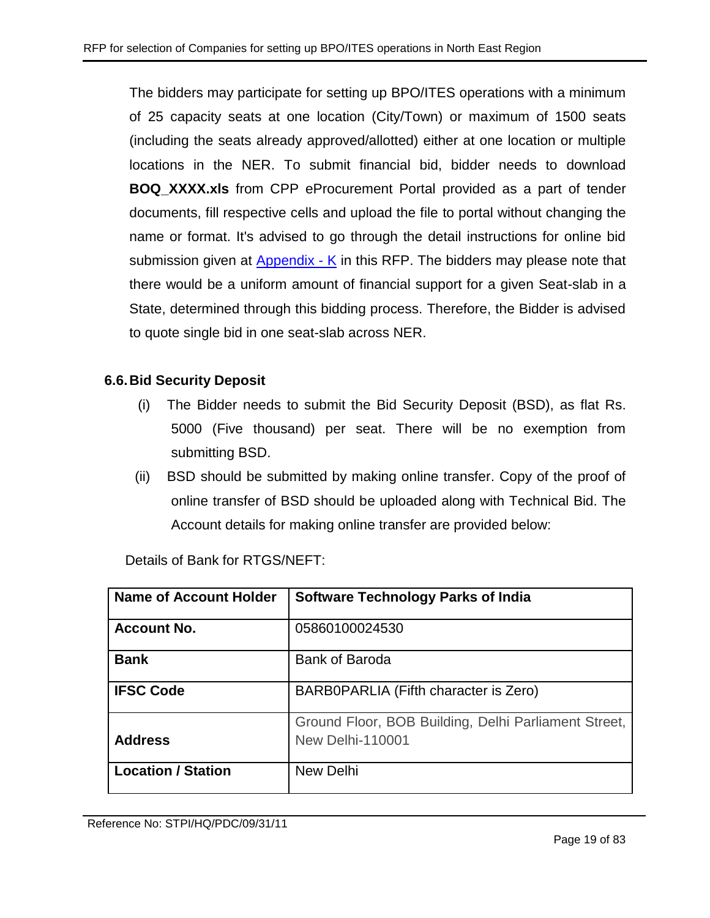The bidders may participate for setting up BPO/ITES operations with a minimum of 25 capacity seats at one location (City/Town) or maximum of 1500 seats (including the seats already approved/allotted) either at one location or multiple locations in the NER. To submit financial bid, bidder needs to download **BOQ_XXXX.xls** from CPP eProcurement Portal provided as a part of tender documents, fill respective cells and upload the file to portal without changing the name or format. It's advised to go through the detail instructions for online bid submission given at Appendix - K in this RFP. The bidders may please note that there would be a uniform amount of financial support for a given Seat-slab in a State, determined through this bidding process. Therefore, the Bidder is advised to quote single bid in one seat-slab across NER.

### 6.6. Bid Security Deposit

(i) The Bidder needs to submit the Bid Security Deposit (BSD), as flat Rs. 5000 (Five thousand) per seat. There will be no exemption from submitting BSD.

(ii) BSD should be submitted by making online transfer. Copy of the proof of online transfer of BSD should be uploaded along with Technical Bid. The Account details for making online transfer are provided below:

Details of Bank for RTGS/NEFT:

| **Name of Account Holder** | **Software Technology Parks of India** |
|---|---|
| **Account No.** | 05860100024530 |
| **Bank** | Bank of Baroda |
| **IFSC Code** | BARB0PARLIA (Fifth character is Zero) |
| **Address** | Ground Floor, BOB Building, Delhi Parliament Street, New Delhi-110001 |
| **Location / Station** | New Delhi |

Reference No: STPI/HQ/PDC/09/31/11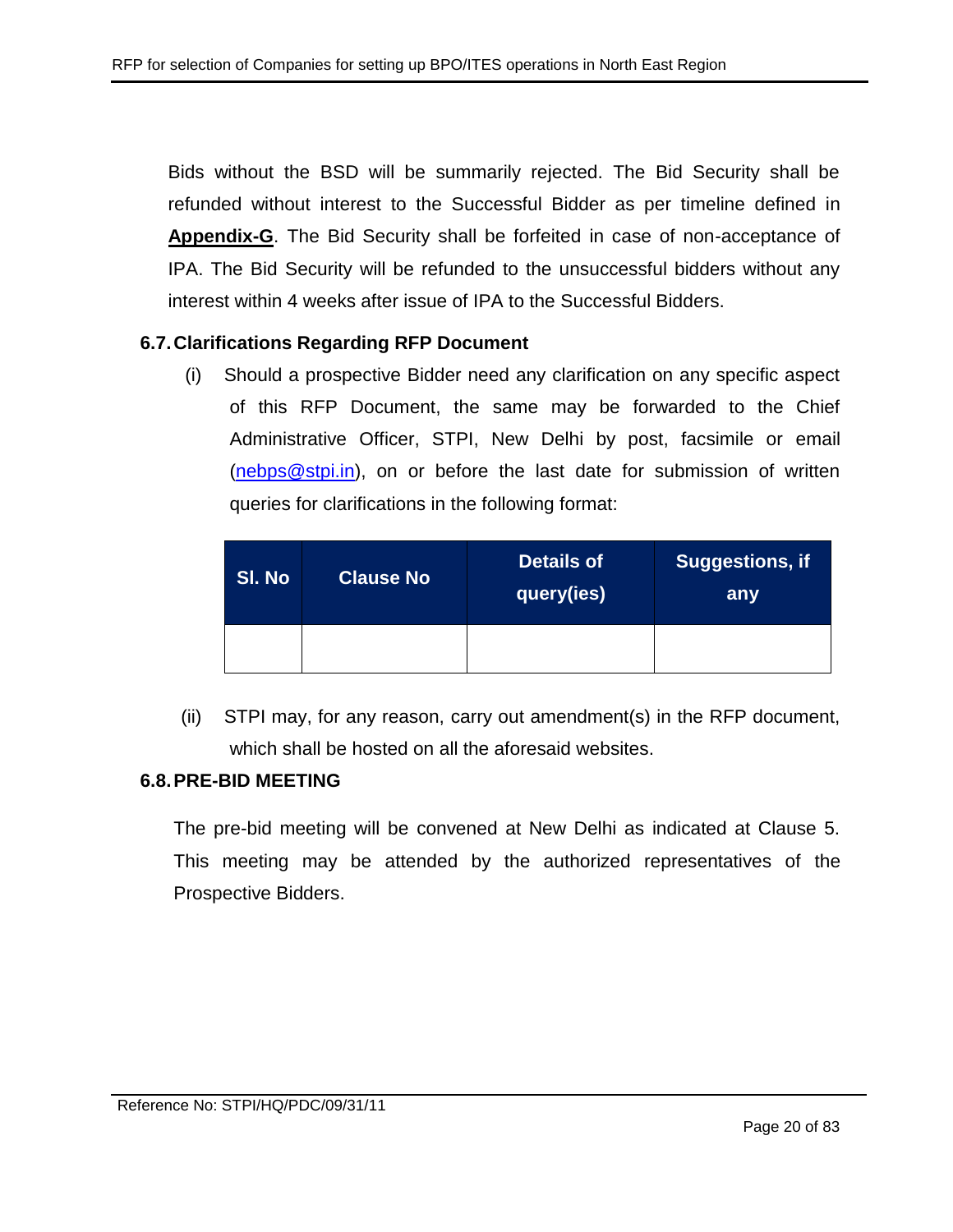Bids without the BSD will be summarily rejected. The Bid Security shall be refunded without interest to the Successful Bidder as per timeline defined in **Appendix-G**. The Bid Security shall be forfeited in case of non-acceptance of IPA. The Bid Security will be refunded to the unsuccessful bidders without any interest within 4 weeks after issue of IPA to the Successful Bidders.

### 6.7. Clarifications Regarding RFP Document

(i) Should a prospective Bidder need any clarification on any specific aspect of this RFP Document, the same may be forwarded to the Chief Administrative Officer, STPI, New Delhi by post, facsimile or email (nebps@stpi.in), on or before the last date for submission of written queries for clarifications in the following format:

| Sl. No | Clause No | Details of query(ies) | Suggestions, if any |
|---|---|---|---|
| | | | |

(ii) STPI may, for any reason, carry out amendment(s) in the RFP document, which shall be hosted on all the aforesaid websites.

### 6.8. PRE-BID MEETING

The pre-bid meeting will be convened at New Delhi as indicated at Clause 5. This meeting may be attended by the authorized representatives of the Prospective Bidders.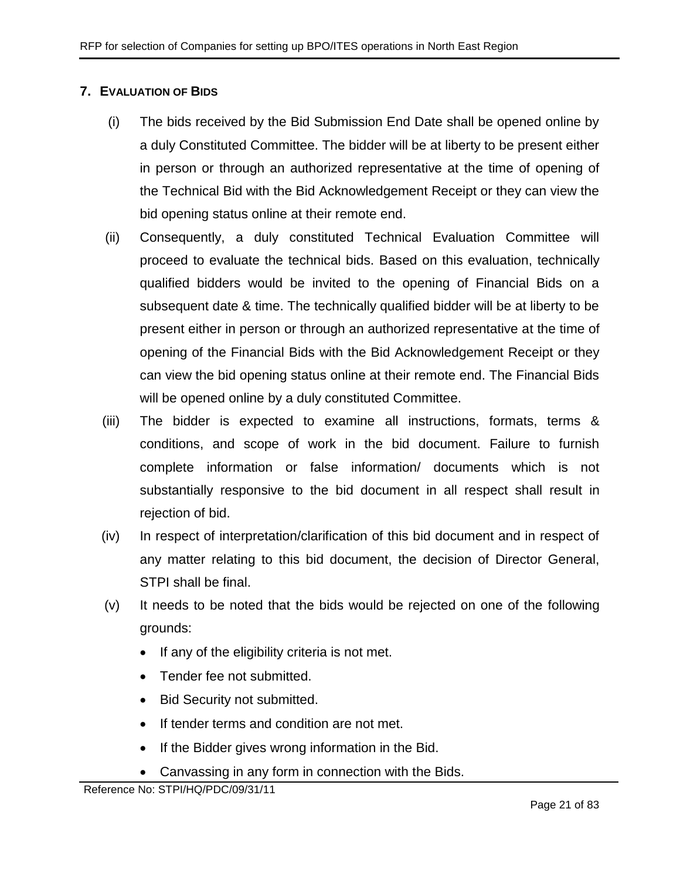## 7. EVALUATION OF BIDS

(i) The bids received by the Bid Submission End Date shall be opened online by a duly Constituted Committee. The bidder will be at liberty to be present either in person or through an authorized representative at the time of opening of the Technical Bid with the Bid Acknowledgement Receipt or they can view the bid opening status online at their remote end.

(ii) Consequently, a duly constituted Technical Evaluation Committee will proceed to evaluate the technical bids. Based on this evaluation, technically qualified bidders would be invited to the opening of Financial Bids on a subsequent date & time. The technically qualified bidder will be at liberty to be present either in person or through an authorized representative at the time of opening of the Financial Bids with the Bid Acknowledgement Receipt or they can view the bid opening status online at their remote end. The Financial Bids will be opened online by a duly constituted Committee.

(iii) The bidder is expected to examine all instructions, formats, terms & conditions, and scope of work in the bid document. Failure to furnish complete information or false information/ documents which is not substantially responsive to the bid document in all respect shall result in rejection of bid.

(iv) In respect of interpretation/clarification of this bid document and in respect of any matter relating to this bid document, the decision of Director General, STPI shall be final.

(v) It needs to be noted that the bids would be rejected on one of the following grounds:

- If any of the eligibility criteria is not met.
- Tender fee not submitted.
- Bid Security not submitted.
- If tender terms and condition are not met.
- If the Bidder gives wrong information in the Bid.
- Canvassing in any form in connection with the Bids.

Reference No: STPI/HQ/PDC/09/31/11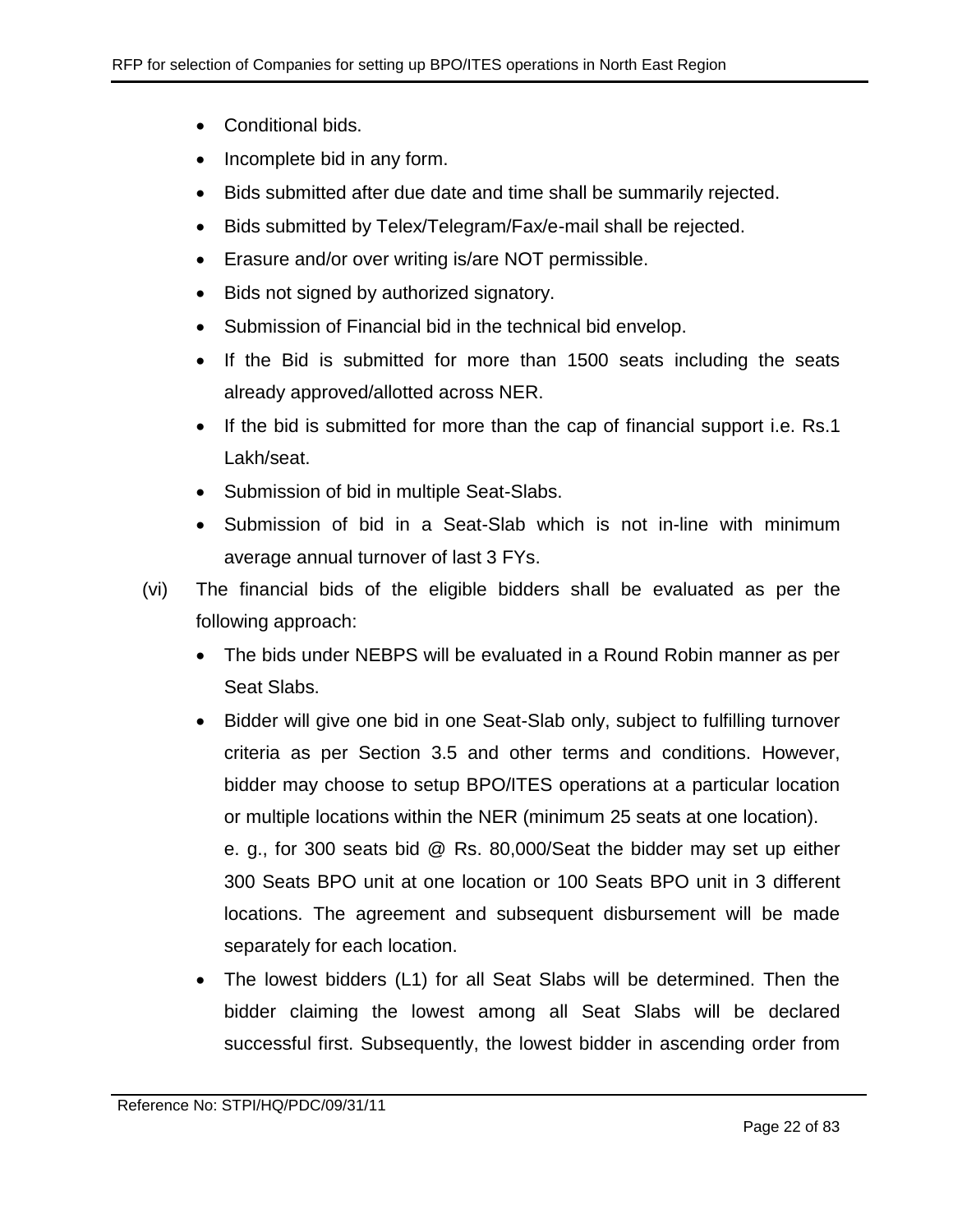- Conditional bids.
- Incomplete bid in any form.
- Bids submitted after due date and time shall be summarily rejected.
- Bids submitted by Telex/Telegram/Fax/e-mail shall be rejected.
- Erasure and/or over writing is/are NOT permissible.
- Bids not signed by authorized signatory.
- Submission of Financial bid in the technical bid envelop.
- If the Bid is submitted for more than 1500 seats including the seats already approved/allotted across NER.
- If the bid is submitted for more than the cap of financial support i.e. Rs.1 Lakh/seat.
- Submission of bid in multiple Seat-Slabs.
- Submission of bid in a Seat-Slab which is not in-line with minimum average annual turnover of last 3 FYs.

(vi) The financial bids of the eligible bidders shall be evaluated as per the following approach:

- The bids under NEBPS will be evaluated in a Round Robin manner as per Seat Slabs.
- Bidder will give one bid in one Seat-Slab only, subject to fulfilling turnover criteria as per Section 3.5 and other terms and conditions. However, bidder may choose to setup BPO/ITES operations at a particular location or multiple locations within the NER (minimum 25 seats at one location).

  e. g., for 300 seats bid @ Rs. 80,000/Seat the bidder may set up either 300 Seats BPO unit at one location or 100 Seats BPO unit in 3 different locations. The agreement and subsequent disbursement will be made separately for each location.
- The lowest bidders (L1) for all Seat Slabs will be determined. Then the bidder claiming the lowest among all Seat Slabs will be declared successful first. Subsequently, the lowest bidder in ascending order from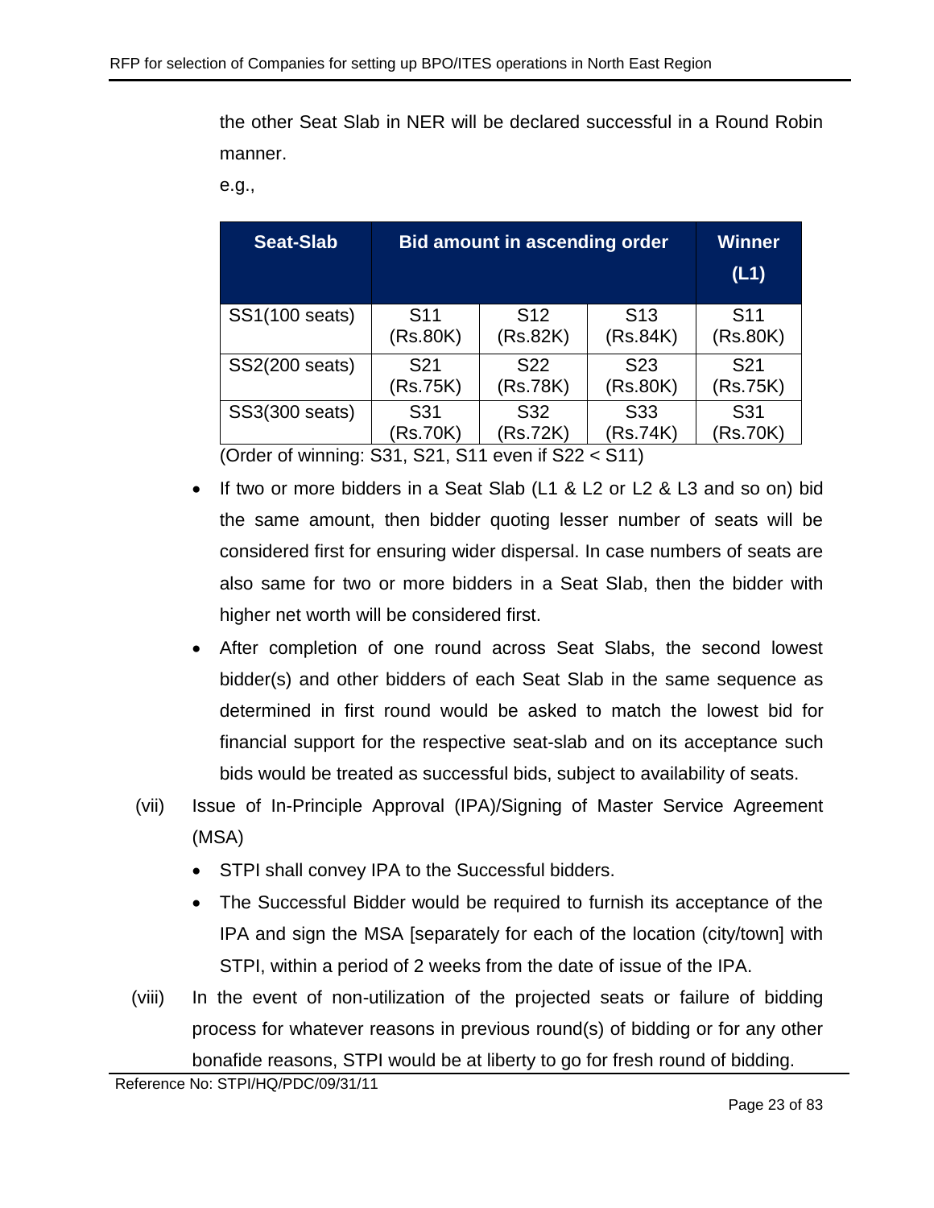the other Seat Slab in NER will be declared successful in a Round Robin manner.

e.g.,

| Seat-Slab | Bid amount in ascending order | | | Winner (L1) |
|---|---|---|---|---|
| SS1(100 seats) | S11 (Rs.80K) | S12 (Rs.82K) | S13 (Rs.84K) | S11 (Rs.80K) |
| SS2(200 seats) | S21 (Rs.75K) | S22 (Rs.78K) | S23 (Rs.80K) | S21 (Rs.75K) |
| SS3(300 seats) | S31 (Rs.70K) | S32 (Rs.72K) | S33 (Rs.74K) | S31 (Rs.70K) |

(Order of winning: S31, S21, S11 even if S22 < S11)

- If two or more bidders in a Seat Slab (L1 & L2 or L2 & L3 and so on) bid the same amount, then bidder quoting lesser number of seats will be considered first for ensuring wider dispersal. In case numbers of seats are also same for two or more bidders in a Seat Slab, then the bidder with higher net worth will be considered first.
- After completion of one round across Seat Slabs, the second lowest bidder(s) and other bidders of each Seat Slab in the same sequence as determined in first round would be asked to match the lowest bid for financial support for the respective seat-slab and on its acceptance such bids would be treated as successful bids, subject to availability of seats.

(vii) Issue of In-Principle Approval (IPA)/Signing of Master Service Agreement (MSA)

- STPI shall convey IPA to the Successful bidders.
- The Successful Bidder would be required to furnish its acceptance of the IPA and sign the MSA [separately for each of the location (city/town] with STPI, within a period of 2 weeks from the date of issue of the IPA.

(viii) In the event of non-utilization of the projected seats or failure of bidding process for whatever reasons in previous round(s) of bidding or for any other bonafide reasons, STPI would be at liberty to go for fresh round of bidding.

Reference No: STPI/HQ/PDC/09/31/11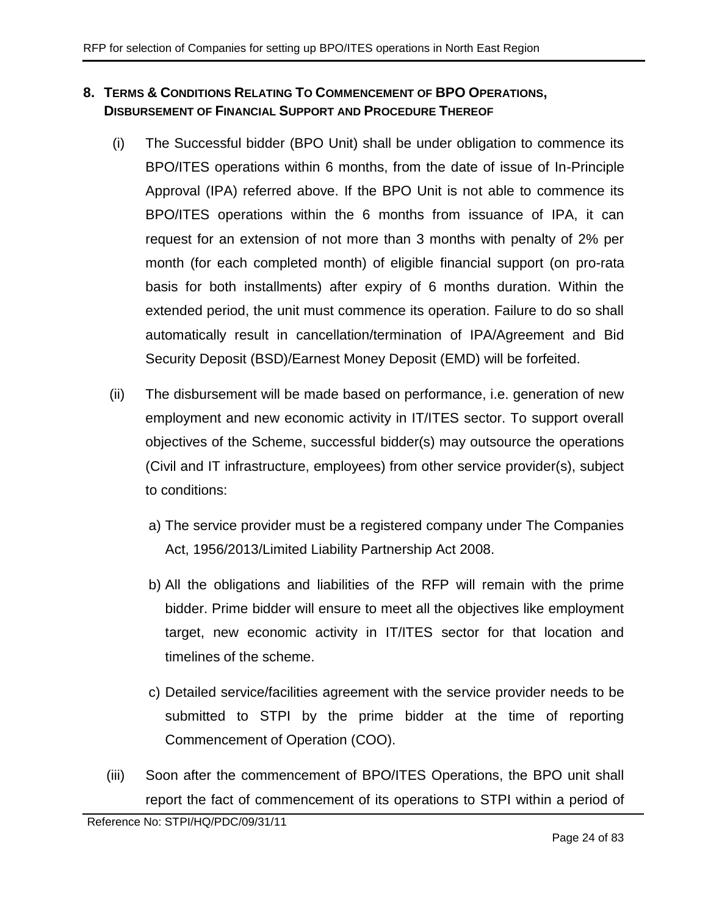## 8. Terms & Conditions Relating To Commencement of BPO Operations, Disbursement of Financial Support and Procedure Thereof

(i) The Successful bidder (BPO Unit) shall be under obligation to commence its BPO/ITES operations within 6 months, from the date of issue of In-Principle Approval (IPA) referred above. If the BPO Unit is not able to commence its BPO/ITES operations within the 6 months from issuance of IPA, it can request for an extension of not more than 3 months with penalty of 2% per month (for each completed month) of eligible financial support (on pro-rata basis for both installments) after expiry of 6 months duration. Within the extended period, the unit must commence its operation. Failure to do so shall automatically result in cancellation/termination of IPA/Agreement and Bid Security Deposit (BSD)/Earnest Money Deposit (EMD) will be forfeited.

(ii) The disbursement will be made based on performance, i.e. generation of new employment and new economic activity in IT/ITES sector. To support overall objectives of the Scheme, successful bidder(s) may outsource the operations (Civil and IT infrastructure, employees) from other service provider(s), subject to conditions:

   a) The service provider must be a registered company under The Companies Act, 1956/2013/Limited Liability Partnership Act 2008.

   b) All the obligations and liabilities of the RFP will remain with the prime bidder. Prime bidder will ensure to meet all the objectives like employment target, new economic activity in IT/ITES sector for that location and timelines of the scheme.

   c) Detailed service/facilities agreement with the service provider needs to be submitted to STPI by the prime bidder at the time of reporting Commencement of Operation (COO).

(iii) Soon after the commencement of BPO/ITES Operations, the BPO unit shall report the fact of commencement of its operations to STPI within a period of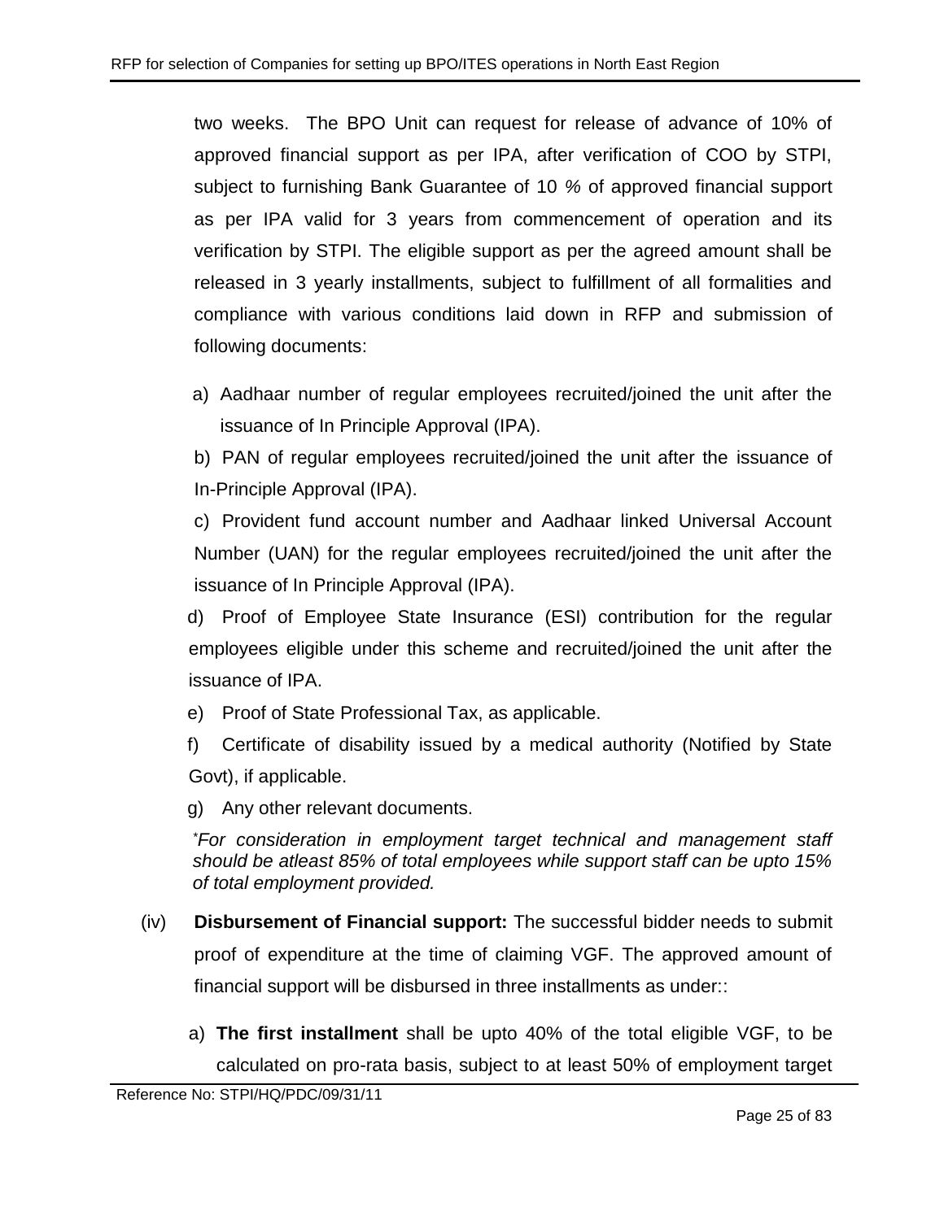two weeks. The BPO Unit can request for release of advance of 10% of approved financial support as per IPA, after verification of COO by STPI, subject to furnishing Bank Guarantee of 10 % of approved financial support as per IPA valid for 3 years from commencement of operation and its verification by STPI. The eligible support as per the agreed amount shall be released in 3 yearly installments, subject to fulfillment of all formalities and compliance with various conditions laid down in RFP and submission of following documents:

a) Aadhaar number of regular employees recruited/joined the unit after the issuance of In Principle Approval (IPA).

b) PAN of regular employees recruited/joined the unit after the issuance of In-Principle Approval (IPA).

c) Provident fund account number and Aadhaar linked Universal Account Number (UAN) for the regular employees recruited/joined the unit after the issuance of In Principle Approval (IPA).

d) Proof of Employee State Insurance (ESI) contribution for the regular employees eligible under this scheme and recruited/joined the unit after the issuance of IPA.

e) Proof of State Professional Tax, as applicable.

f) Certificate of disability issued by a medical authority (Notified by State Govt), if applicable.

g) Any other relevant documents.

*\*For consideration in employment target technical and management staff should be atleast 85% of total employees while support staff can be upto 15% of total employment provided.*

(iv) **Disbursement of Financial support:** The successful bidder needs to submit proof of expenditure at the time of claiming VGF. The approved amount of financial support will be disbursed in three installments as under::

a) **The first installment** shall be upto 40% of the total eligible VGF, to be calculated on pro-rata basis, subject to at least 50% of employment target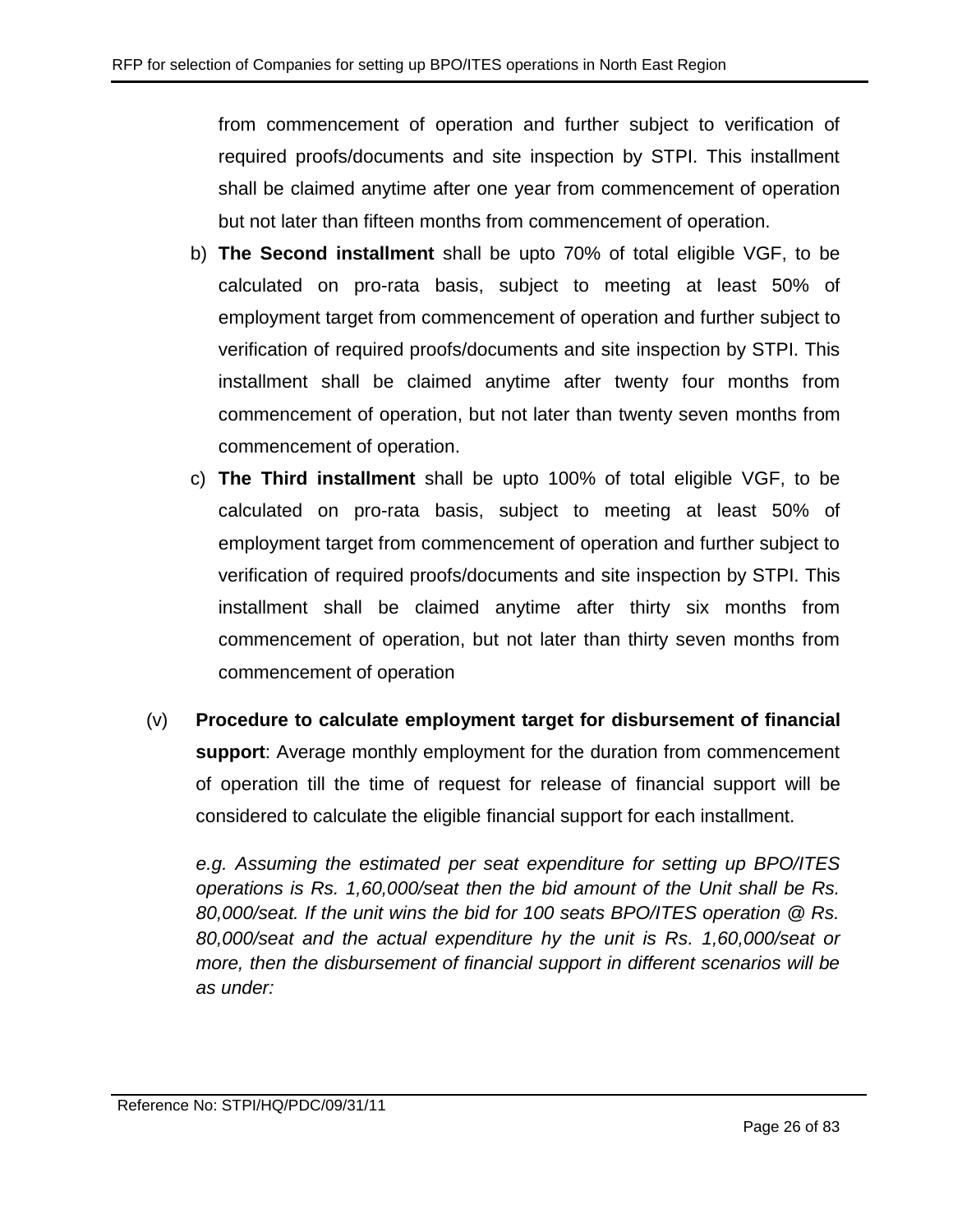from commencement of operation and further subject to verification of required proofs/documents and site inspection by STPI. This installment shall be claimed anytime after one year from commencement of operation but not later than fifteen months from commencement of operation.

b) **The Second installment** shall be upto 70% of total eligible VGF, to be calculated on pro-rata basis, subject to meeting at least 50% of employment target from commencement of operation and further subject to verification of required proofs/documents and site inspection by STPI. This installment shall be claimed anytime after twenty four months from commencement of operation, but not later than twenty seven months from commencement of operation.

c) **The Third installment** shall be upto 100% of total eligible VGF, to be calculated on pro-rata basis, subject to meeting at least 50% of employment target from commencement of operation and further subject to verification of required proofs/documents and site inspection by STPI. This installment shall be claimed anytime after thirty six months from commencement of operation, but not later than thirty seven months from commencement of operation

(v) **Procedure to calculate employment target for disbursement of financial support**: Average monthly employment for the duration from commencement of operation till the time of request for release of financial support will be considered to calculate the eligible financial support for each installment.

*e.g. Assuming the estimated per seat expenditure for setting up BPO/ITES operations is Rs. 1,60,000/seat then the bid amount of the Unit shall be Rs. 80,000/seat. If the unit wins the bid for 100 seats BPO/ITES operation @ Rs. 80,000/seat and the actual expenditure hy the unit is Rs. 1,60,000/seat or more, then the disbursement of financial support in different scenarios will be as under:*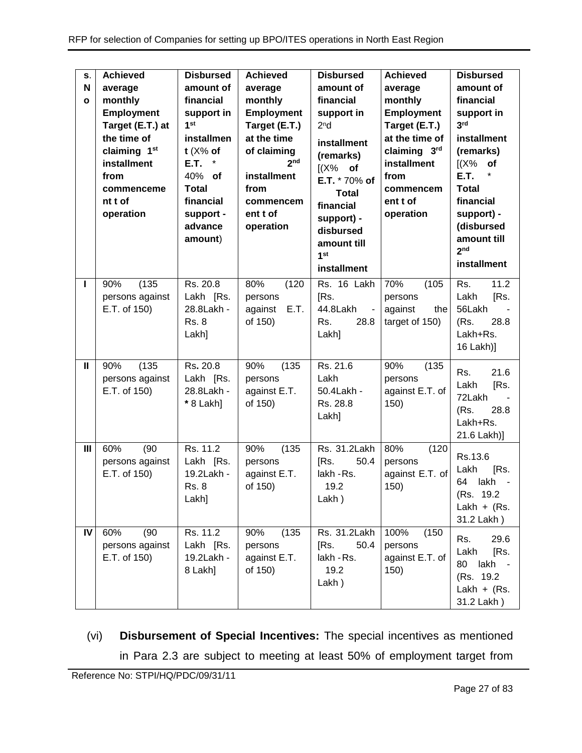| S. No | Achieved average monthly Employment Target (E.T.) at the time of claiming 1st installment from commencement of operation | Disbursed amount of financial support in 1st installment (X% of E.T. * 40% of Total financial support - advance amount) | Achieved average monthly Employment Target (E.T.) at the time of claiming 2nd installment from commencement of operation | Disbursed amount of financial support in 2nd installment (remarks) [(X% of E.T. * 70% of Total financial support) - disbursed amount till 1st installment | Achieved average monthly Employment Target (E.T.) at the time of claiming 3rd installment from commencement of operation | Disbursed amount of financial support in 3rd installment (remarks) [(X% of E.T. * Total financial support) - (disbursed amount till 2nd installment |
|---|---|---|---|---|---|---|
| I | 90% (135 persons against E.T. of 150) | Rs. 20.8 Lakh [Rs. 28.8Lakh - Rs. 8 Lakh] | 80% (120 persons against E.T. of 150) | Rs. 16 Lakh [Rs. 44.8Lakh - Rs. 28.8 Lakh] | 70% (105 persons against the target of 150) | Rs. 11.2 Lakh [Rs. 56Lakh - (Rs. 28.8 Lakh+Rs. 16 Lakh)] |
| II | 90% (135 persons against E.T. of 150) | Rs. 20.8 Lakh [Rs. 28.8Lakh - * 8 Lakh] | 90% (135 persons against E.T. of 150) | Rs. 21.6 Lakh 50.4Lakh - Rs. 28.8 Lakh] | 90% (135 persons against E.T. of 150) | Rs. 21.6 Lakh [Rs. 72Lakh - (Rs. 28.8 Lakh+Rs. 21.6 Lakh)] |
| III | 60% (90 persons against E.T. of 150) | Rs. 11.2 Lakh [Rs. 19.2Lakh - Rs. 8 Lakh] | 90% (135 persons against E.T. of 150) | Rs. 31.2Lakh [Rs. 50.4 lakh - Rs. 19.2 Lakh ) | 80% (120 persons against E.T. of 150) | Rs.13.6 Lakh [Rs. 64 lakh - (Rs. 19.2 Lakh + (Rs. 31.2 Lakh ) |
| IV | 60% (90 persons against E.T. of 150) | Rs. 11.2 Lakh [Rs. 19.2Lakh - 8 Lakh] | 90% (135 persons against E.T. of 150) | Rs. 31.2Lakh [Rs. 50.4 lakh - Rs. 19.2 Lakh ) | 100% (150 persons against E.T. of 150) | Rs. 29.6 Lakh [Rs. 80 lakh - (Rs. 19.2 Lakh + (Rs. 31.2 Lakh ) |

(vi) **Disbursement of Special Incentives:** The special incentives as mentioned in Para 2.3 are subject to meeting at least 50% of employment target from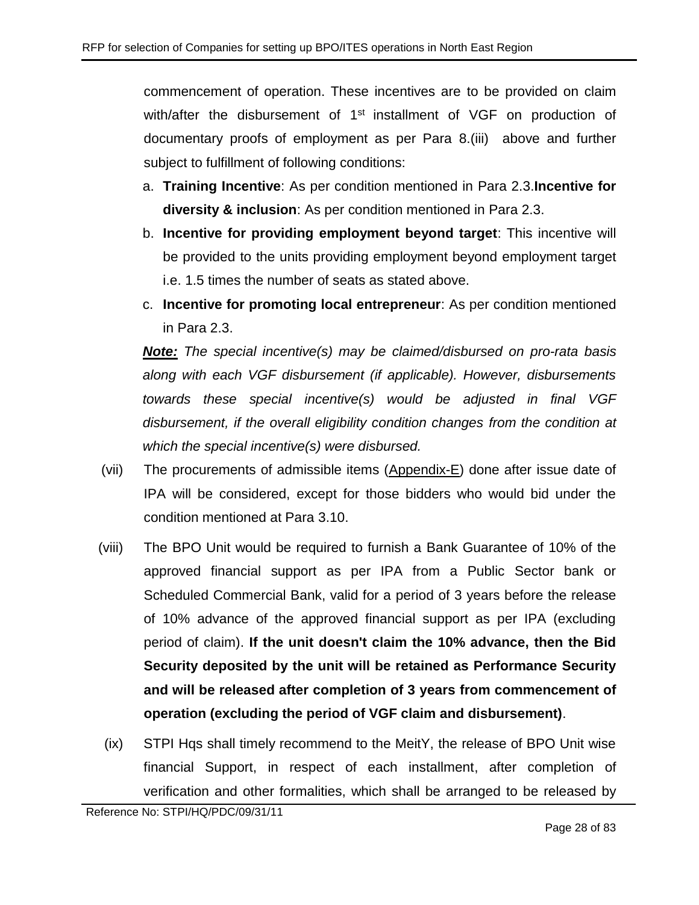commencement of operation. These incentives are to be provided on claim with/after the disbursement of 1st installment of VGF on production of documentary proofs of employment as per Para 8.(iii) above and further subject to fulfillment of following conditions:

a. **Training Incentive**: As per condition mentioned in Para 2.3.**Incentive for diversity & inclusion**: As per condition mentioned in Para 2.3.
b. **Incentive for providing employment beyond target**: This incentive will be provided to the units providing employment beyond employment target i.e. 1.5 times the number of seats as stated above.
c. **Incentive for promoting local entrepreneur**: As per condition mentioned in Para 2.3.

***Note:*** *The special incentive(s) may be claimed/disbursed on pro-rata basis along with each VGF disbursement (if applicable). However, disbursements towards these special incentive(s) would be adjusted in final VGF disbursement, if the overall eligibility condition changes from the condition at which the special incentive(s) were disbursed.*

(vii) The procurements of admissible items (Appendix-E) done after issue date of IPA will be considered, except for those bidders who would bid under the condition mentioned at Para 3.10.

(viii) The BPO Unit would be required to furnish a Bank Guarantee of 10% of the approved financial support as per IPA from a Public Sector bank or Scheduled Commercial Bank, valid for a period of 3 years before the release of 10% advance of the approved financial support as per IPA (excluding period of claim). **If the unit doesn't claim the 10% advance, then the Bid Security deposited by the unit will be retained as Performance Security and will be released after completion of 3 years from commencement of operation (excluding the period of VGF claim and disbursement)**.

(ix) STPI Hqs shall timely recommend to the MeitY, the release of BPO Unit wise financial Support, in respect of each installment, after completion of verification and other formalities, which shall be arranged to be released by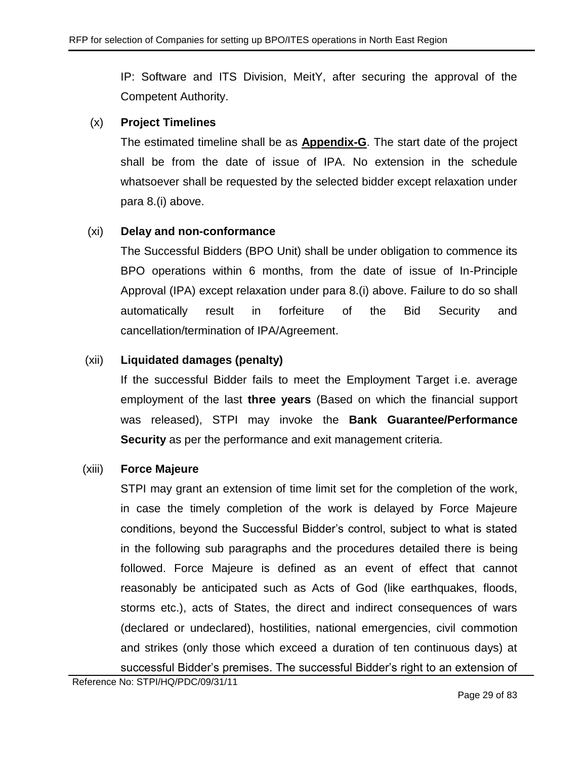IP: Software and ITS Division, MeitY, after securing the approval of the Competent Authority.

(x) **Project Timelines**

The estimated timeline shall be as **Appendix-G**. The start date of the project shall be from the date of issue of IPA. No extension in the schedule whatsoever shall be requested by the selected bidder except relaxation under para 8.(i) above.

(xi) **Delay and non-conformance**

The Successful Bidders (BPO Unit) shall be under obligation to commence its BPO operations within 6 months, from the date of issue of In-Principle Approval (IPA) except relaxation under para 8.(i) above. Failure to do so shall automatically result in forfeiture of the Bid Security and cancellation/termination of IPA/Agreement.

(xii) **Liquidated damages (penalty)**

If the successful Bidder fails to meet the Employment Target i.e. average employment of the last **three years** (Based on which the financial support was released), STPI may invoke the **Bank Guarantee/Performance Security** as per the performance and exit management criteria.

(xiii) **Force Majeure**

STPI may grant an extension of time limit set for the completion of the work, in case the timely completion of the work is delayed by Force Majeure conditions, beyond the Successful Bidder's control, subject to what is stated in the following sub paragraphs and the procedures detailed there is being followed. Force Majeure is defined as an event of effect that cannot reasonably be anticipated such as Acts of God (like earthquakes, floods, storms etc.), acts of States, the direct and indirect consequences of wars (declared or undeclared), hostilities, national emergencies, civil commotion and strikes (only those which exceed a duration of ten continuous days) at successful Bidder's premises. The successful Bidder's right to an extension of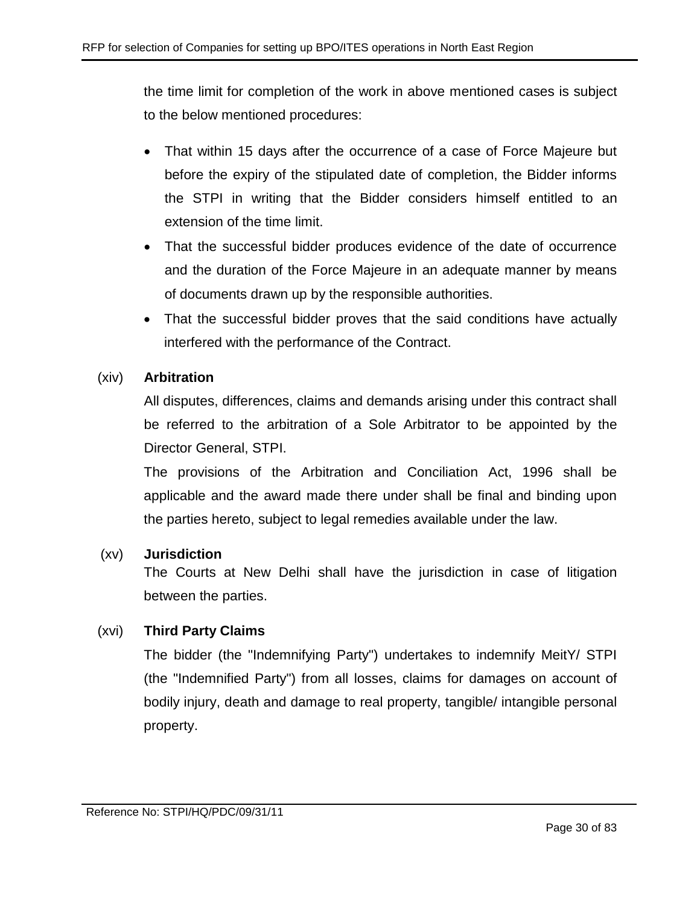the time limit for completion of the work in above mentioned cases is subject to the below mentioned procedures:

- That within 15 days after the occurrence of a case of Force Majeure but before the expiry of the stipulated date of completion, the Bidder informs the STPI in writing that the Bidder considers himself entitled to an extension of the time limit.
- That the successful bidder produces evidence of the date of occurrence and the duration of the Force Majeure in an adequate manner by means of documents drawn up by the responsible authorities.
- That the successful bidder proves that the said conditions have actually interfered with the performance of the Contract.

(xiv) **Arbitration**

All disputes, differences, claims and demands arising under this contract shall be referred to the arbitration of a Sole Arbitrator to be appointed by the Director General, STPI.

The provisions of the Arbitration and Conciliation Act, 1996 shall be applicable and the award made there under shall be final and binding upon the parties hereto, subject to legal remedies available under the law.

(xv) **Jurisdiction**

The Courts at New Delhi shall have the jurisdiction in case of litigation between the parties.

(xvi) **Third Party Claims**

The bidder (the "Indemnifying Party") undertakes to indemnify MeitY/ STPI (the "Indemnified Party") from all losses, claims for damages on account of bodily injury, death and damage to real property, tangible/ intangible personal property.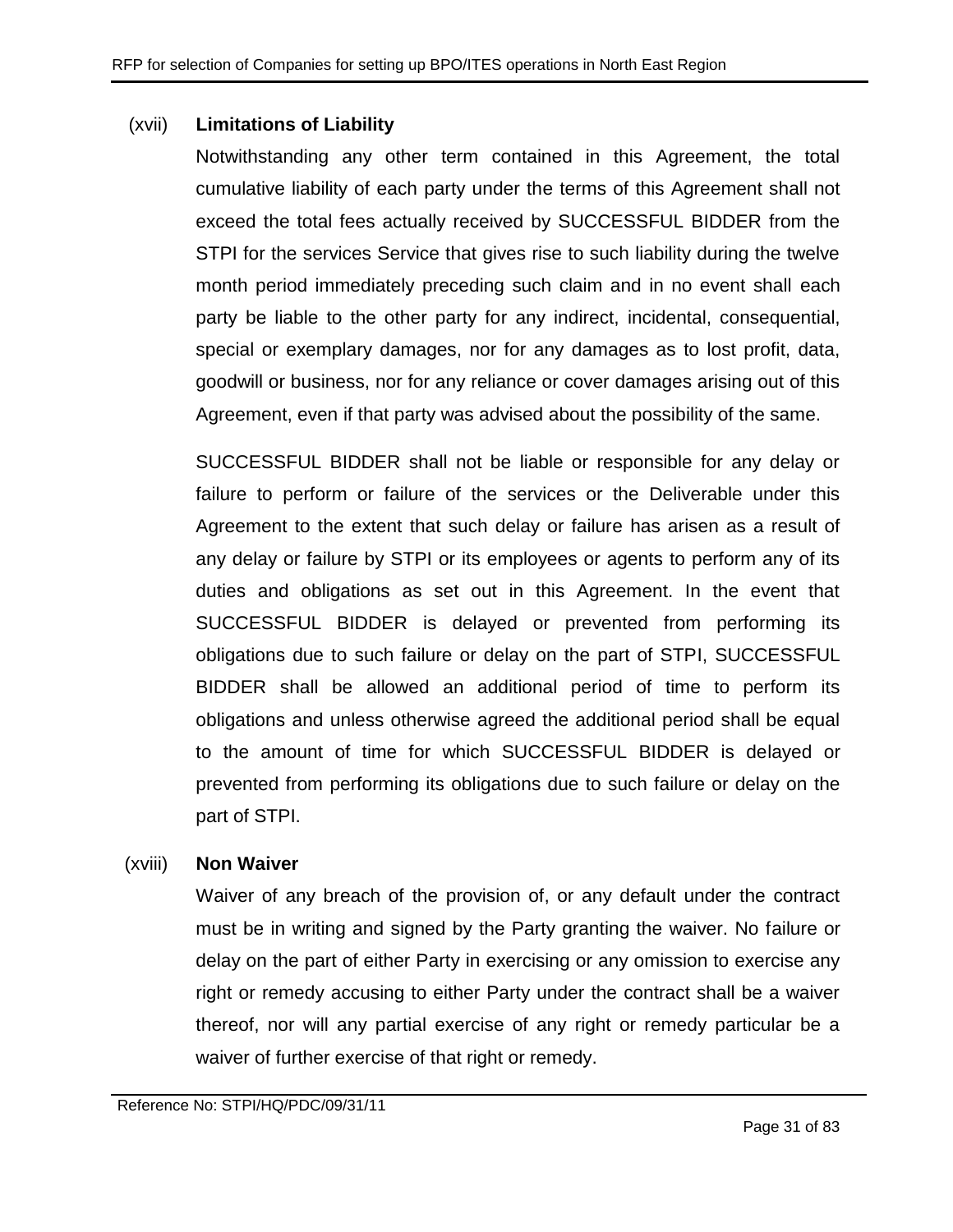(xvii) **Limitations of Liability**

Notwithstanding any other term contained in this Agreement, the total cumulative liability of each party under the terms of this Agreement shall not exceed the total fees actually received by SUCCESSFUL BIDDER from the STPI for the services Service that gives rise to such liability during the twelve month period immediately preceding such claim and in no event shall each party be liable to the other party for any indirect, incidental, consequential, special or exemplary damages, nor for any damages as to lost profit, data, goodwill or business, nor for any reliance or cover damages arising out of this Agreement, even if that party was advised about the possibility of the same.

SUCCESSFUL BIDDER shall not be liable or responsible for any delay or failure to perform or failure of the services or the Deliverable under this Agreement to the extent that such delay or failure has arisen as a result of any delay or failure by STPI or its employees or agents to perform any of its duties and obligations as set out in this Agreement. In the event that SUCCESSFUL BIDDER is delayed or prevented from performing its obligations due to such failure or delay on the part of STPI, SUCCESSFUL BIDDER shall be allowed an additional period of time to perform its obligations and unless otherwise agreed the additional period shall be equal to the amount of time for which SUCCESSFUL BIDDER is delayed or prevented from performing its obligations due to such failure or delay on the part of STPI.

(xviii) **Non Waiver**

Waiver of any breach of the provision of, or any default under the contract must be in writing and signed by the Party granting the waiver. No failure or delay on the part of either Party in exercising or any omission to exercise any right or remedy accusing to either Party under the contract shall be a waiver thereof, nor will any partial exercise of any right or remedy particular be a waiver of further exercise of that right or remedy.

Reference No: STPI/HQ/PDC/09/31/11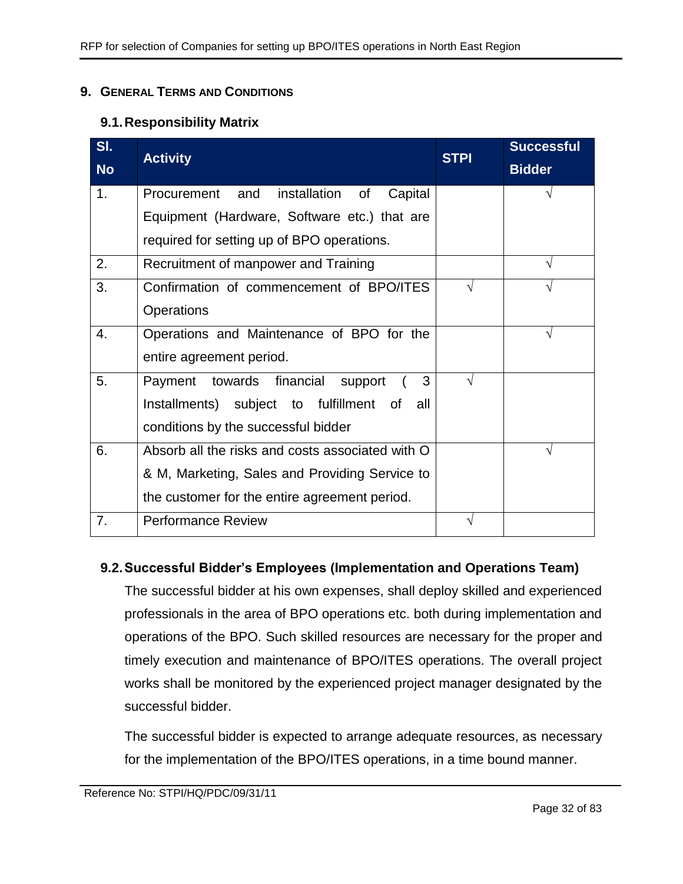## 9. General Terms and Conditions

### 9.1. Responsibility Matrix

| Sl. No | Activity | STPI | Successful Bidder |
|---|---|---|---|
| 1. | Procurement and installation of Capital Equipment (Hardware, Software etc.) that are required for setting up of BPO operations. | | √ |
| 2. | Recruitment of manpower and Training | | √ |
| 3. | Confirmation of commencement of BPO/ITES Operations | √ | √ |
| 4. | Operations and Maintenance of BPO for the entire agreement period. | | √ |
| 5. | Payment towards financial support ( 3 Installments) subject to fulfillment of all conditions by the successful bidder | √ | |
| 6. | Absorb all the risks and costs associated with O & M, Marketing, Sales and Providing Service to the customer for the entire agreement period. | | √ |
| 7. | Performance Review | √ | |

### 9.2. Successful Bidder's Employees (Implementation and Operations Team)

The successful bidder at his own expenses, shall deploy skilled and experienced professionals in the area of BPO operations etc. both during implementation and operations of the BPO. Such skilled resources are necessary for the proper and timely execution and maintenance of BPO/ITES operations. The overall project works shall be monitored by the experienced project manager designated by the successful bidder.

The successful bidder is expected to arrange adequate resources, as necessary for the implementation of the BPO/ITES operations, in a time bound manner.

Reference No: STPI/HQ/PDC/09/31/11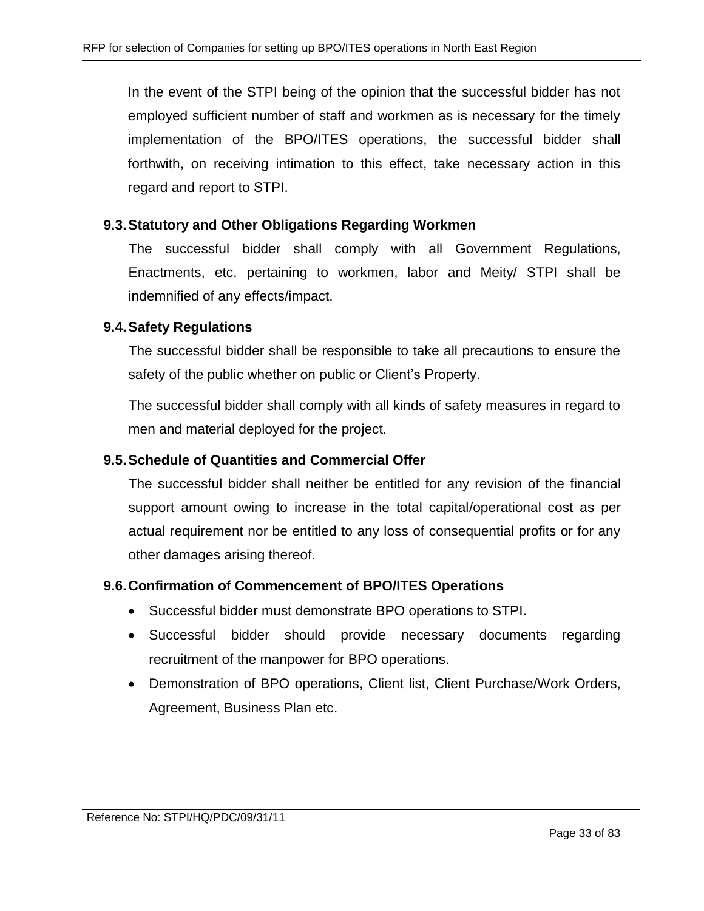In the event of the STPI being of the opinion that the successful bidder has not employed sufficient number of staff and workmen as is necessary for the timely implementation of the BPO/ITES operations, the successful bidder shall forthwith, on receiving intimation to this effect, take necessary action in this regard and report to STPI.

### 9.3. Statutory and Other Obligations Regarding Workmen

The successful bidder shall comply with all Government Regulations, Enactments, etc. pertaining to workmen, labor and Meity/ STPI shall be indemnified of any effects/impact.

### 9.4. Safety Regulations

The successful bidder shall be responsible to take all precautions to ensure the safety of the public whether on public or Client's Property.

The successful bidder shall comply with all kinds of safety measures in regard to men and material deployed for the project.

### 9.5. Schedule of Quantities and Commercial Offer

The successful bidder shall neither be entitled for any revision of the financial support amount owing to increase in the total capital/operational cost as per actual requirement nor be entitled to any loss of consequential profits or for any other damages arising thereof.

### 9.6. Confirmation of Commencement of BPO/ITES Operations

- Successful bidder must demonstrate BPO operations to STPI.
- Successful bidder should provide necessary documents regarding recruitment of the manpower for BPO operations.
- Demonstration of BPO operations, Client list, Client Purchase/Work Orders, Agreement, Business Plan etc.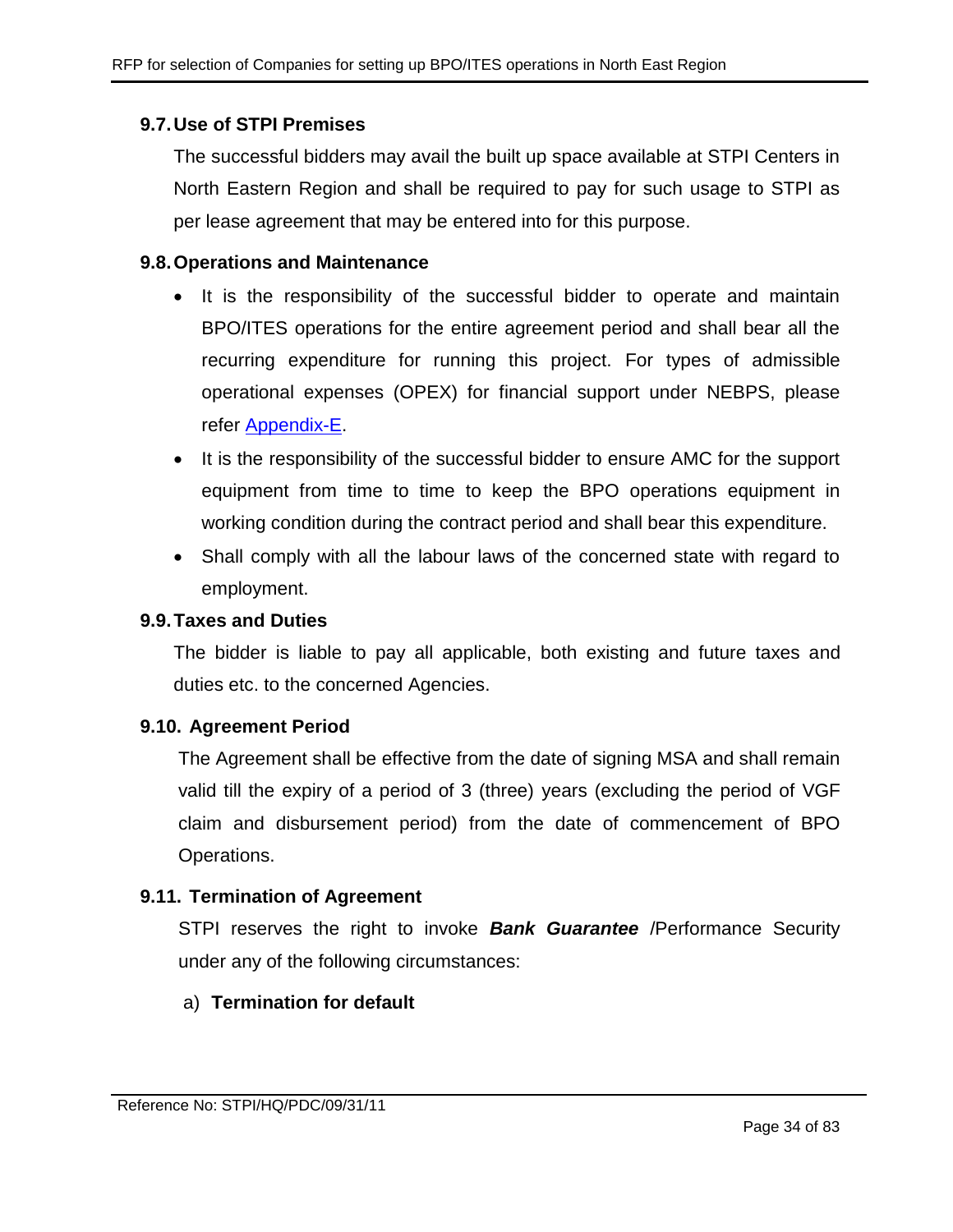### 9.7. Use of STPI Premises

The successful bidders may avail the built up space available at STPI Centers in North Eastern Region and shall be required to pay for such usage to STPI as per lease agreement that may be entered into for this purpose.

### 9.8. Operations and Maintenance

- It is the responsibility of the successful bidder to operate and maintain BPO/ITES operations for the entire agreement period and shall bear all the recurring expenditure for running this project. For types of admissible operational expenses (OPEX) for financial support under NEBPS, please refer Appendix-E.
- It is the responsibility of the successful bidder to ensure AMC for the support equipment from time to time to keep the BPO operations equipment in working condition during the contract period and shall bear this expenditure.
- Shall comply with all the labour laws of the concerned state with regard to employment.

### 9.9. Taxes and Duties

The bidder is liable to pay all applicable, both existing and future taxes and duties etc. to the concerned Agencies.

### 9.10. Agreement Period

The Agreement shall be effective from the date of signing MSA and shall remain valid till the expiry of a period of 3 (three) years (excluding the period of VGF claim and disbursement period) from the date of commencement of BPO Operations.

### 9.11. Termination of Agreement

STPI reserves the right to invoke ***Bank Guarantee*** /Performance Security under any of the following circumstances:

a) **Termination for default**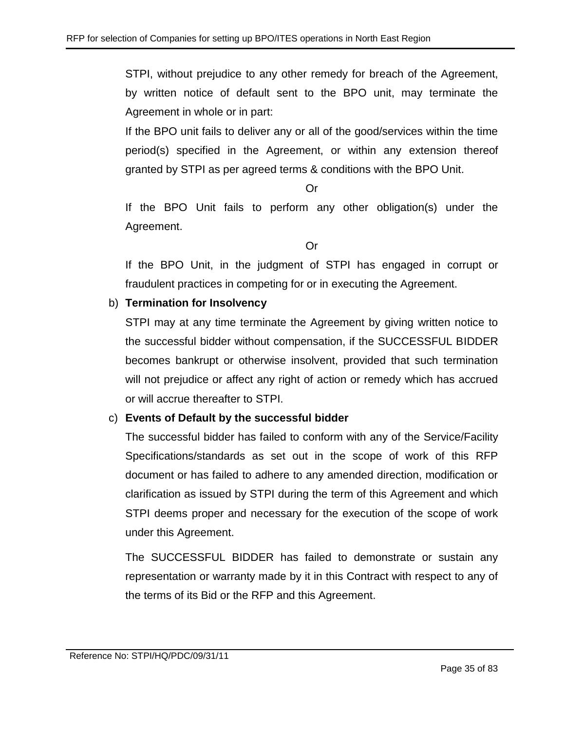STPI, without prejudice to any other remedy for breach of the Agreement, by written notice of default sent to the BPO unit, may terminate the Agreement in whole or in part:

If the BPO unit fails to deliver any or all of the good/services within the time period(s) specified in the Agreement, or within any extension thereof granted by STPI as per agreed terms & conditions with the BPO Unit.

Or

If the BPO Unit fails to perform any other obligation(s) under the Agreement.

Or

If the BPO Unit, in the judgment of STPI has engaged in corrupt or fraudulent practices in competing for or in executing the Agreement.

b) **Termination for Insolvency**

STPI may at any time terminate the Agreement by giving written notice to the successful bidder without compensation, if the SUCCESSFUL BIDDER becomes bankrupt or otherwise insolvent, provided that such termination will not prejudice or affect any right of action or remedy which has accrued or will accrue thereafter to STPI.

c) **Events of Default by the successful bidder**

The successful bidder has failed to conform with any of the Service/Facility Specifications/standards as set out in the scope of work of this RFP document or has failed to adhere to any amended direction, modification or clarification as issued by STPI during the term of this Agreement and which STPI deems proper and necessary for the execution of the scope of work under this Agreement.

The SUCCESSFUL BIDDER has failed to demonstrate or sustain any representation or warranty made by it in this Contract with respect to any of the terms of its Bid or the RFP and this Agreement.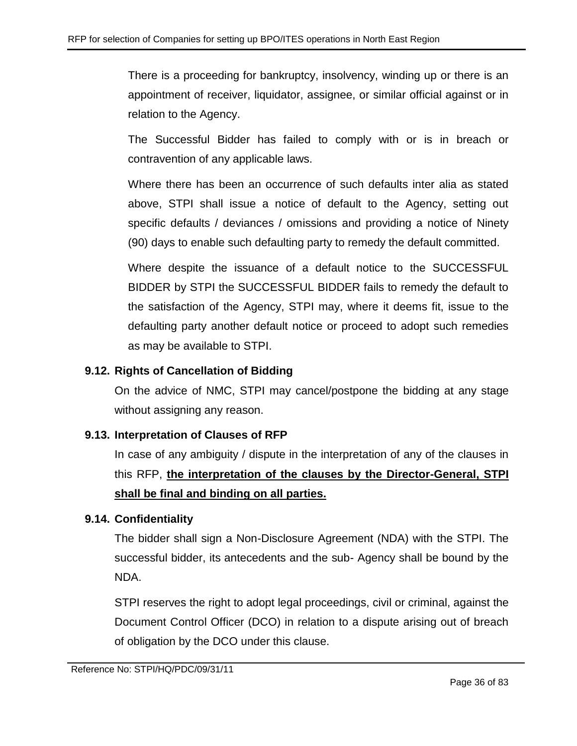There is a proceeding for bankruptcy, insolvency, winding up or there is an appointment of receiver, liquidator, assignee, or similar official against or in relation to the Agency.

The Successful Bidder has failed to comply with or is in breach or contravention of any applicable laws.

Where there has been an occurrence of such defaults inter alia as stated above, STPI shall issue a notice of default to the Agency, setting out specific defaults / deviances / omissions and providing a notice of Ninety (90) days to enable such defaulting party to remedy the default committed.

Where despite the issuance of a default notice to the SUCCESSFUL BIDDER by STPI the SUCCESSFUL BIDDER fails to remedy the default to the satisfaction of the Agency, STPI may, where it deems fit, issue to the defaulting party another default notice or proceed to adopt such remedies as may be available to STPI.

### 9.12. Rights of Cancellation of Bidding

On the advice of NMC, STPI may cancel/postpone the bidding at any stage without assigning any reason.

### 9.13. Interpretation of Clauses of RFP

In case of any ambiguity / dispute in the interpretation of any of the clauses in this RFP, **<u>the interpretation of the clauses by the Director-General, STPI shall be final and binding on all parties.</u>**

### 9.14. Confidentiality

The bidder shall sign a Non-Disclosure Agreement (NDA) with the STPI. The successful bidder, its antecedents and the sub- Agency shall be bound by the NDA.

STPI reserves the right to adopt legal proceedings, civil or criminal, against the Document Control Officer (DCO) in relation to a dispute arising out of breach of obligation by the DCO under this clause.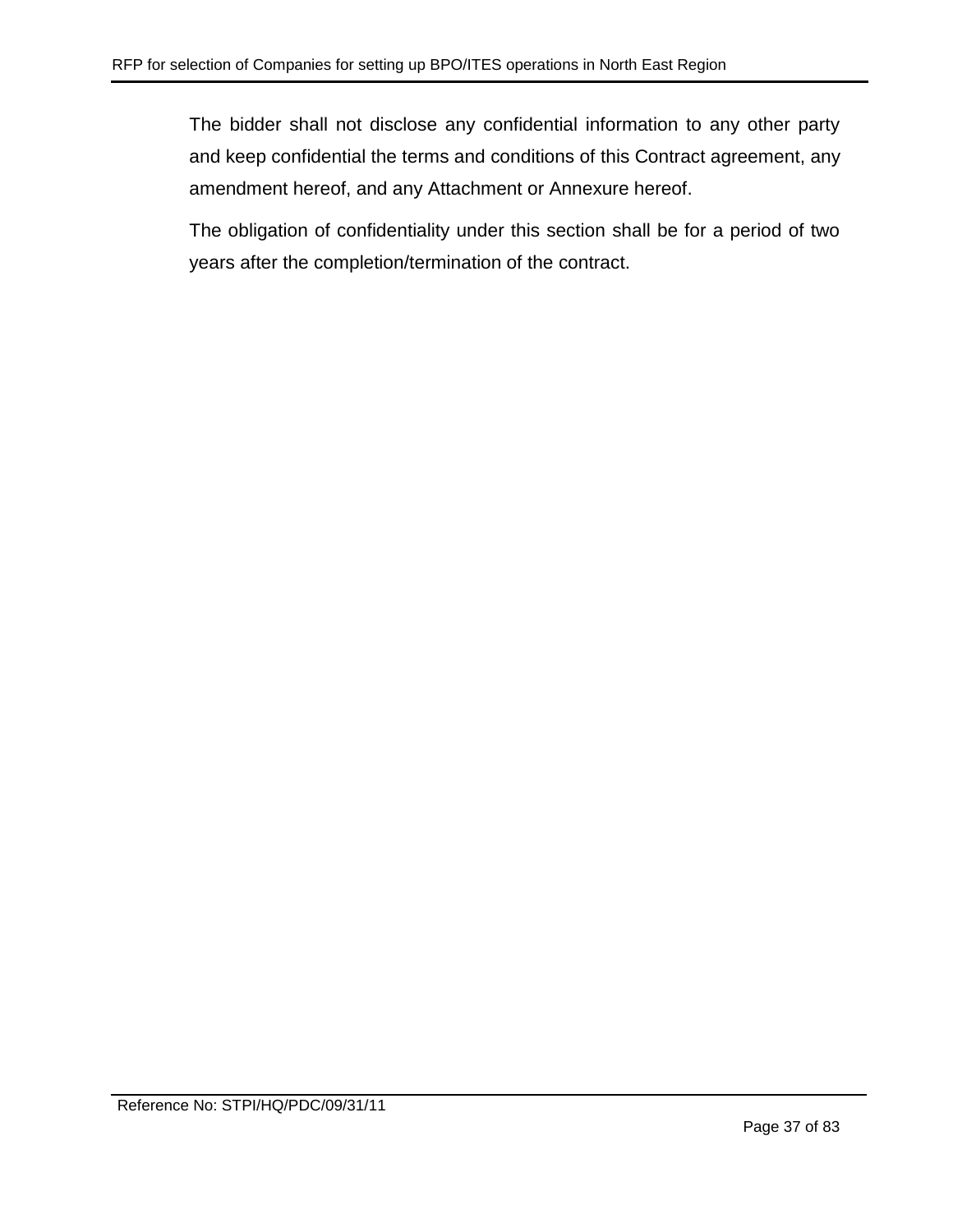The bidder shall not disclose any confidential information to any other party and keep confidential the terms and conditions of this Contract agreement, any amendment hereof, and any Attachment or Annexure hereof.

The obligation of confidentiality under this section shall be for a period of two years after the completion/termination of the contract.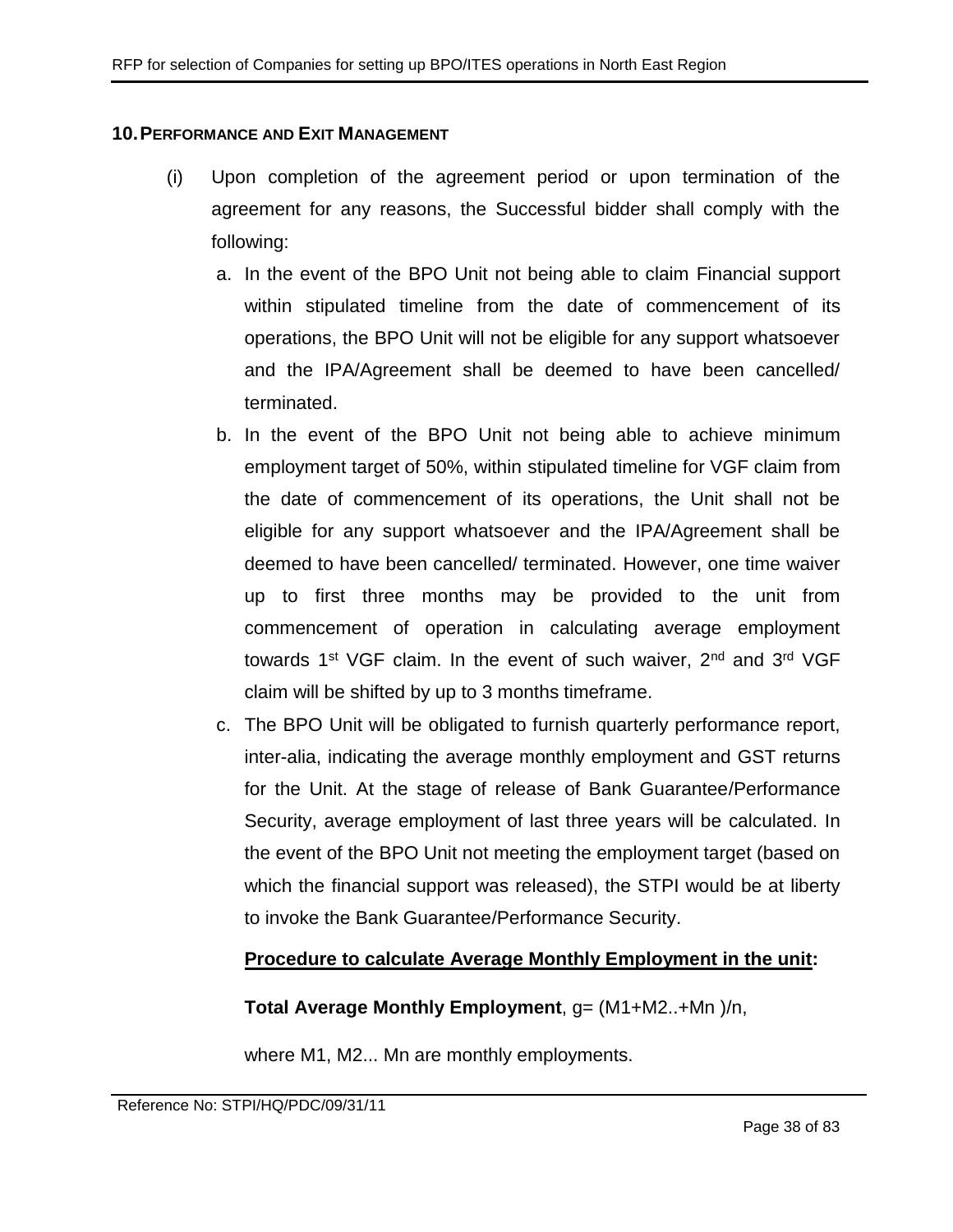## 10. Performance and Exit Management

(i) Upon completion of the agreement period or upon termination of the agreement for any reasons, the Successful bidder shall comply with the following:

a. In the event of the BPO Unit not being able to claim Financial support within stipulated timeline from the date of commencement of its operations, the BPO Unit will not be eligible for any support whatsoever and the IPA/Agreement shall be deemed to have been cancelled/ terminated.

b. In the event of the BPO Unit not being able to achieve minimum employment target of 50%, within stipulated timeline for VGF claim from the date of commencement of its operations, the Unit shall not be eligible for any support whatsoever and the IPA/Agreement shall be deemed to have been cancelled/ terminated. However, one time waiver up to first three months may be provided to the unit from commencement of operation in calculating average employment towards 1st VGF claim. In the event of such waiver, 2nd and 3rd VGF claim will be shifted by up to 3 months timeframe.

c. The BPO Unit will be obligated to furnish quarterly performance report, inter-alia, indicating the average monthly employment and GST returns for the Unit. At the stage of release of Bank Guarantee/Performance Security, average employment of last three years will be calculated. In the event of the BPO Unit not meeting the employment target (based on which the financial support was released), the STPI would be at liberty to invoke the Bank Guarantee/Performance Security.

**Procedure to calculate Average Monthly Employment in the unit:**

**Total Average Monthly Employment**, $g = (M1+M2..+Mn)/n$,

where M1, M2... Mn are monthly employments.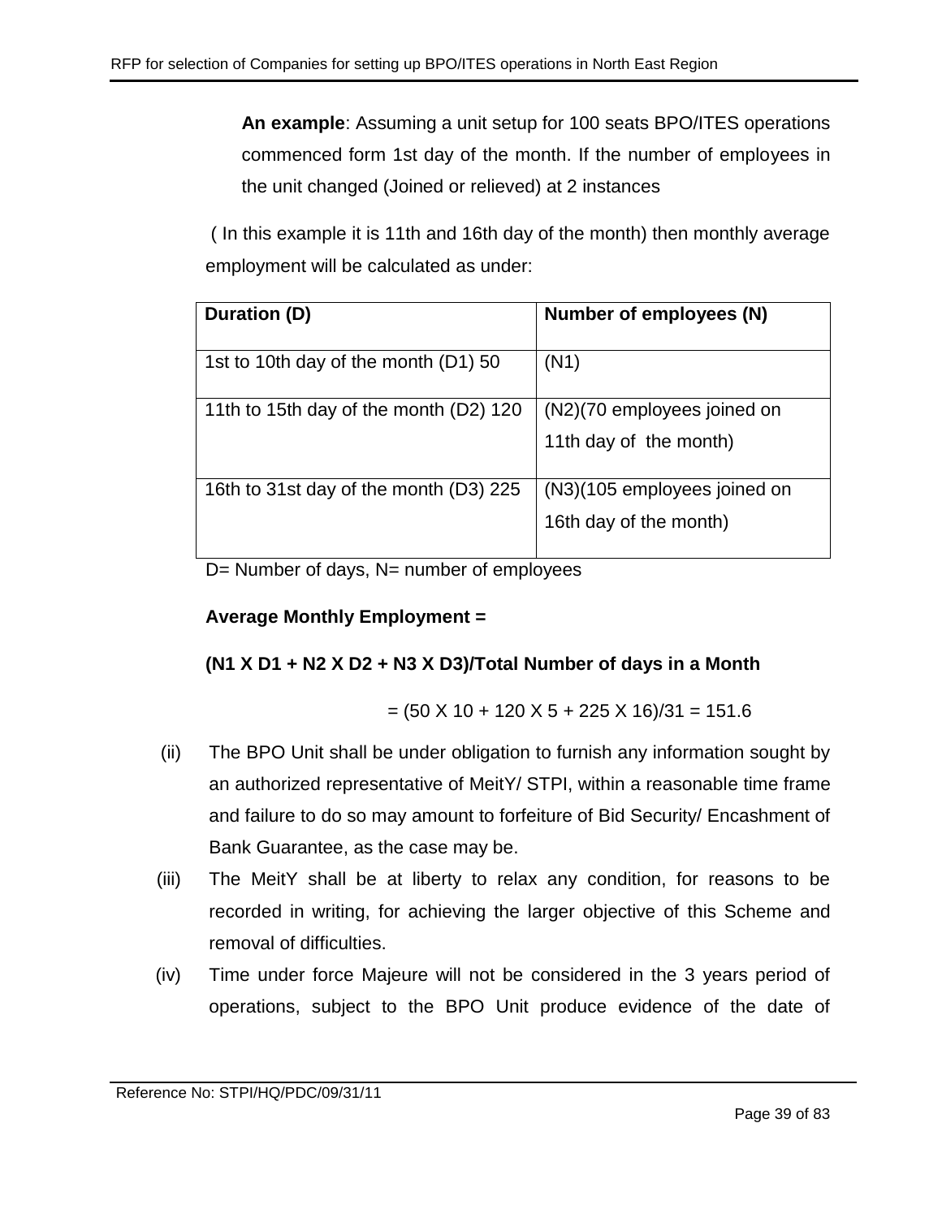**An example**: Assuming a unit setup for 100 seats BPO/ITES operations commenced form 1st day of the month. If the number of employees in the unit changed (Joined or relieved) at 2 instances

( In this example it is 11th and 16th day of the month) then monthly average employment will be calculated as under:

| Duration (D) | Number of employees (N) |
|---|---|
| 1st to 10th day of the month (D1) 50 | (N1) |
| 11th to 15th day of the month (D2) 120 | (N2)(70 employees joined on 11th day of the month) |
| 16th to 31st day of the month (D3) 225 | (N3)(105 employees joined on 16th day of the month) |

D= Number of days, N= number of employees

**Average Monthly Employment =**

**(N1 X D1 + N2 X D2 + N3 X D3)/Total Number of days in a Month**

= (50 X 10 + 120 X 5 + 225 X 16)/31 = 151.6

(ii) The BPO Unit shall be under obligation to furnish any information sought by an authorized representative of MeitY/ STPI, within a reasonable time frame and failure to do so may amount to forfeiture of Bid Security/ Encashment of Bank Guarantee, as the case may be.

(iii) The MeitY shall be at liberty to relax any condition, for reasons to be recorded in writing, for achieving the larger objective of this Scheme and removal of difficulties.

(iv) Time under force Majeure will not be considered in the 3 years period of operations, subject to the BPO Unit produce evidence of the date of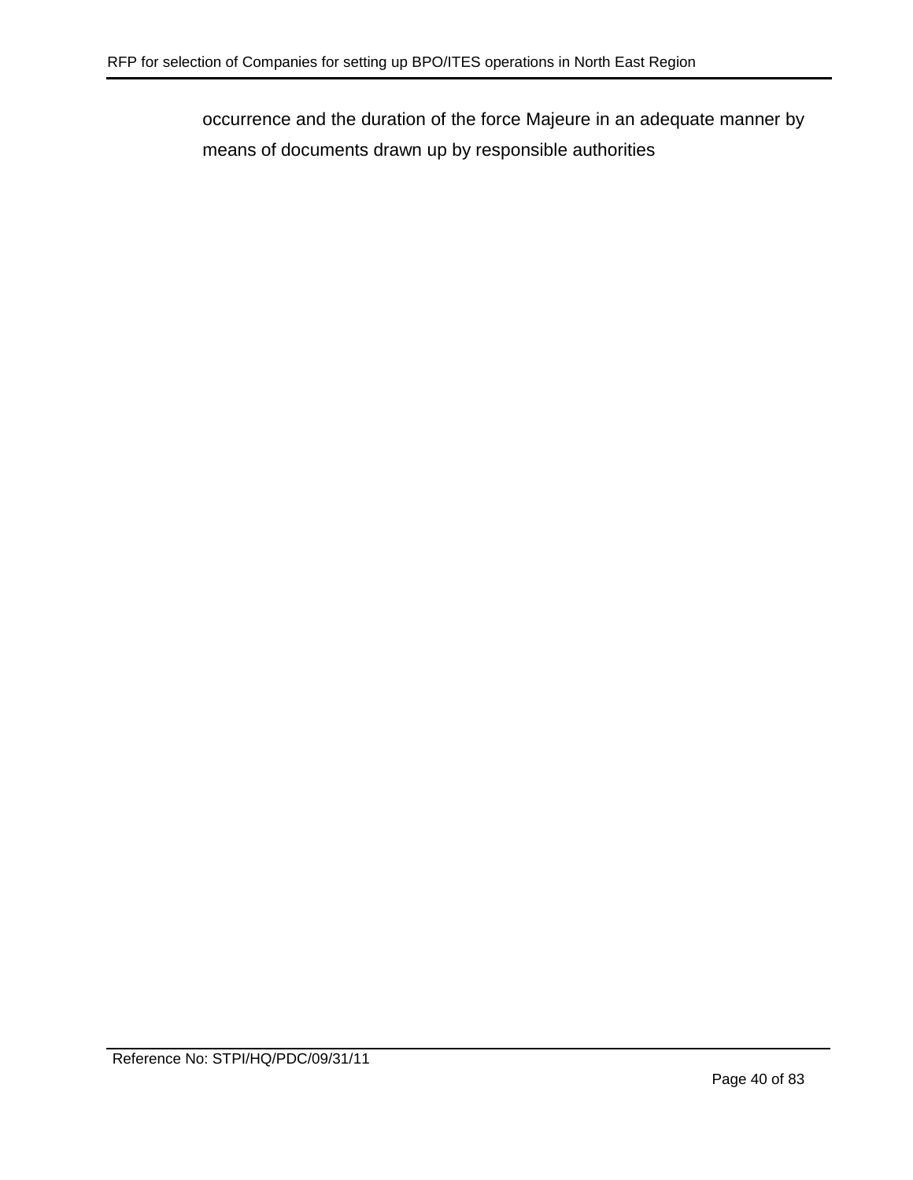occurrence and the duration of the force Majeure in an adequate manner by means of documents drawn up by responsible authorities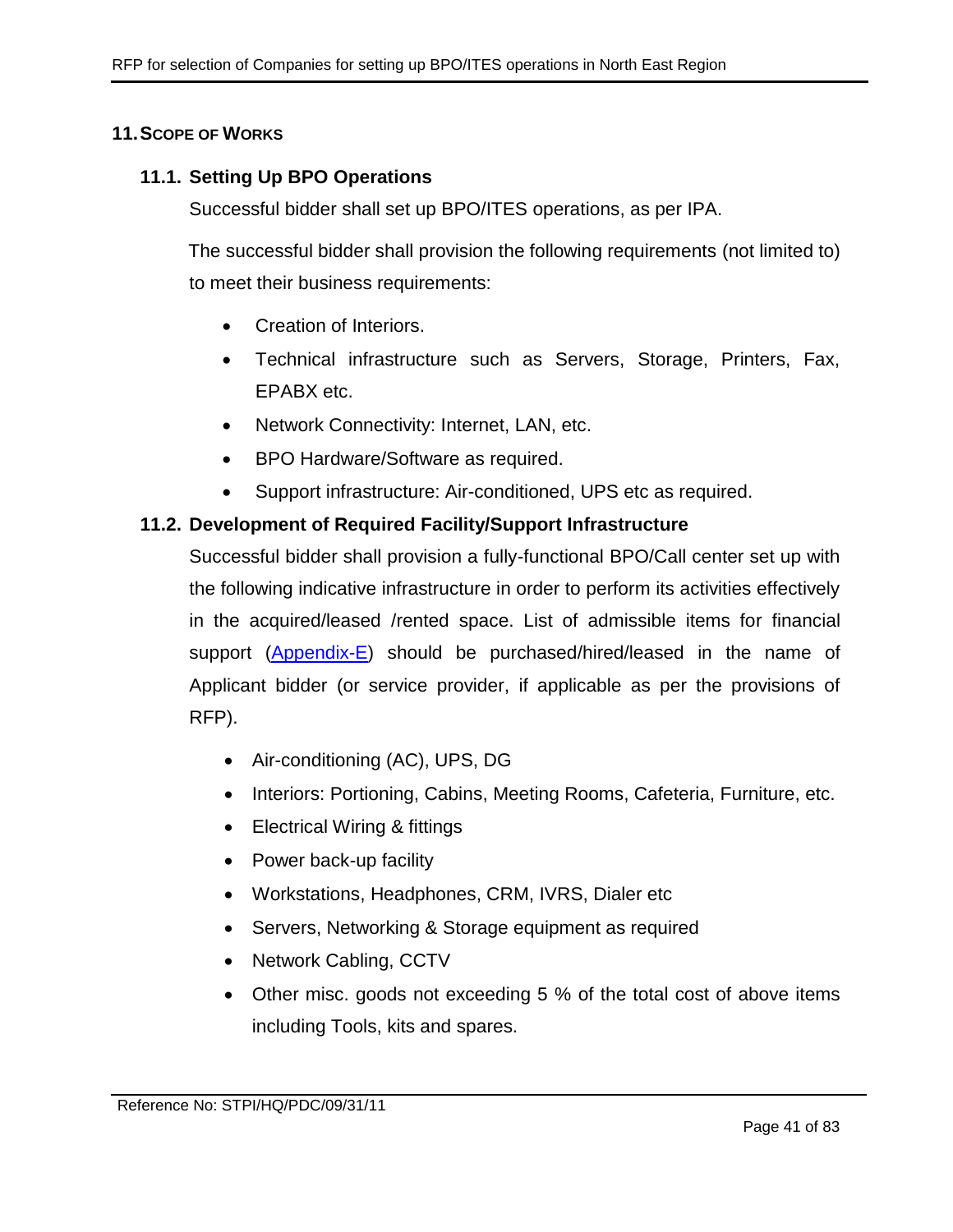## 11. SCOPE OF WORKS

### 11.1. Setting Up BPO Operations

Successful bidder shall set up BPO/ITES operations, as per IPA.

The successful bidder shall provision the following requirements (not limited to) to meet their business requirements:

- Creation of Interiors.
- Technical infrastructure such as Servers, Storage, Printers, Fax, EPABX etc.
- Network Connectivity: Internet, LAN, etc.
- BPO Hardware/Software as required.
- Support infrastructure: Air-conditioned, UPS etc as required.

### 11.2. Development of Required Facility/Support Infrastructure

Successful bidder shall provision a fully-functional BPO/Call center set up with the following indicative infrastructure in order to perform its activities effectively in the acquired/leased /rented space. List of admissible items for financial support (Appendix-E) should be purchased/hired/leased in the name of Applicant bidder (or service provider, if applicable as per the provisions of RFP).

- Air-conditioning (AC), UPS, DG
- Interiors: Portioning, Cabins, Meeting Rooms, Cafeteria, Furniture, etc.
- Electrical Wiring & fittings
- Power back-up facility
- Workstations, Headphones, CRM, IVRS, Dialer etc
- Servers, Networking & Storage equipment as required
- Network Cabling, CCTV
- Other misc. goods not exceeding 5 % of the total cost of above items including Tools, kits and spares.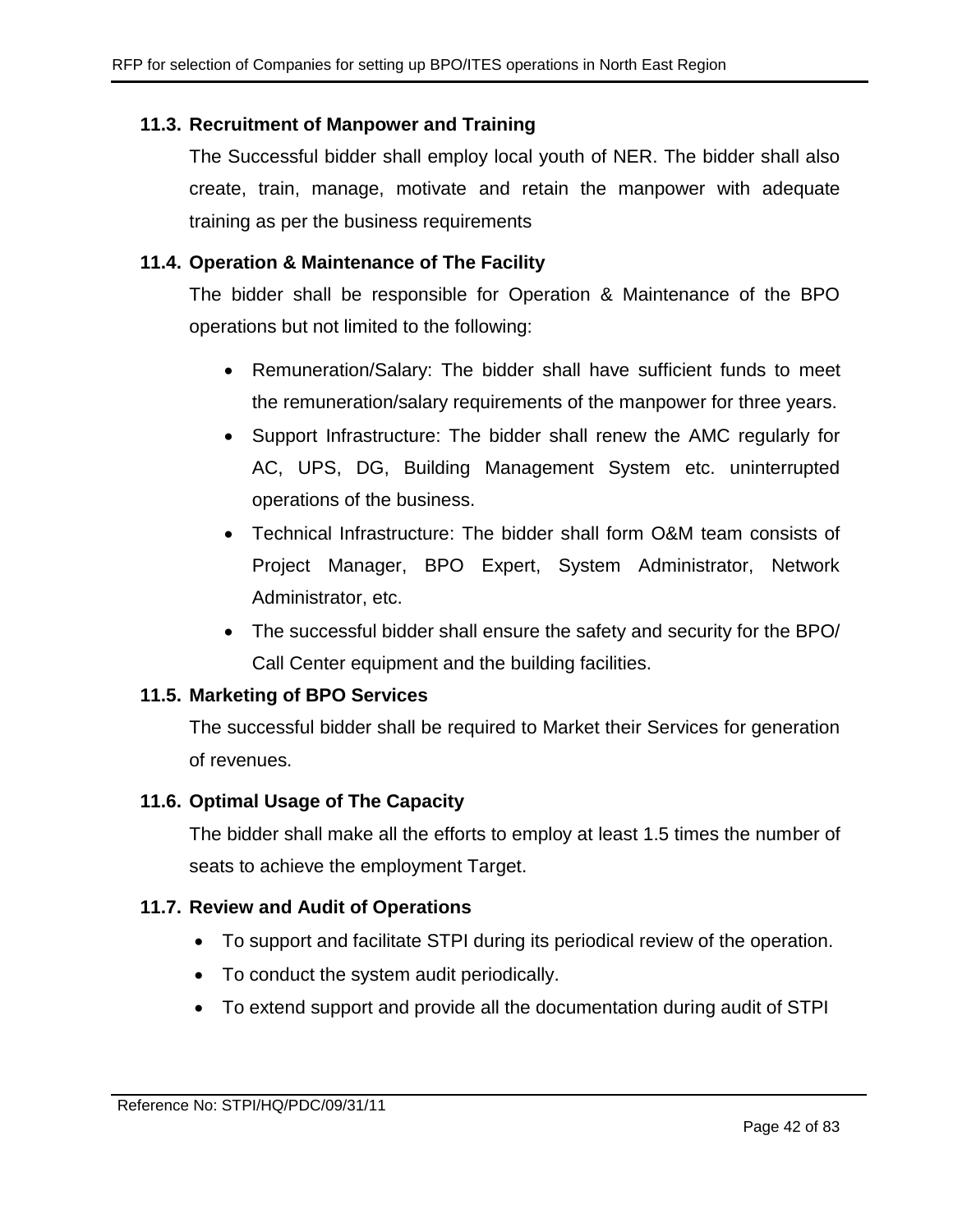### 11.3. Recruitment of Manpower and Training

The Successful bidder shall employ local youth of NER. The bidder shall also create, train, manage, motivate and retain the manpower with adequate training as per the business requirements

### 11.4. Operation & Maintenance of The Facility

The bidder shall be responsible for Operation & Maintenance of the BPO operations but not limited to the following:

- Remuneration/Salary: The bidder shall have sufficient funds to meet the remuneration/salary requirements of the manpower for three years.
- Support Infrastructure: The bidder shall renew the AMC regularly for AC, UPS, DG, Building Management System etc. uninterrupted operations of the business.
- Technical Infrastructure: The bidder shall form O&M team consists of Project Manager, BPO Expert, System Administrator, Network Administrator, etc.
- The successful bidder shall ensure the safety and security for the BPO/ Call Center equipment and the building facilities.

### 11.5. Marketing of BPO Services

The successful bidder shall be required to Market their Services for generation of revenues.

### 11.6. Optimal Usage of The Capacity

The bidder shall make all the efforts to employ at least 1.5 times the number of seats to achieve the employment Target.

### 11.7. Review and Audit of Operations

- To support and facilitate STPI during its periodical review of the operation.
- To conduct the system audit periodically.
- To extend support and provide all the documentation during audit of STPI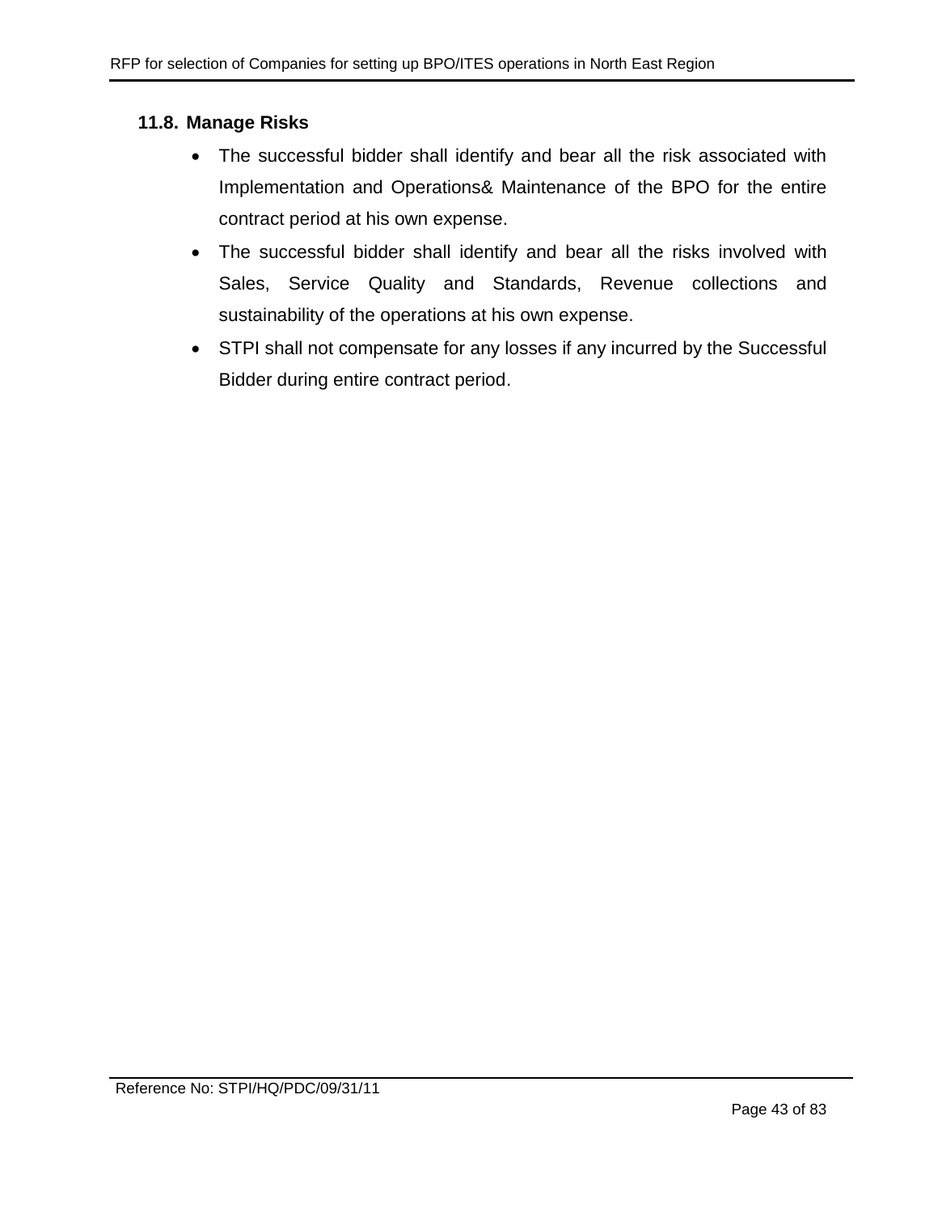### 11.8. Manage Risks

- The successful bidder shall identify and bear all the risk associated with Implementation and Operations& Maintenance of the BPO for the entire contract period at his own expense.
- The successful bidder shall identify and bear all the risks involved with Sales, Service Quality and Standards, Revenue collections and sustainability of the operations at his own expense.
- STPI shall not compensate for any losses if any incurred by the Successful Bidder during entire contract period.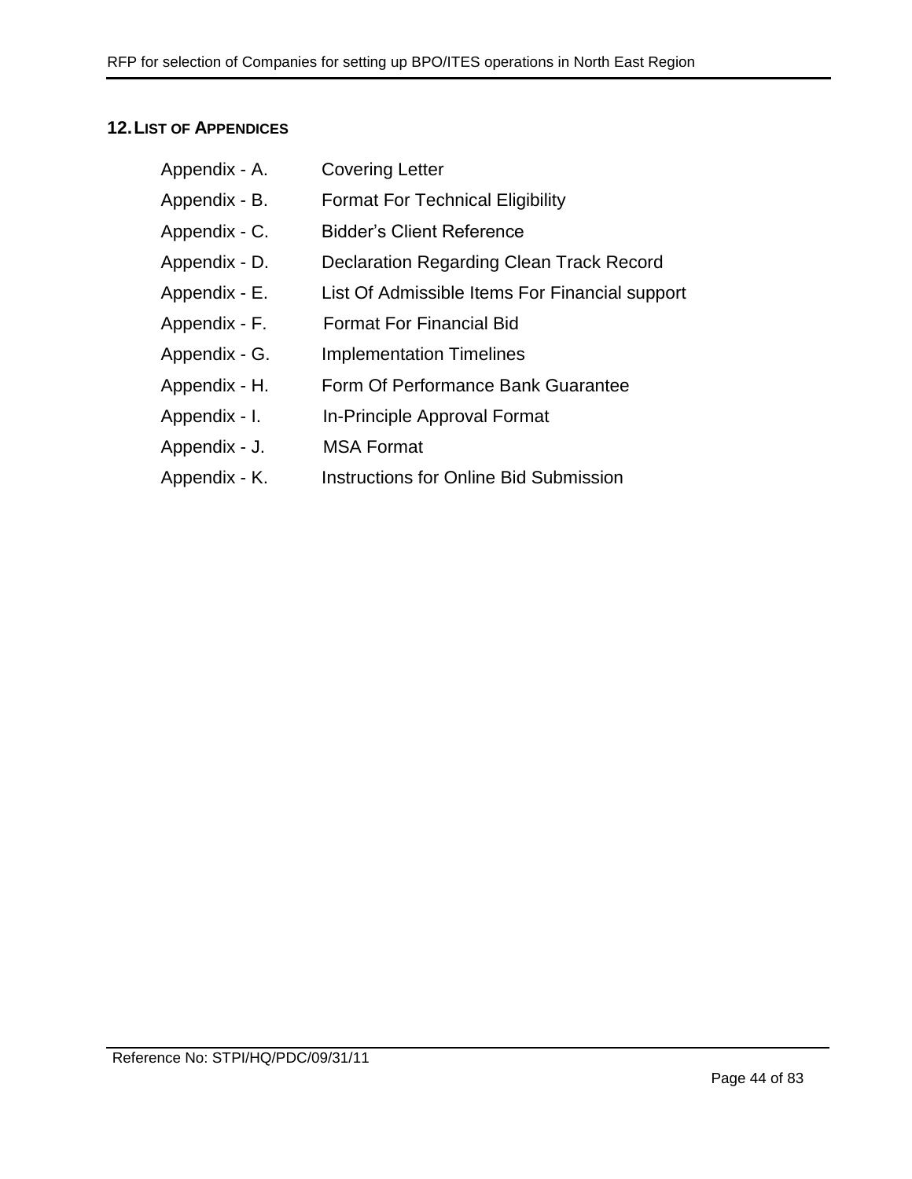## 12. LIST OF APPENDICES

Appendix - A. Covering Letter

Appendix - B. Format For Technical Eligibility

Appendix - C. Bidder's Client Reference

Appendix - D. Declaration Regarding Clean Track Record

Appendix - E. List Of Admissible Items For Financial support

Appendix - F. Format For Financial Bid

Appendix - G. Implementation Timelines

Appendix - H. Form Of Performance Bank Guarantee

Appendix - I. In-Principle Approval Format

Appendix - J. MSA Format

Appendix - K. Instructions for Online Bid Submission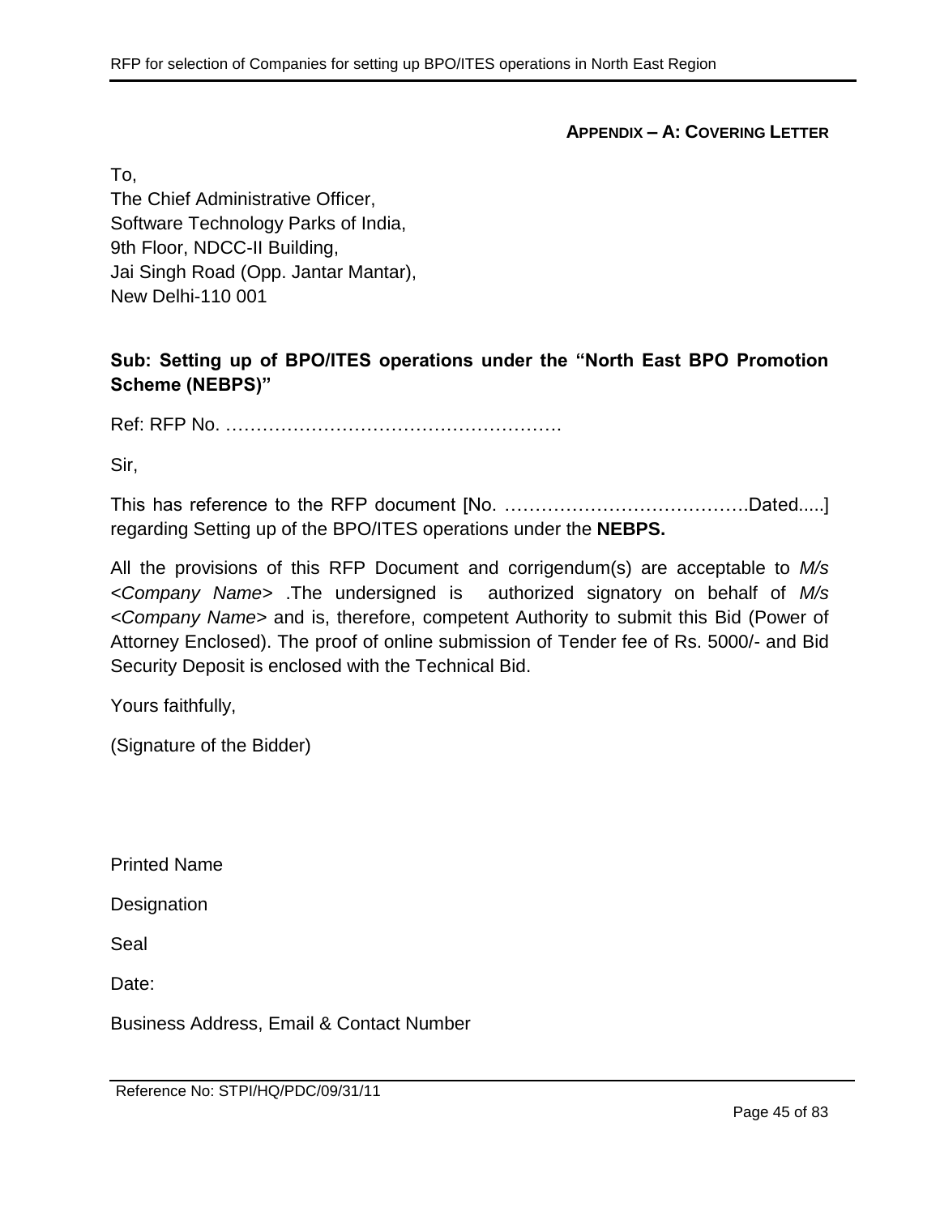**APPENDIX – A: COVERING LETTER**

To,
The Chief Administrative Officer,
Software Technology Parks of India,
9th Floor, NDCC-II Building,
Jai Singh Road (Opp. Jantar Mantar),
New Delhi-110 001

**Sub: Setting up of BPO/ITES operations under the "North East BPO Promotion Scheme (NEBPS)"**

Ref: RFP No. ……………………………………………….

Sir,

This has reference to the RFP document [No. ………………………………….Dated.....] regarding Setting up of the BPO/ITES operations under the **NEBPS.**

All the provisions of this RFP Document and corrigendum(s) are acceptable to *M/s <Company Name>* .The undersigned is authorized signatory on behalf of *M/s <Company Name>* and is, therefore, competent Authority to submit this Bid (Power of Attorney Enclosed). The proof of online submission of Tender fee of Rs. 5000/- and Bid Security Deposit is enclosed with the Technical Bid.

Yours faithfully,

(Signature of the Bidder)

Printed Name

Designation

Seal

Date:

Business Address, Email & Contact Number

Reference No: STPI/HQ/PDC/09/31/11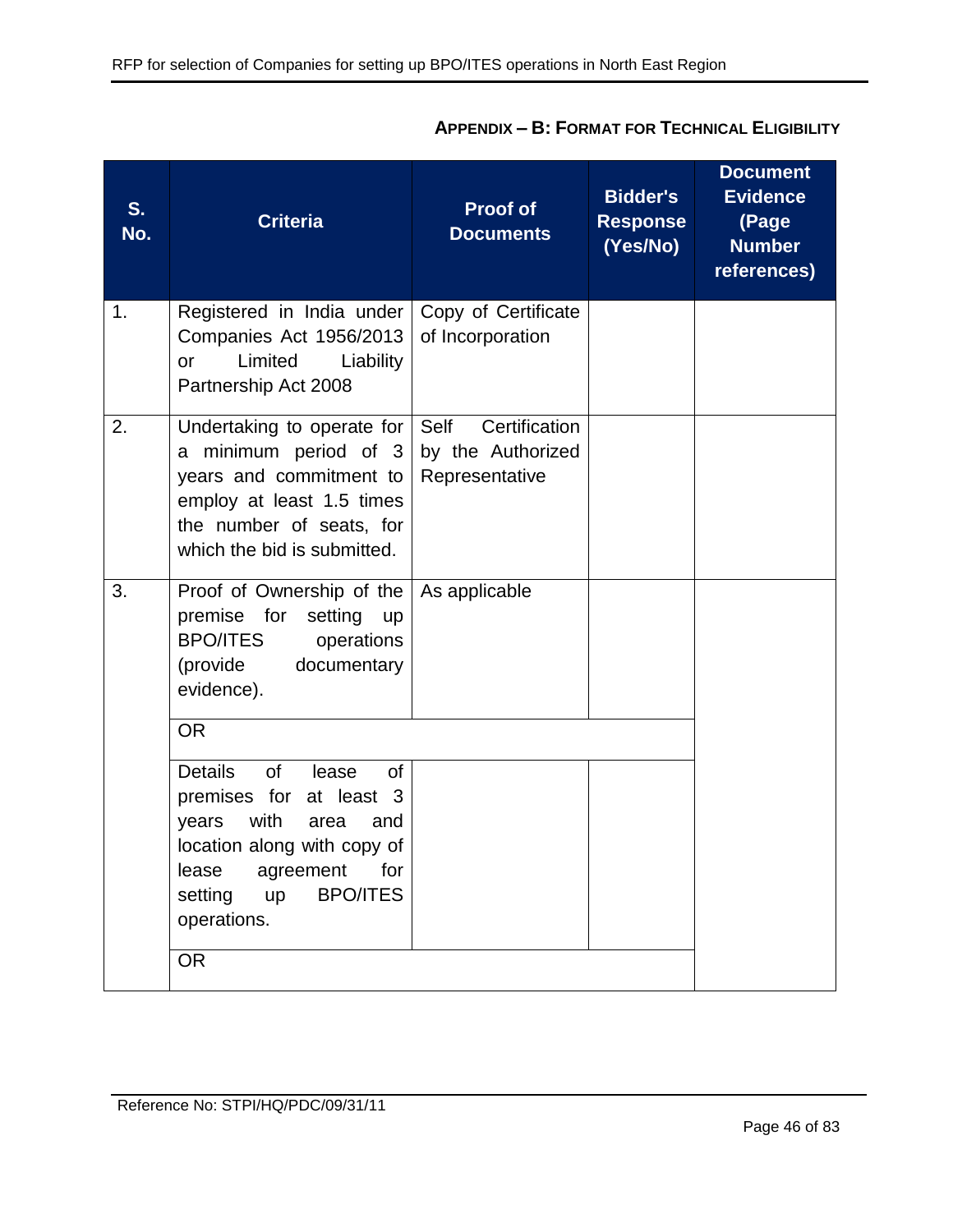#### APPENDIX – B: FORMAT FOR TECHNICAL ELIGIBILITY

| S. No. | Criteria | Proof of Documents | Bidder's Response (Yes/No) | Document Evidence (Page Number references) |
|---|---|---|---|---|
| 1. | Registered in India under Companies Act 1956/2013 or Limited Liability Partnership Act 2008 | Copy of Certificate of Incorporation | | |
| 2. | Undertaking to operate for a minimum period of 3 years and commitment to employ at least 1.5 times the number of seats, for which the bid is submitted. | Self Certification by the Authorized Representative | | |
| 3. | Proof of Ownership of the premise for setting up BPO/ITES operations (provide documentary evidence). | As applicable | | |
| | OR | | | |
| | Details of lease of premises for at least 3 years with area and location along with copy of lease agreement for setting up BPO/ITES operations. | | | |
| | OR | | | |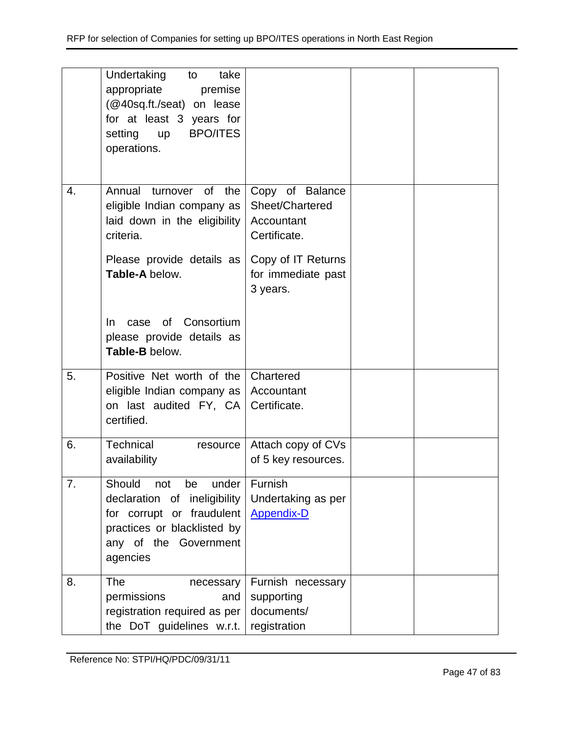| | | | | |
|---|---|---|---|---|
| | Undertaking to take appropriate premise (@40sq.ft./seat) on lease for at least 3 years for setting up BPO/ITES operations. | | | |
| 4. | Annual turnover of the eligible Indian company as laid down in the eligibility criteria.<br><br>Please provide details as **Table-A** below.<br><br>In case of Consortium please provide details as **Table-B** below. | Copy of Balance Sheet/Chartered Accountant Certificate.<br><br>Copy of IT Returns for immediate past 3 years. | | |
| 5. | Positive Net worth of the eligible Indian company as on last audited FY, CA certified. | Chartered Accountant Certificate. | | |
| 6. | Technical resource availability | Attach copy of CVs of 5 key resources. | | |
| 7. | Should not be under declaration of ineligibility for corrupt or fraudulent practices or blacklisted by any of the Government agencies | Furnish Undertaking as per Appendix-D | | |
| 8. | The necessary permissions and registration required as per the DoT guidelines w.r.t. | Furnish necessary supporting documents/ registration | | |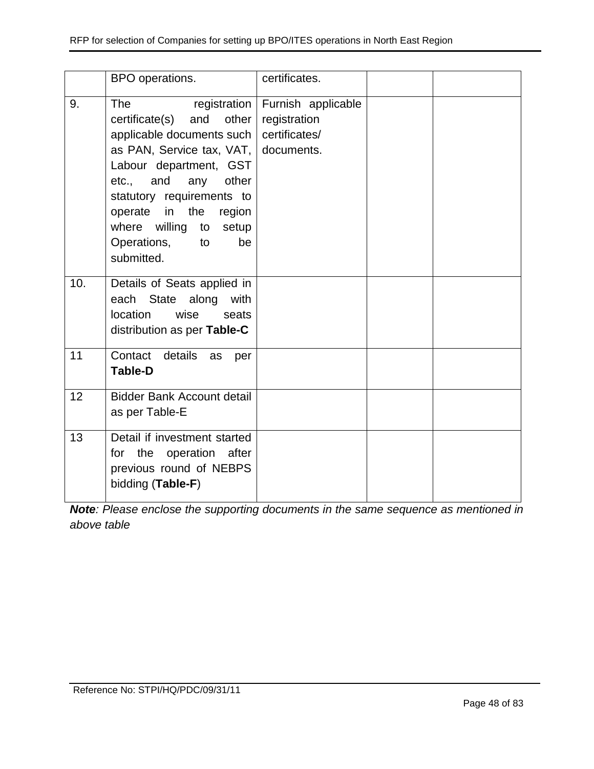| | | | | |
|---|---|---|---|---|
| | BPO operations. | certificates. | | |
| 9. | The registration certificate(s) and other applicable documents such as PAN, Service tax, VAT, Labour department, GST etc., and any other statutory requirements to operate in the region where willing to setup Operations, to be submitted. | Furnish applicable registration certificates/ documents. | | |
| 10. | Details of Seats applied in each State along with location wise seats distribution as per **Table-C** | | | |
| 11 | Contact details as per **Table-D** | | | |
| 12 | Bidder Bank Account detail as per Table-E | | | |
| 13 | Detail if investment started for the operation after previous round of NEBPS bidding (**Table-F**) | | | |

***Note****: Please enclose the supporting documents in the same sequence as mentioned in above table*

Reference No: STPI/HQ/PDC/09/31/11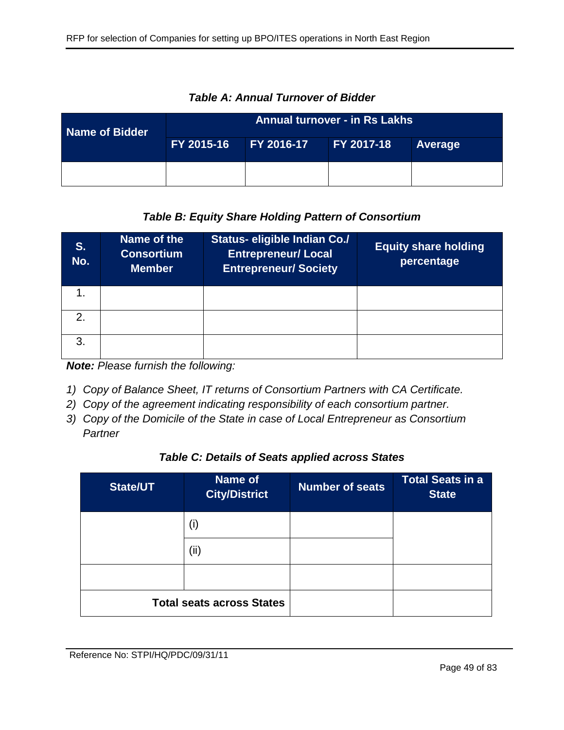***Table A: Annual Turnover of Bidder***

| Name of Bidder | Annual turnover - in Rs Lakhs | | | |
|---|---|---|---|---|
| | FY 2015-16 | FY 2016-17 | FY 2017-18 | Average |
| | | | | |

***Table B: Equity Share Holding Pattern of Consortium***

| S. No. | Name of the Consortium Member | Status- eligible Indian Co./ Entrepreneur/ Local Entrepreneur/ Society | Equity share holding percentage |
|---|---|---|---|
| 1. | | | |
| 2. | | | |
| 3. | | | |

***Note:*** *Please furnish the following:*

1) *Copy of Balance Sheet, IT returns of Consortium Partners with CA Certificate.*
2) *Copy of the agreement indicating responsibility of each consortium partner.*
3) *Copy of the Domicile of the State in case of Local Entrepreneur as Consortium Partner*

***Table C: Details of Seats applied across States***

| State/UT | Name of City/District | Number of seats | Total Seats in a State |
|---|---|---|---|
| | (i) | | |
| | (ii) | | |
| | | | |
| **Total seats across States** | | | |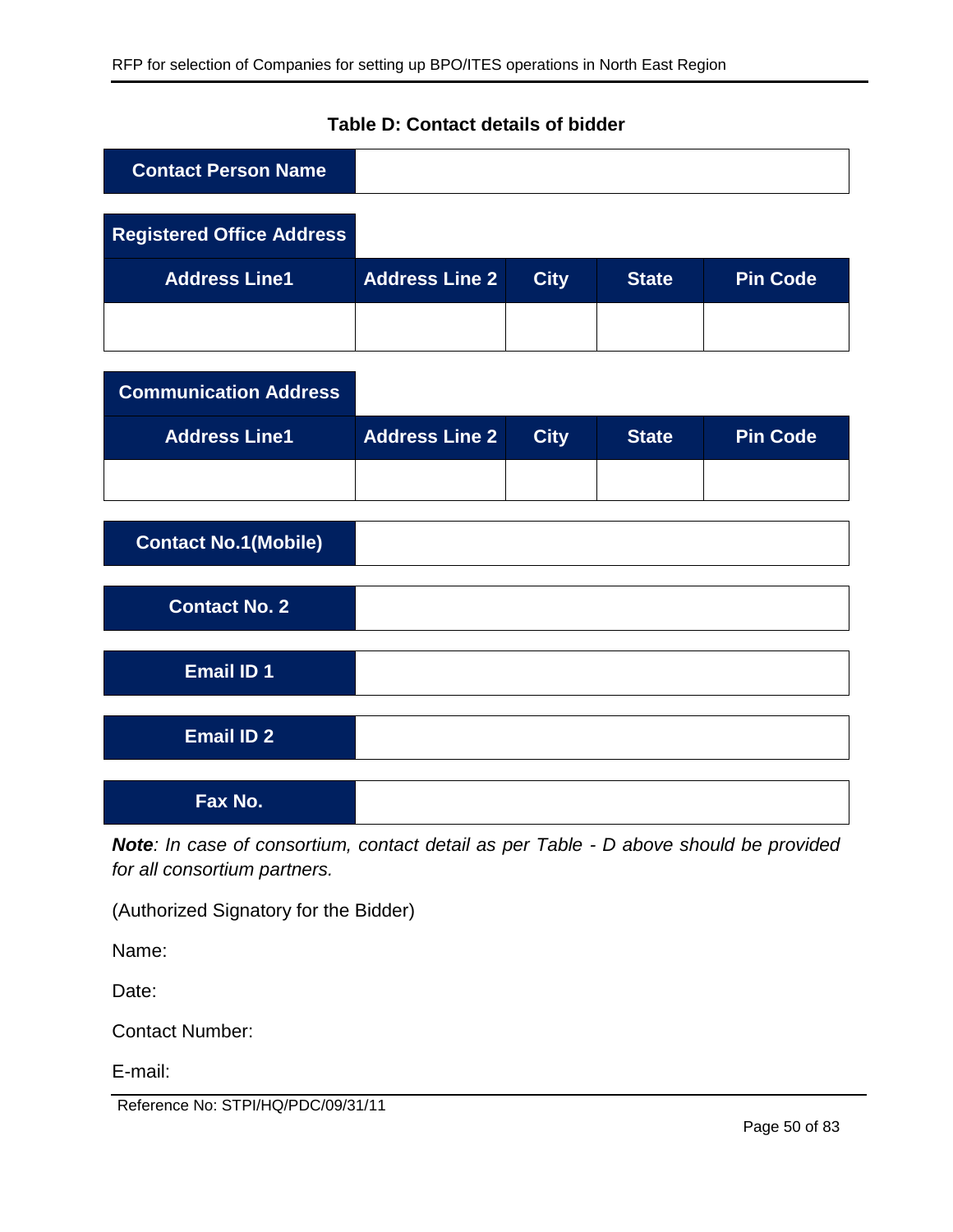**Table D: Contact details of bidder**

| Contact Person Name | |
|---|---|

| Registered Office Address | | | | |
|---|---|---|---|---|
| **Address Line1** | **Address Line 2** | **City** | **State** | **Pin Code** |
| | | | | |

| Communication Address | | | | |
|---|---|---|---|---|
| **Address Line1** | **Address Line 2** | **City** | **State** | **Pin Code** |
| | | | | |

| Contact No.1(Mobile) | |
|---|---|

| Contact No. 2 | |
|---|---|

| Email ID 1 | |
|---|---|

| Email ID 2 | |
|---|---|

| Fax No. | |
|---|---|

***Note**: In case of consortium, contact detail as per Table - D above should be provided for all consortium partners.*

(Authorized Signatory for the Bidder)

Name:

Date:

Contact Number:

E-mail:

Reference No: STPI/HQ/PDC/09/31/11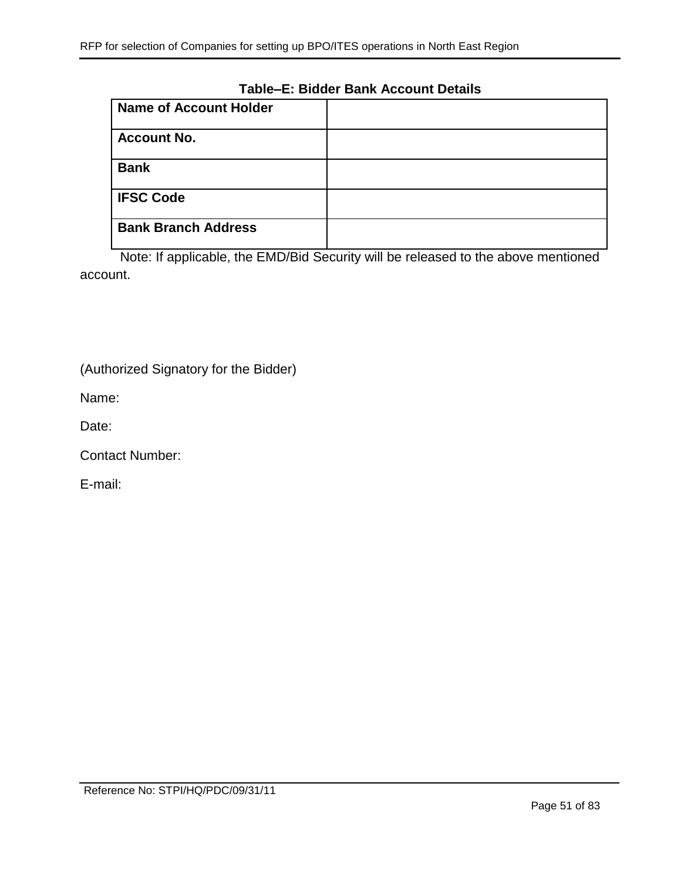**Table–E: Bidder Bank Account Details**

| **Name of Account Holder** | |
|---|---|
| **Account No.** | |
| **Bank** | |
| **IFSC Code** | |
| **Bank Branch Address** | |

Note: If applicable, the EMD/Bid Security will be released to the above mentioned account.

(Authorized Signatory for the Bidder)

Name:

Date:

Contact Number:

E-mail: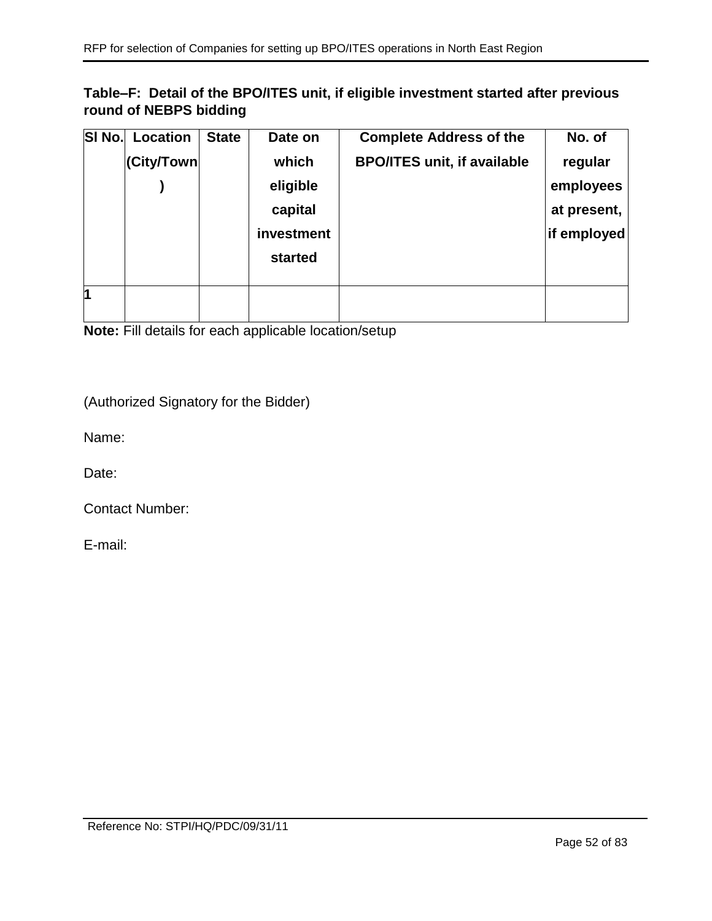**Table–F: Detail of the BPO/ITES unit, if eligible investment started after previous round of NEBPS bidding**

| Sl No. | Location (City/Town) | State | Date on which eligible capital investment started | Complete Address of the BPO/ITES unit, if available | No. of regular employees at present, if employed |
|---|---|---|---|---|---|
| 1 | | | | | |

**Note:** Fill details for each applicable location/setup

(Authorized Signatory for the Bidder)

Name:

Date:

Contact Number:

E-mail:

Reference No: STPI/HQ/PDC/09/31/11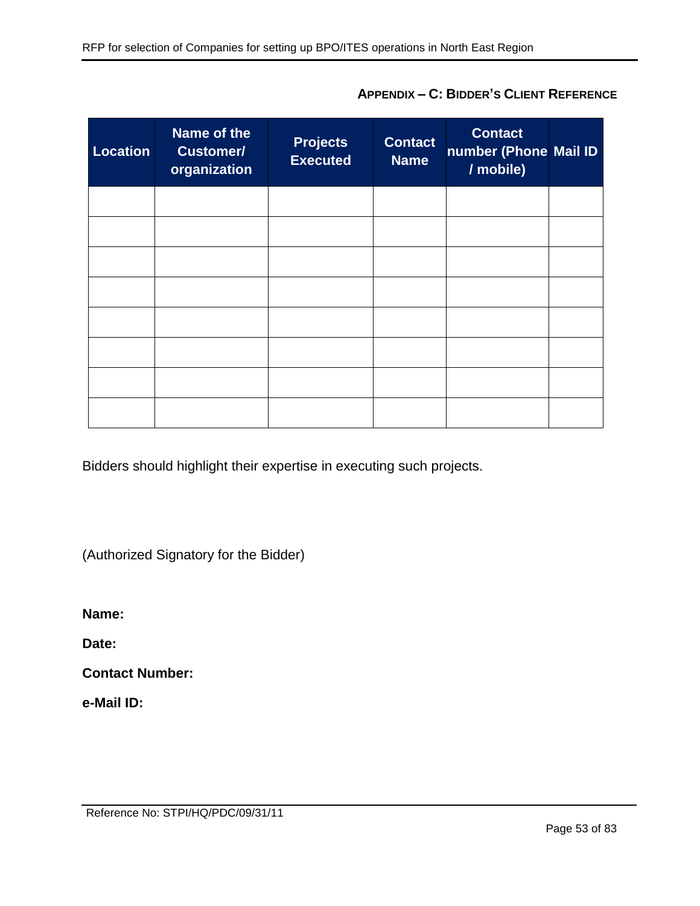## APPENDIX – C: BIDDER'S CLIENT REFERENCE

| Location | Name of the Customer/ organization | Projects Executed | Contact Name | Contact number (Phone / mobile) | Mail ID |
|---|---|---|---|---|---|
| | | | | | |
| | | | | | |
| | | | | | |
| | | | | | |
| | | | | | |
| | | | | | |
| | | | | | |
| | | | | | |

Bidders should highlight their expertise in executing such projects.

(Authorized Signatory for the Bidder)

**Name:**

**Date:**

**Contact Number:**

**e-Mail ID:**

Reference No: STPI/HQ/PDC/09/31/11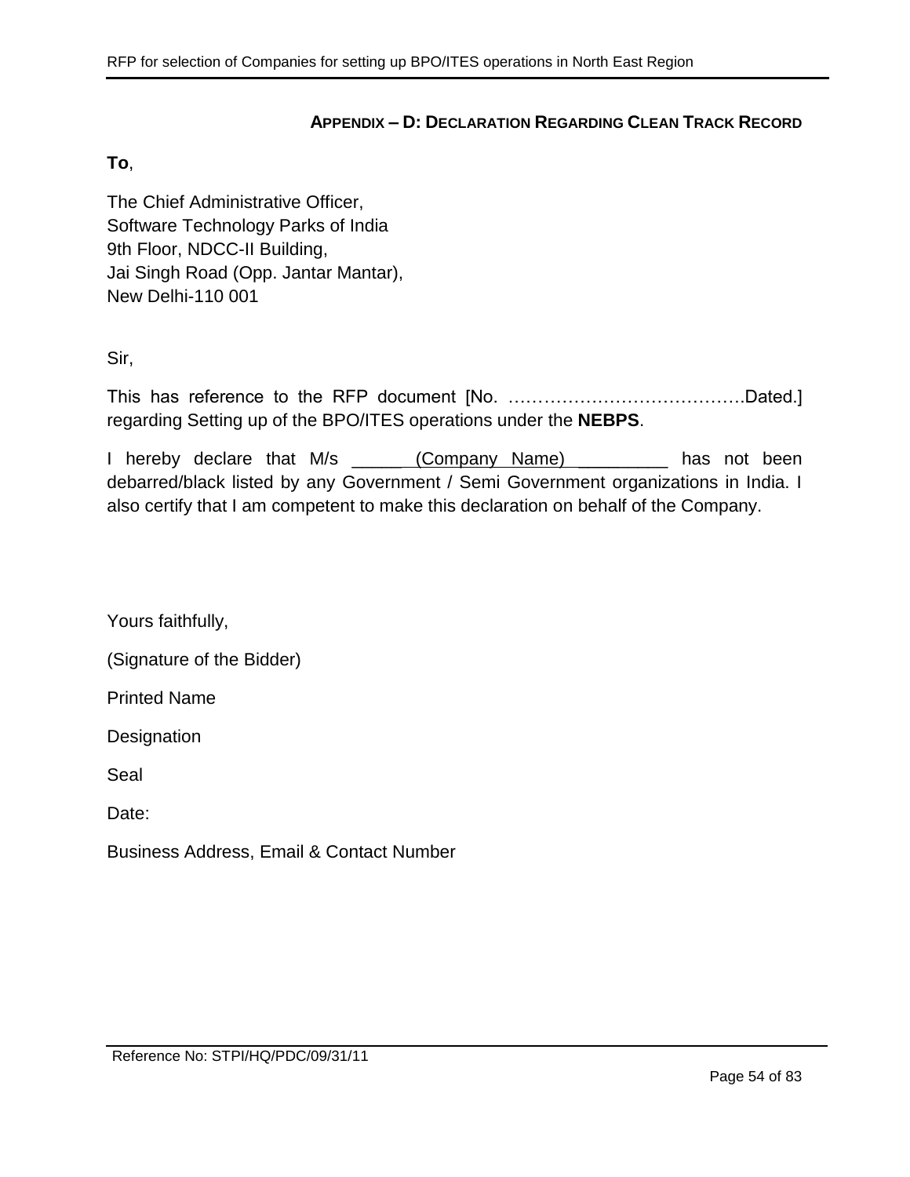## APPENDIX – D: DECLARATION REGARDING CLEAN TRACK RECORD

**To**,

The Chief Administrative Officer,
Software Technology Parks of India
9th Floor, NDCC-II Building,
Jai Singh Road (Opp. Jantar Mantar),
New Delhi-110 001

Sir,

This has reference to the RFP document [No. ………………………………….Dated.] regarding Setting up of the BPO/ITES operations under the **NEBPS**.

I hereby declare that M/s _____ (Company Name) _________ has not been debarred/black listed by any Government / Semi Government organizations in India. I also certify that I am competent to make this declaration on behalf of the Company.

Yours faithfully,

(Signature of the Bidder)

Printed Name

Designation

Seal

Date:

Business Address, Email & Contact Number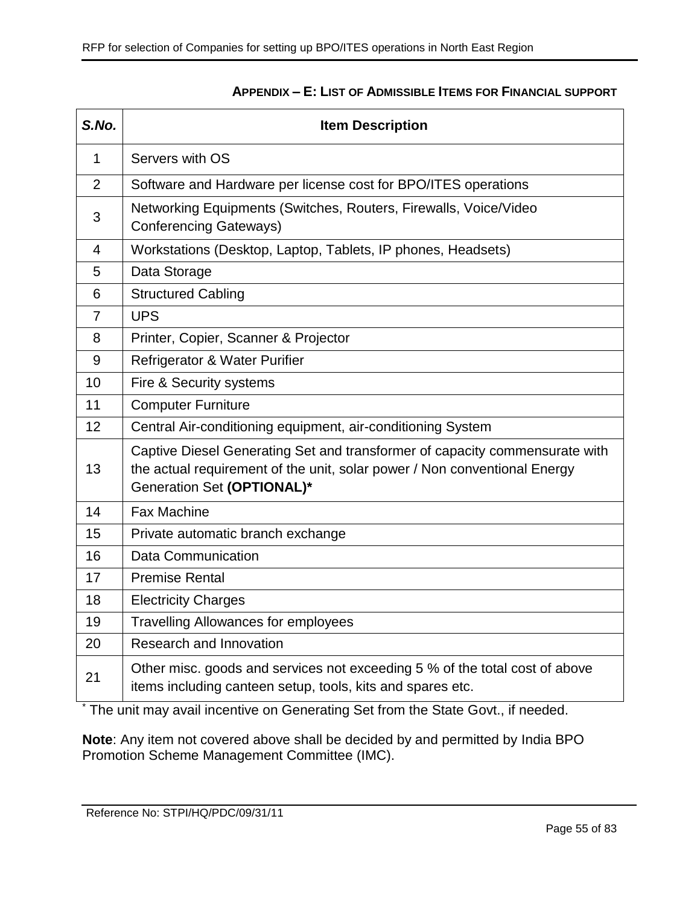## APPENDIX – E: LIST OF ADMISSIBLE ITEMS FOR FINANCIAL SUPPORT

| *S.No.* | Item Description |
|---|---|
| 1 | Servers with OS |
| 2 | Software and Hardware per license cost for BPO/ITES operations |
| 3 | Networking Equipments (Switches, Routers, Firewalls, Voice/Video Conferencing Gateways) |
| 4 | Workstations (Desktop, Laptop, Tablets, IP phones, Headsets) |
| 5 | Data Storage |
| 6 | Structured Cabling |
| 7 | UPS |
| 8 | Printer, Copier, Scanner & Projector |
| 9 | Refrigerator & Water Purifier |
| 10 | Fire & Security systems |
| 11 | Computer Furniture |
| 12 | Central Air-conditioning equipment, air-conditioning System |
| 13 | Captive Diesel Generating Set and transformer of capacity commensurate with the actual requirement of the unit, solar power / Non conventional Energy Generation Set **(OPTIONAL)*** |
| 14 | Fax Machine |
| 15 | Private automatic branch exchange |
| 16 | Data Communication |
| 17 | Premise Rental |
| 18 | Electricity Charges |
| 19 | Travelling Allowances for employees |
| 20 | Research and Innovation |
| 21 | Other misc. goods and services not exceeding 5 % of the total cost of above items including canteen setup, tools, kits and spares etc. |

* The unit may avail incentive on Generating Set from the State Govt., if needed.

**Note**: Any item not covered above shall be decided by and permitted by India BPO Promotion Scheme Management Committee (IMC).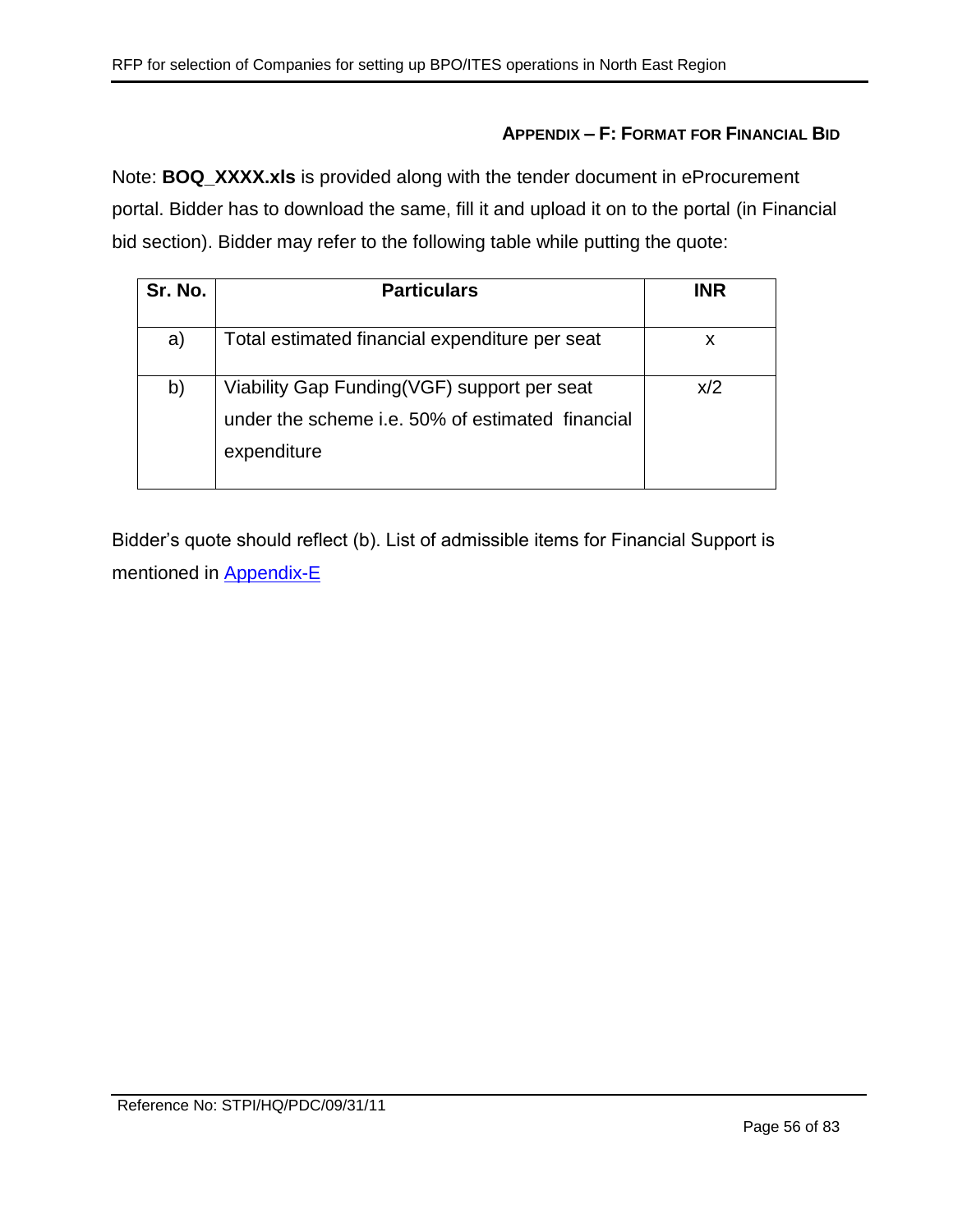## APPENDIX – F: FORMAT FOR FINANCIAL BID

Note: **BOQ_XXXX.xls** is provided along with the tender document in eProcurement portal. Bidder has to download the same, fill it and upload it on to the portal (in Financial bid section). Bidder may refer to the following table while putting the quote:

| Sr. No. | Particulars | INR |
|---|---|---|
| a) | Total estimated financial expenditure per seat | x |
| b) | Viability Gap Funding(VGF) support per seat under the scheme i.e. 50% of estimated financial expenditure | x/2 |

Bidder's quote should reflect (b). List of admissible items for Financial Support is mentioned in Appendix-E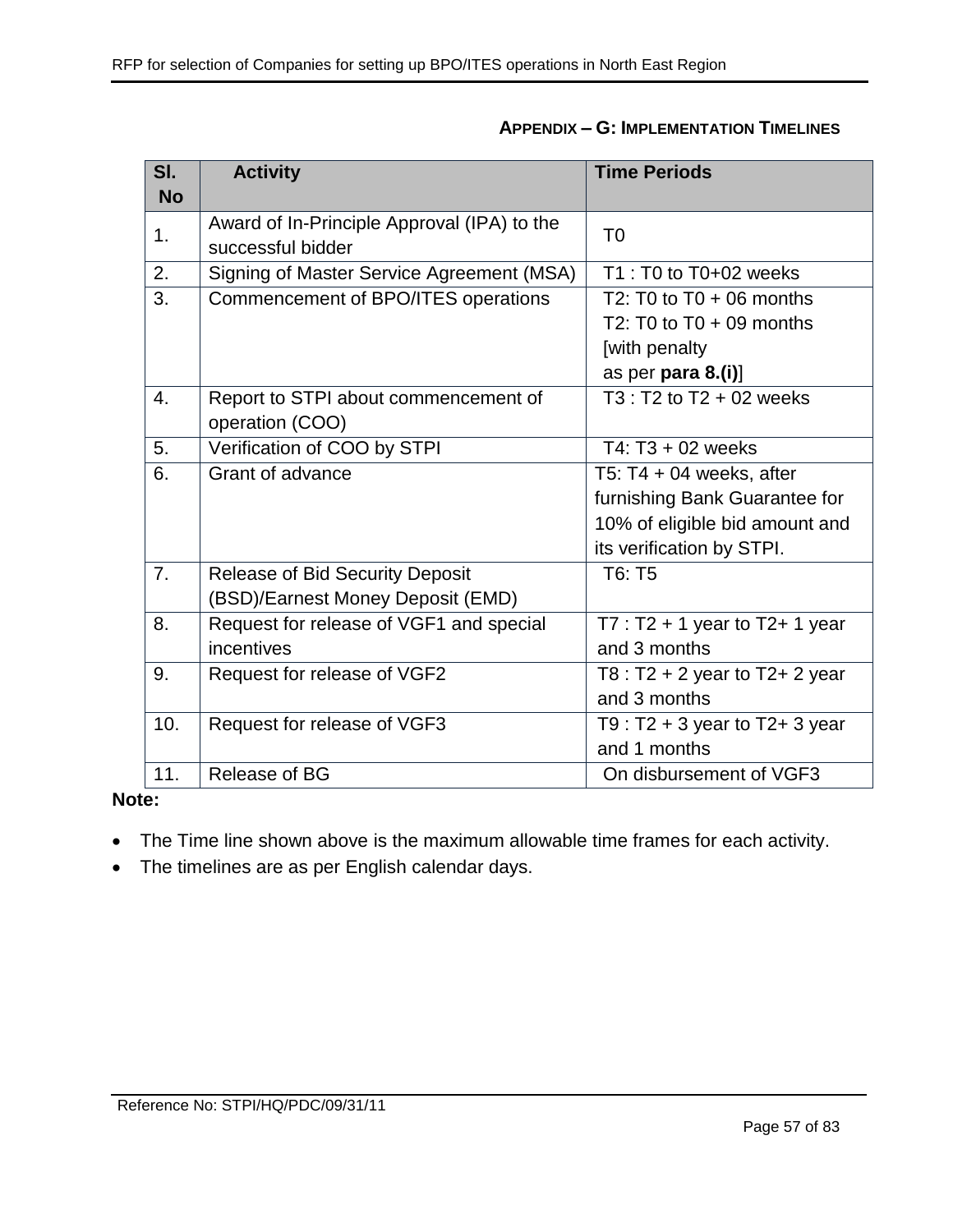## APPENDIX – G: IMPLEMENTATION TIMELINES

| Sl. No | Activity | Time Periods |
|---|---|---|
| 1. | Award of In-Principle Approval (IPA) to the successful bidder | T0 |
| 2. | Signing of Master Service Agreement (MSA) | T1 : T0 to T0+02 weeks |
| 3. | Commencement of BPO/ITES operations | T2: T0 to T0 + 06 months<br>T2: T0 to T0 + 09 months [with penalty as per **para 8.(i)**] |
| 4. | Report to STPI about commencement of operation (COO) | T3 : T2 to T2 + 02 weeks |
| 5. | Verification of COO by STPI | T4: T3 + 02 weeks |
| 6. | Grant of advance | T5: T4 + 04 weeks, after furnishing Bank Guarantee for 10% of eligible bid amount and its verification by STPI. |
| 7. | Release of Bid Security Deposit (BSD)/Earnest Money Deposit (EMD) | T6: T5 |
| 8. | Request for release of VGF1 and special incentives | T7 : T2 + 1 year to T2+ 1 year and 3 months |
| 9. | Request for release of VGF2 | T8 : T2 + 2 year to T2+ 2 year and 3 months |
| 10. | Request for release of VGF3 | T9 : T2 + 3 year to T2+ 3 year and 1 months |
| 11. | Release of BG | On disbursement of VGF3 |

**Note:**

- The Time line shown above is the maximum allowable time frames for each activity.
- The timelines are as per English calendar days.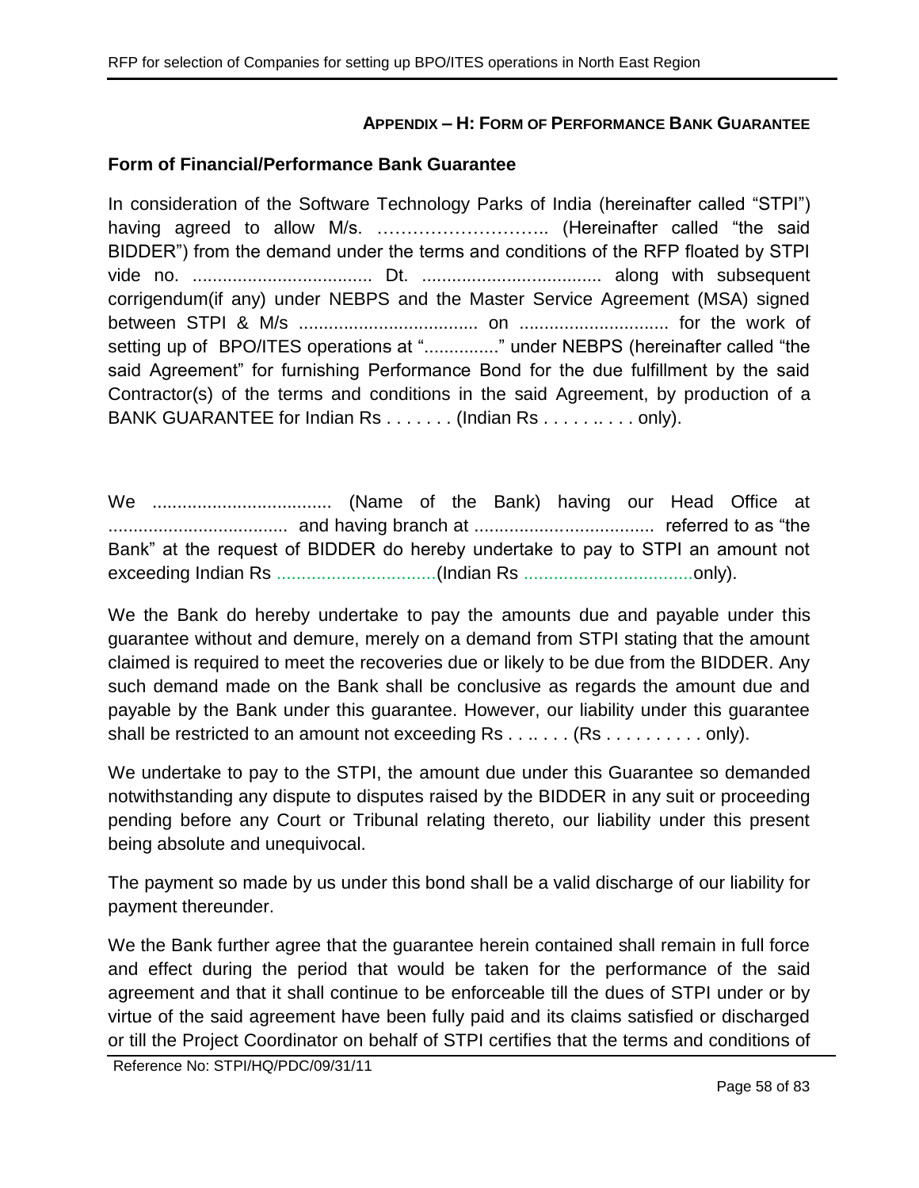## APPENDIX – H: FORM OF PERFORMANCE BANK GUARANTEE

### Form of Financial/Performance Bank Guarantee

In consideration of the Software Technology Parks of India (hereinafter called "STPI") having agreed to allow M/s. ……………………….. (Hereinafter called "the said BIDDER") from the demand under the terms and conditions of the RFP floated by STPI vide no. .................................... Dt. .................................... along with subsequent corrigendum(if any) under NEBPS and the Master Service Agreement (MSA) signed between STPI & M/s .................................... on .............................. for the work of setting up of BPO/ITES operations at "..............." under NEBPS (hereinafter called "the said Agreement" for furnishing Performance Bond for the due fulfillment by the said Contractor(s) of the terms and conditions in the said Agreement, by production of a BANK GUARANTEE for Indian Rs . . . . . . . (Indian Rs . . . . . .. . . . only).

We .................................... (Name of the Bank) having our Head Office at .................................... and having branch at .................................... referred to as "the Bank" at the request of BIDDER do hereby undertake to pay to STPI an amount not exceeding Indian Rs ................................(Indian Rs ..................................only).

We the Bank do hereby undertake to pay the amounts due and payable under this guarantee without and demure, merely on a demand from STPI stating that the amount claimed is required to meet the recoveries due or likely to be due from the BIDDER. Any such demand made on the Bank shall be conclusive as regards the amount due and payable by the Bank under this guarantee. However, our liability under this guarantee shall be restricted to an amount not exceeding Rs . . .. . . . (Rs . . . . . . . . . . only).

We undertake to pay to the STPI, the amount due under this Guarantee so demanded notwithstanding any dispute to disputes raised by the BIDDER in any suit or proceeding pending before any Court or Tribunal relating thereto, our liability under this present being absolute and unequivocal.

The payment so made by us under this bond shall be a valid discharge of our liability for payment thereunder.

We the Bank further agree that the guarantee herein contained shall remain in full force and effect during the period that would be taken for the performance of the said agreement and that it shall continue to be enforceable till the dues of STPI under or by virtue of the said agreement have been fully paid and its claims satisfied or discharged or till the Project Coordinator on behalf of STPI certifies that the terms and conditions of

Reference No: STPI/HQ/PDC/09/31/11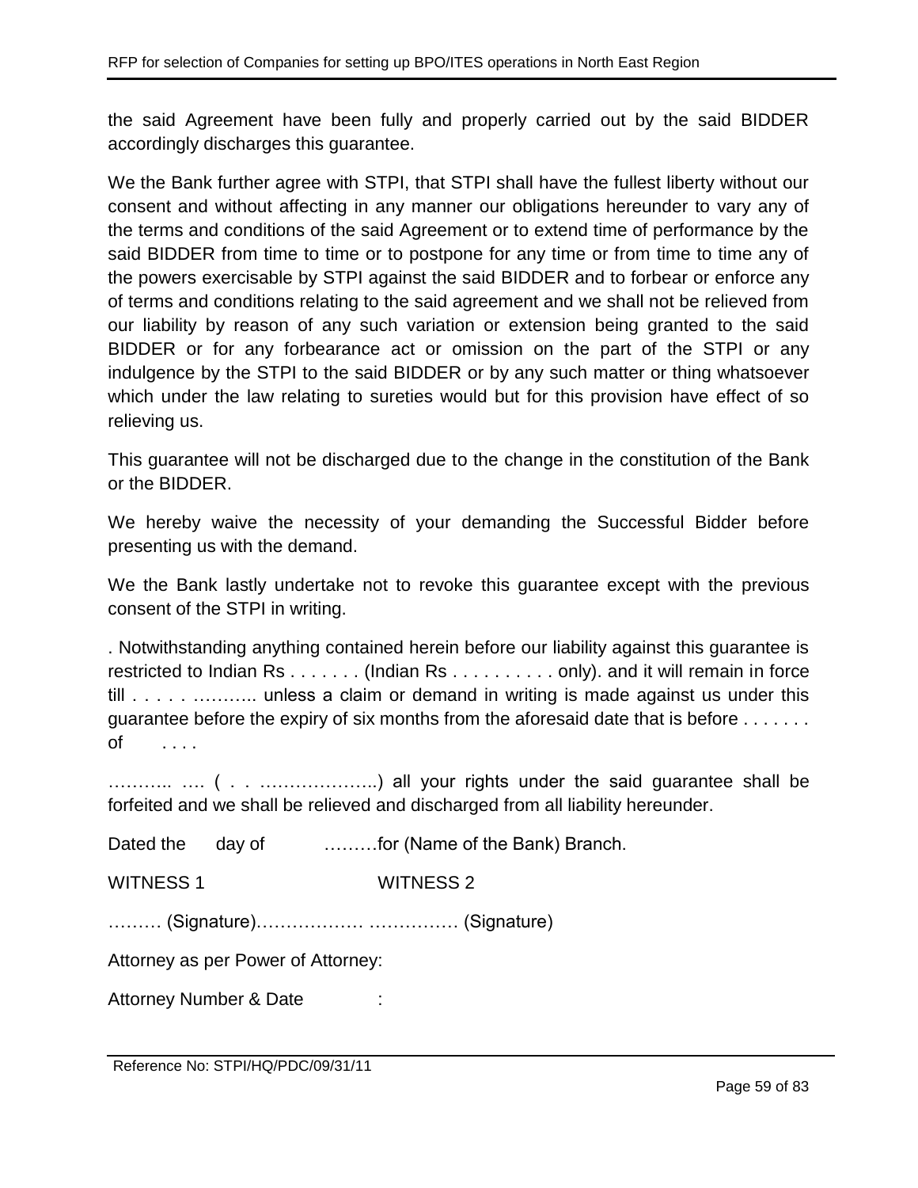the said Agreement have been fully and properly carried out by the said BIDDER accordingly discharges this guarantee.

We the Bank further agree with STPI, that STPI shall have the fullest liberty without our consent and without affecting in any manner our obligations hereunder to vary any of the terms and conditions of the said Agreement or to extend time of performance by the said BIDDER from time to time or to postpone for any time or from time to time any of the powers exercisable by STPI against the said BIDDER and to forbear or enforce any of terms and conditions relating to the said agreement and we shall not be relieved from our liability by reason of any such variation or extension being granted to the said BIDDER or for any forbearance act or omission on the part of the STPI or any indulgence by the STPI to the said BIDDER or by any such matter or thing whatsoever which under the law relating to sureties would but for this provision have effect of so relieving us.

This guarantee will not be discharged due to the change in the constitution of the Bank or the BIDDER.

We hereby waive the necessity of your demanding the Successful Bidder before presenting us with the demand.

We the Bank lastly undertake not to revoke this guarantee except with the previous consent of the STPI in writing.

. Notwithstanding anything contained herein before our liability against this guarantee is restricted to Indian Rs . . . . . . . (Indian Rs . . . . . . . . . . only). and it will remain in force till . . . . . ……….. unless a claim or demand in writing is made against us under this guarantee before the expiry of six months from the aforesaid date that is before . . . . . . . of . . . .

……….. …. ( . . ………………..) all your rights under the said guarantee shall be forfeited and we shall be relieved and discharged from all liability hereunder.

Dated the day of ………for (Name of the Bank) Branch.

WITNESS 1 WITNESS 2

……… (Signature)……………… …………… (Signature)

Attorney as per Power of Attorney:

Attorney Number & Date :

Reference No: STPI/HQ/PDC/09/31/11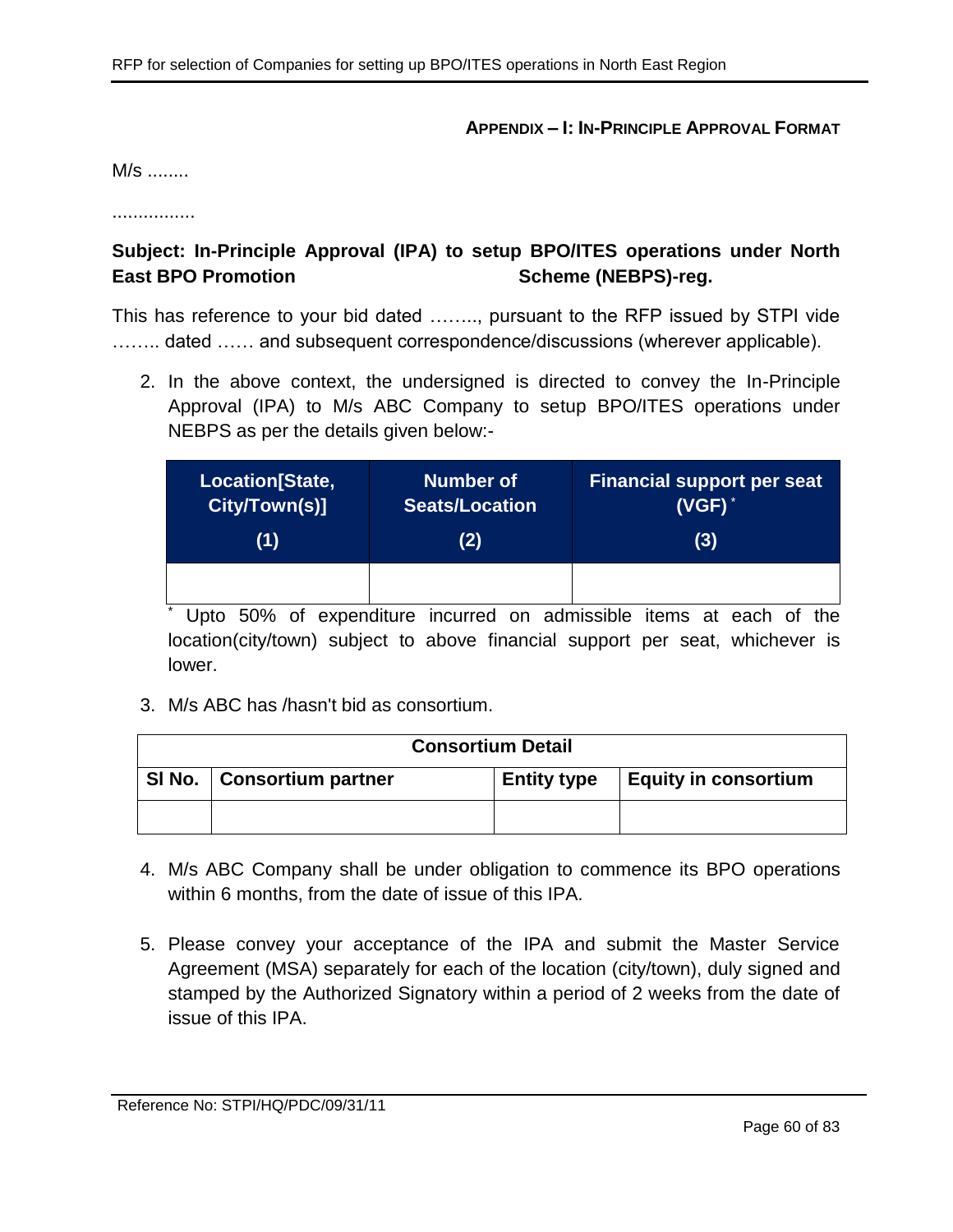### Appendix – I: In-Principle Approval Format

M/s ........

................

**Subject: In-Principle Approval (IPA) to setup BPO/ITES operations under North East BPO Promotion Scheme (NEBPS)-reg.**

This has reference to your bid dated …….., pursuant to the RFP issued by STPI vide …….. dated …… and subsequent correspondence/discussions (wherever applicable).

2. In the above context, the undersigned is directed to convey the In-Principle Approval (IPA) to M/s ABC Company to setup BPO/ITES operations under NEBPS as per the details given below:-

| Location[State, City/Town(s)] (1) | Number of Seats/Location (2) | Financial support per seat (VGF) * (3) |
|---|---|---|
| | | |

\* Upto 50% of expenditure incurred on admissible items at each of the location(city/town) subject to above financial support per seat, whichever is lower.

3. M/s ABC has /hasn't bid as consortium.

| Consortium Detail | | | |
|---|---|---|---|
| Sl No. | Consortium partner | Entity type | Equity in consortium |
| | | | |

4. M/s ABC Company shall be under obligation to commence its BPO operations within 6 months, from the date of issue of this IPA.

5. Please convey your acceptance of the IPA and submit the Master Service Agreement (MSA) separately for each of the location (city/town), duly signed and stamped by the Authorized Signatory within a period of 2 weeks from the date of issue of this IPA.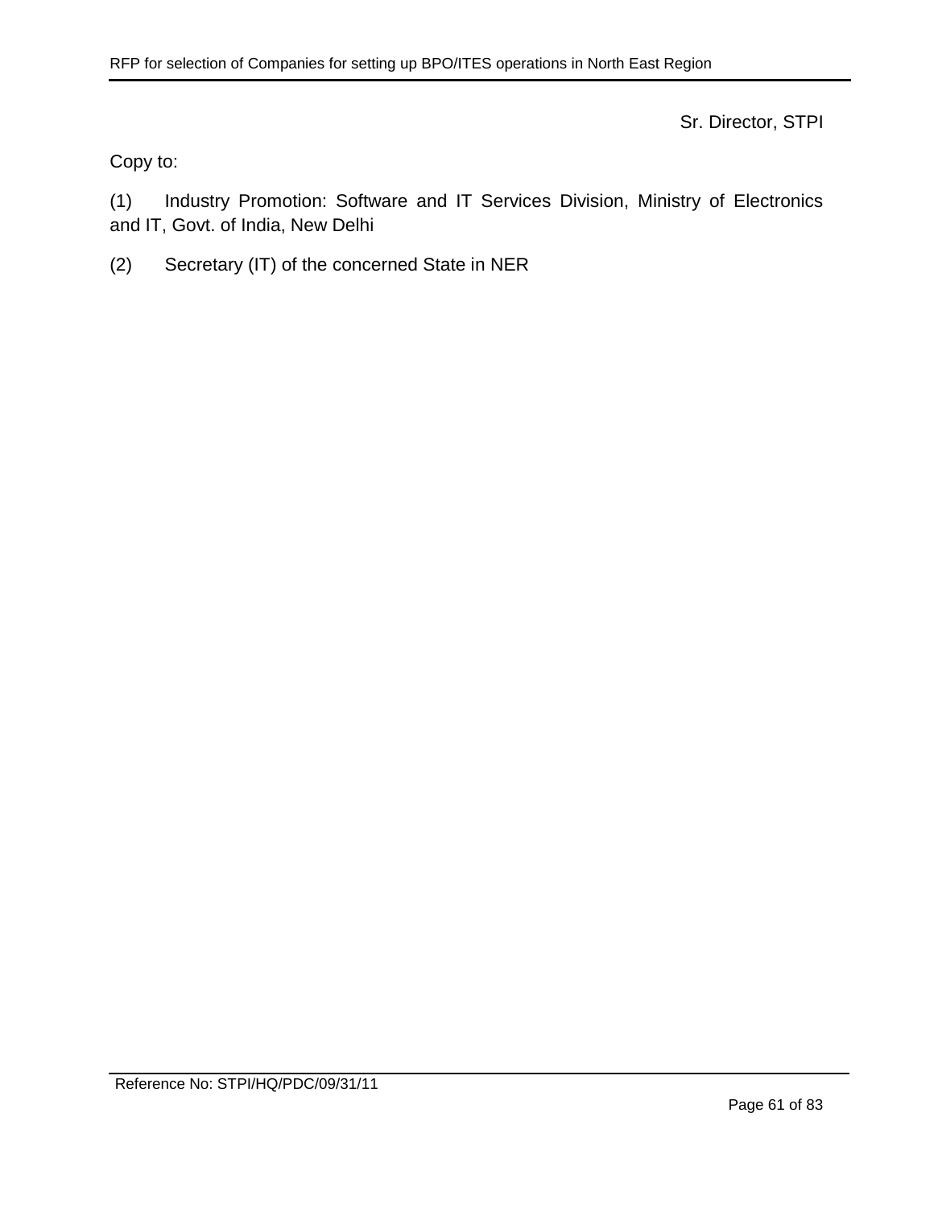Sr. Director, STPI

Copy to:

(1) Industry Promotion: Software and IT Services Division, Ministry of Electronics and IT, Govt. of India, New Delhi

(2) Secretary (IT) of the concerned State in NER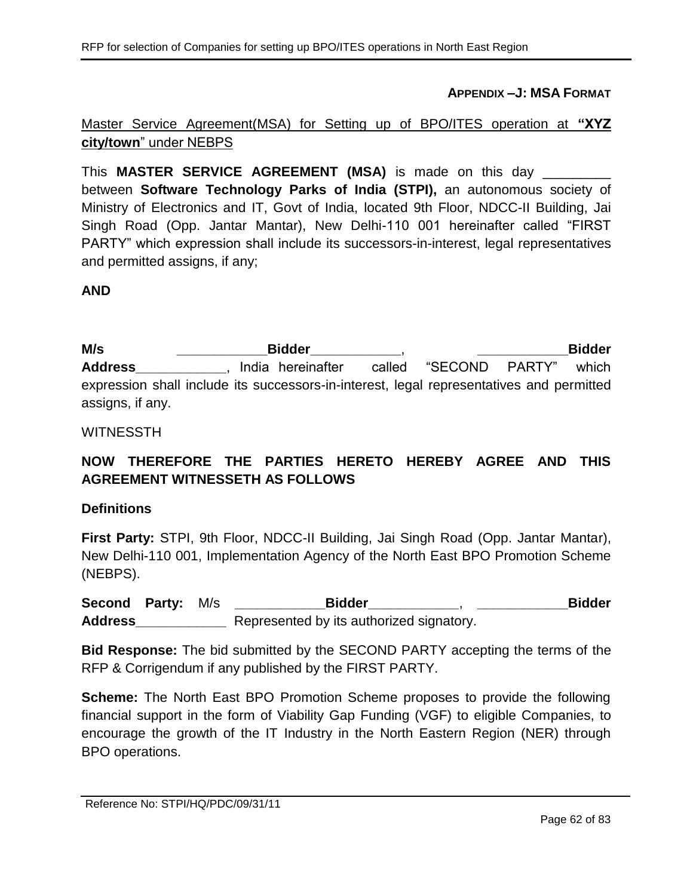**APPENDIX –J: MSA FORMAT**

Master Service Agreement(MSA) for Setting up of BPO/ITES operation at **"XYZ city/town"** under NEBPS

This **MASTER SERVICE AGREEMENT (MSA)** is made on this day _________ between **Software Technology Parks of India (STPI),** an autonomous society of Ministry of Electronics and IT, Govt of India, located 9th Floor, NDCC-II Building, Jai Singh Road (Opp. Jantar Mantar), New Delhi-110 001 hereinafter called "FIRST PARTY" which expression shall include its successors-in-interest, legal representatives and permitted assigns, if any;

**AND**

**M/s ____________Bidder____________, ____________Bidder Address____________**, India hereinafter called "SECOND PARTY" which expression shall include its successors-in-interest, legal representatives and permitted assigns, if any.

WITNESSTH

**NOW THEREFORE THE PARTIES HERETO HEREBY AGREE AND THIS AGREEMENT WITNESSETH AS FOLLOWS**

**Definitions**

**First Party:** STPI, 9th Floor, NDCC-II Building, Jai Singh Road (Opp. Jantar Mantar), New Delhi-110 001, Implementation Agency of the North East BPO Promotion Scheme (NEBPS).

**Second Party:** M/s **____________Bidder____________, ____________Bidder Address____________** Represented by its authorized signatory.

**Bid Response:** The bid submitted by the SECOND PARTY accepting the terms of the RFP & Corrigendum if any published by the FIRST PARTY.

**Scheme:** The North East BPO Promotion Scheme proposes to provide the following financial support in the form of Viability Gap Funding (VGF) to eligible Companies, to encourage the growth of the IT Industry in the North Eastern Region (NER) through BPO operations.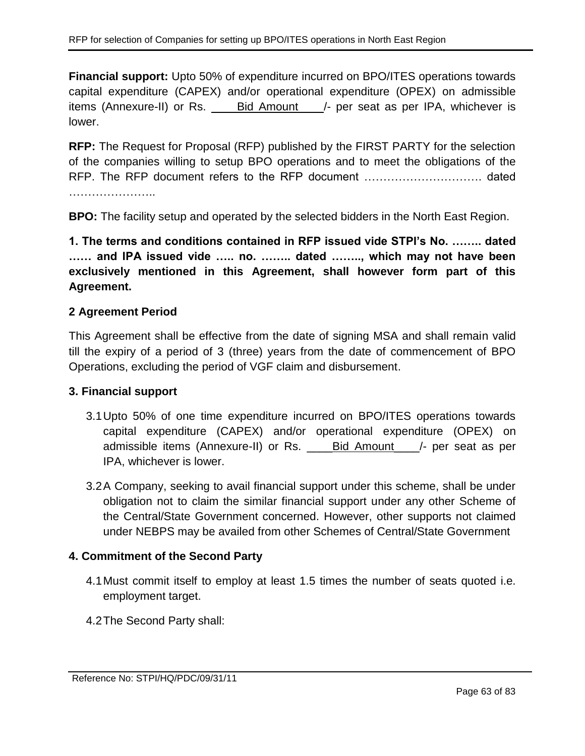**Financial support:** Upto 50% of expenditure incurred on BPO/ITES operations towards capital expenditure (CAPEX) and/or operational expenditure (OPEX) on admissible items (Annexure-II) or Rs. ____Bid Amount____/- per seat as per IPA, whichever is lower.

**RFP:** The Request for Proposal (RFP) published by the FIRST PARTY for the selection of the companies willing to setup BPO operations and to meet the obligations of the RFP. The RFP document refers to the RFP document ………………………… dated …………………..

**BPO:** The facility setup and operated by the selected bidders in the North East Region.

**1. The terms and conditions contained in RFP issued vide STPI's No. …….. dated …… and IPA issued vide ….. no. …….. dated …….., which may not have been exclusively mentioned in this Agreement, shall however form part of this Agreement.**

### 2 Agreement Period

This Agreement shall be effective from the date of signing MSA and shall remain valid till the expiry of a period of 3 (three) years from the date of commencement of BPO Operations, excluding the period of VGF claim and disbursement.

### 3. Financial support

3.1 Upto 50% of one time expenditure incurred on BPO/ITES operations towards capital expenditure (CAPEX) and/or operational expenditure (OPEX) on admissible items (Annexure-II) or Rs. ____Bid Amount____/- per seat as per IPA, whichever is lower.

3.2 A Company, seeking to avail financial support under this scheme, shall be under obligation not to claim the similar financial support under any other Scheme of the Central/State Government concerned. However, other supports not claimed under NEBPS may be availed from other Schemes of Central/State Government

### 4. Commitment of the Second Party

4.1 Must commit itself to employ at least 1.5 times the number of seats quoted i.e. employment target.

4.2 The Second Party shall: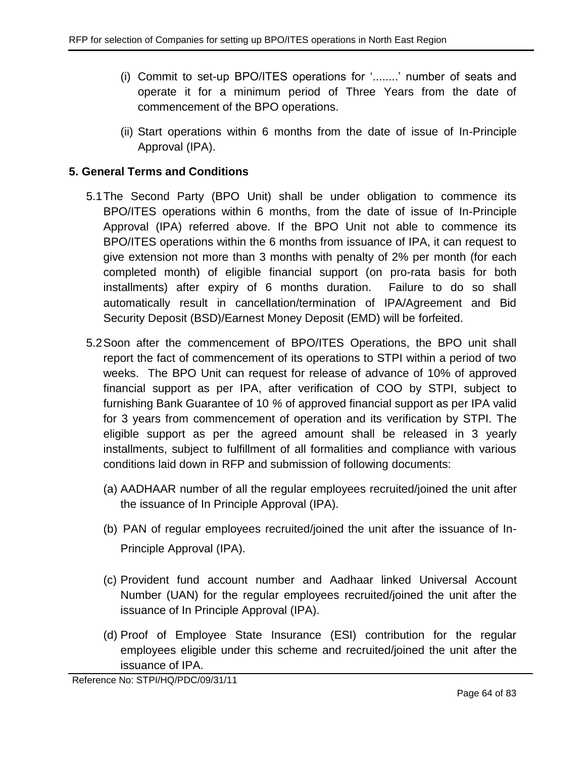(i) Commit to set-up BPO/ITES operations for '........' number of seats and operate it for a minimum period of Three Years from the date of commencement of the BPO operations.

(ii) Start operations within 6 months from the date of issue of In-Principle Approval (IPA).

## 5. General Terms and Conditions

5.1 The Second Party (BPO Unit) shall be under obligation to commence its BPO/ITES operations within 6 months, from the date of issue of In-Principle Approval (IPA) referred above. If the BPO Unit not able to commence its BPO/ITES operations within the 6 months from issuance of IPA, it can request to give extension not more than 3 months with penalty of 2% per month (for each completed month) of eligible financial support (on pro-rata basis for both installments) after expiry of 6 months duration. Failure to do so shall automatically result in cancellation/termination of IPA/Agreement and Bid Security Deposit (BSD)/Earnest Money Deposit (EMD) will be forfeited.

5.2 Soon after the commencement of BPO/ITES Operations, the BPO unit shall report the fact of commencement of its operations to STPI within a period of two weeks. The BPO Unit can request for release of advance of 10% of approved financial support as per IPA, after verification of COO by STPI, subject to furnishing Bank Guarantee of 10 % of approved financial support as per IPA valid for 3 years from commencement of operation and its verification by STPI. The eligible support as per the agreed amount shall be released in 3 yearly installments, subject to fulfillment of all formalities and compliance with various conditions laid down in RFP and submission of following documents:

(a) AADHAAR number of all the regular employees recruited/joined the unit after the issuance of In Principle Approval (IPA).

(b) PAN of regular employees recruited/joined the unit after the issuance of In-Principle Approval (IPA).

(c) Provident fund account number and Aadhaar linked Universal Account Number (UAN) for the regular employees recruited/joined the unit after the issuance of In Principle Approval (IPA).

(d) Proof of Employee State Insurance (ESI) contribution for the regular employees eligible under this scheme and recruited/joined the unit after the issuance of IPA.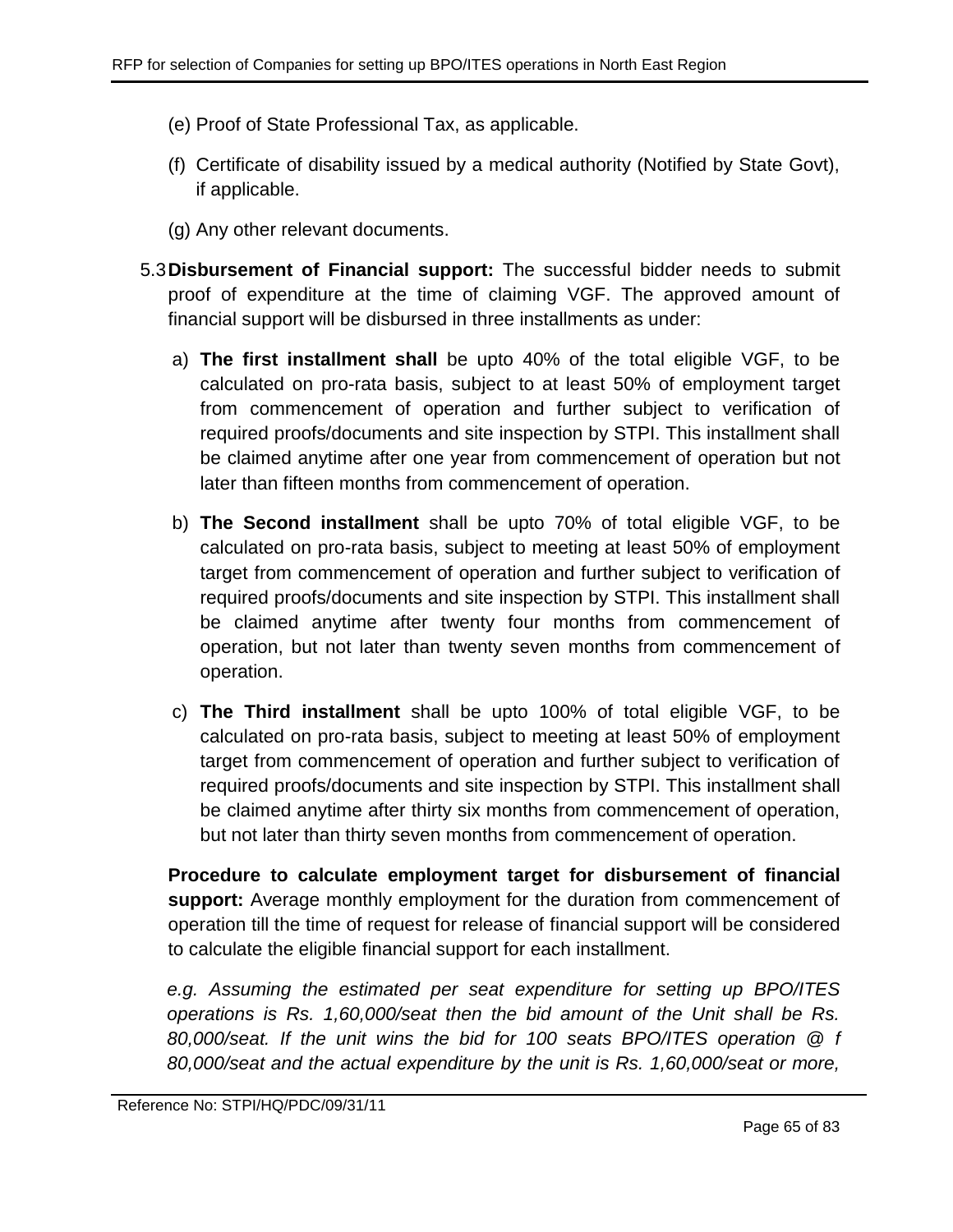(e) Proof of State Professional Tax, as applicable.

(f) Certificate of disability issued by a medical authority (Notified by State Govt), if applicable.

(g) Any other relevant documents.

5.3 **Disbursement of Financial support:** The successful bidder needs to submit proof of expenditure at the time of claiming VGF. The approved amount of financial support will be disbursed in three installments as under:

a) **The first installment shall** be upto 40% of the total eligible VGF, to be calculated on pro-rata basis, subject to at least 50% of employment target from commencement of operation and further subject to verification of required proofs/documents and site inspection by STPI. This installment shall be claimed anytime after one year from commencement of operation but not later than fifteen months from commencement of operation.

b) **The Second installment** shall be upto 70% of total eligible VGF, to be calculated on pro-rata basis, subject to meeting at least 50% of employment target from commencement of operation and further subject to verification of required proofs/documents and site inspection by STPI. This installment shall be claimed anytime after twenty four months from commencement of operation, but not later than twenty seven months from commencement of operation.

c) **The Third installment** shall be upto 100% of total eligible VGF, to be calculated on pro-rata basis, subject to meeting at least 50% of employment target from commencement of operation and further subject to verification of required proofs/documents and site inspection by STPI. This installment shall be claimed anytime after thirty six months from commencement of operation, but not later than thirty seven months from commencement of operation.

**Procedure to calculate employment target for disbursement of financial support:** Average monthly employment for the duration from commencement of operation till the time of request for release of financial support will be considered to calculate the eligible financial support for each installment.

*e.g. Assuming the estimated per seat expenditure for setting up BPO/ITES operations is Rs. 1,60,000/seat then the bid amount of the Unit shall be Rs. 80,000/seat. If the unit wins the bid for 100 seats BPO/ITES operation @ f 80,000/seat and the actual expenditure by the unit is Rs. 1,60,000/seat or more,*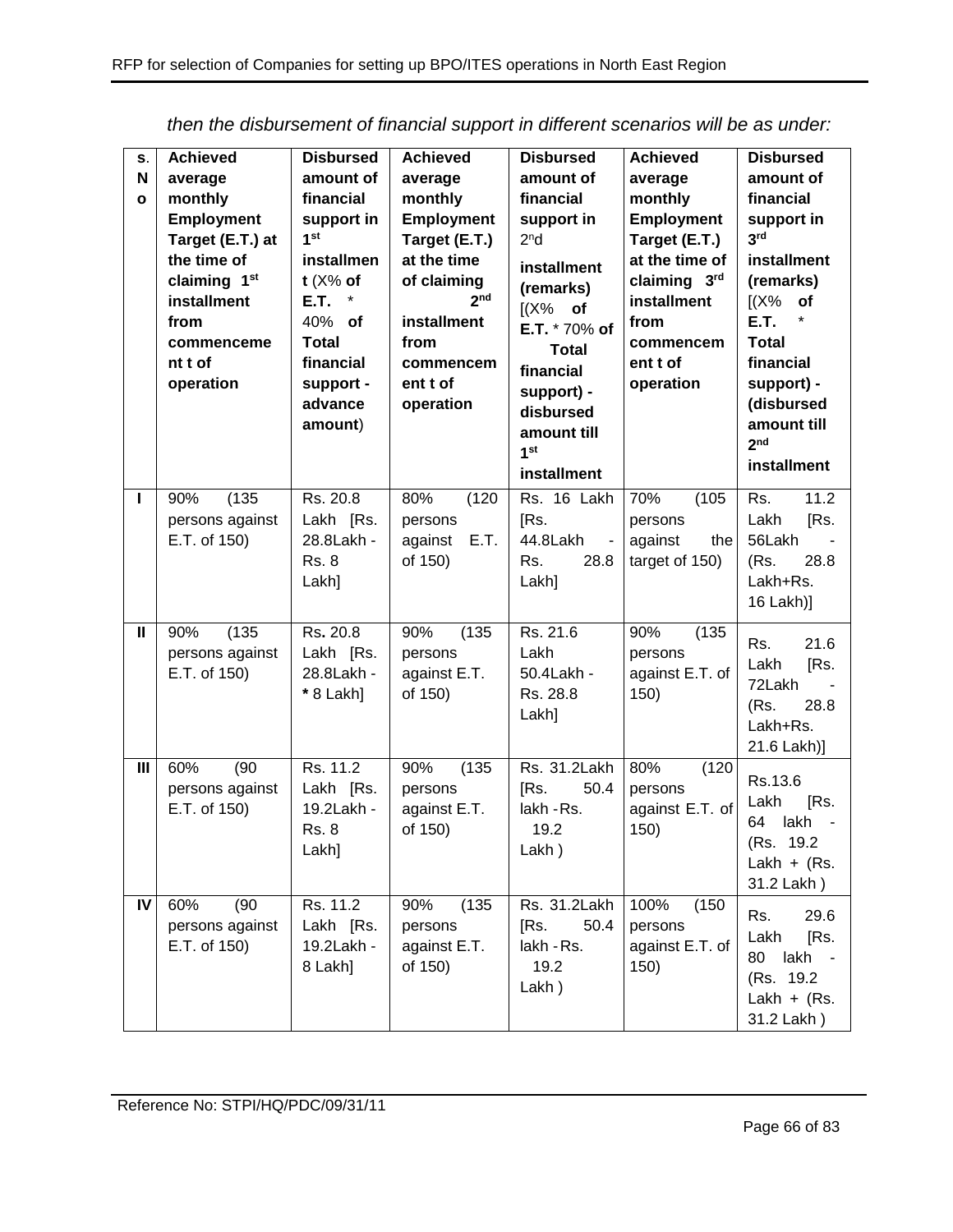*then the disbursement of financial support in different scenarios will be as under:*

| S. No | Achieved average monthly Employment Target (E.T.) at the time of claiming 1st installment from commencement of operation | Disbursed amount of financial support in 1st installment (X% of E.T. * 40% of Total financial support - advance amount) | Achieved average monthly Employment Target (E.T.) at the time of claiming 2nd installment from commencement of operation | Disbursed amount of financial support in 2nd installment (remarks) [(X% of E.T. * 70% of Total financial support) - disbursed amount till 1st installment | Achieved average monthly Employment Target (E.T.) at the time of claiming 3rd installment from commencement of operation | Disbursed amount of financial support in 3rd installment (remarks) [(X% of E.T. * Total financial support) - (disbursed amount till 2nd installment |
|---|---|---|---|---|---|---|
| I | 90% (135 persons against E.T. of 150) | Rs. 20.8 Lakh [Rs. 28.8Lakh - Rs. 8 Lakh] | 80% (120 persons against E.T. of 150) | Rs. 16 Lakh [Rs. 44.8Lakh - Rs. 28.8 Lakh] | 70% (105 persons against the target of 150) | Rs. 11.2 Lakh [Rs. 56Lakh - (Rs. 28.8 Lakh+Rs. 16 Lakh)] |
| II | 90% (135 persons against E.T. of 150) | Rs. 20.8 Lakh [Rs. 28.8Lakh - * 8 Lakh] | 90% (135 persons against E.T. of 150) | Rs. 21.6 Lakh 50.4Lakh - Rs. 28.8 Lakh] | 90% (135 persons against E.T. of 150) | Rs. 21.6 Lakh [Rs. 72Lakh - (Rs. 28.8 Lakh+Rs. 21.6 Lakh)] |
| III | 60% (90 persons against E.T. of 150) | Rs. 11.2 Lakh [Rs. 19.2Lakh - Rs. 8 Lakh] | 90% (135 persons against E.T. of 150) | Rs. 31.2Lakh [Rs. 50.4 lakh - Rs. 19.2 Lakh ) | 80% (120 persons against E.T. of 150) | Rs.13.6 Lakh [Rs. 64 lakh - (Rs. 19.2 Lakh + (Rs. 31.2 Lakh ) |
| IV | 60% (90 persons against E.T. of 150) | Rs. 11.2 Lakh [Rs. 19.2Lakh - 8 Lakh] | 90% (135 persons against E.T. of 150) | Rs. 31.2Lakh [Rs. 50.4 lakh - Rs. 19.2 Lakh ) | 100% (150 persons against E.T. of 150) | Rs. 29.6 Lakh [Rs. 80 lakh - (Rs. 19.2 Lakh + (Rs. 31.2 Lakh ) |

Reference No: STPI/HQ/PDC/09/31/11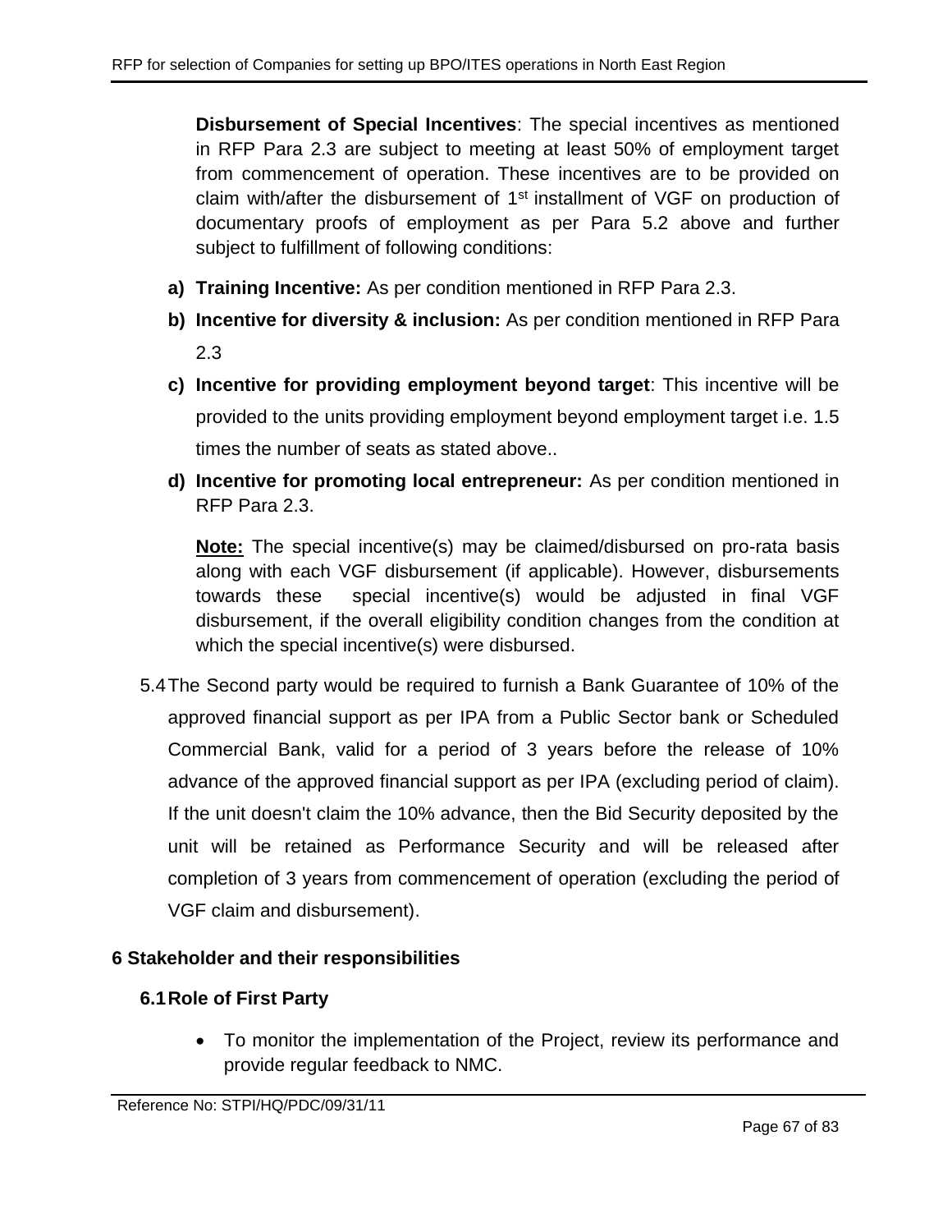**Disbursement of Special Incentives**: The special incentives as mentioned in RFP Para 2.3 are subject to meeting at least 50% of employment target from commencement of operation. These incentives are to be provided on claim with/after the disbursement of 1st installment of VGF on production of documentary proofs of employment as per Para 5.2 above and further subject to fulfillment of following conditions:

a) **Training Incentive:** As per condition mentioned in RFP Para 2.3.
b) **Incentive for diversity & inclusion:** As per condition mentioned in RFP Para 2.3
c) **Incentive for providing employment beyond target**: This incentive will be provided to the units providing employment beyond employment target i.e. 1.5 times the number of seats as stated above..
d) **Incentive for promoting local entrepreneur:** As per condition mentioned in RFP Para 2.3.

**Note:** The special incentive(s) may be claimed/disbursed on pro-rata basis along with each VGF disbursement (if applicable). However, disbursements towards these special incentive(s) would be adjusted in final VGF disbursement, if the overall eligibility condition changes from the condition at which the special incentive(s) were disbursed.

5.4 The Second party would be required to furnish a Bank Guarantee of 10% of the approved financial support as per IPA from a Public Sector bank or Scheduled Commercial Bank, valid for a period of 3 years before the release of 10% advance of the approved financial support as per IPA (excluding period of claim). If the unit doesn't claim the 10% advance, then the Bid Security deposited by the unit will be retained as Performance Security and will be released after completion of 3 years from commencement of operation (excluding the period of VGF claim and disbursement).

# 6 Stakeholder and their responsibilities

## 6.1 Role of First Party

- To monitor the implementation of the Project, review its performance and provide regular feedback to NMC.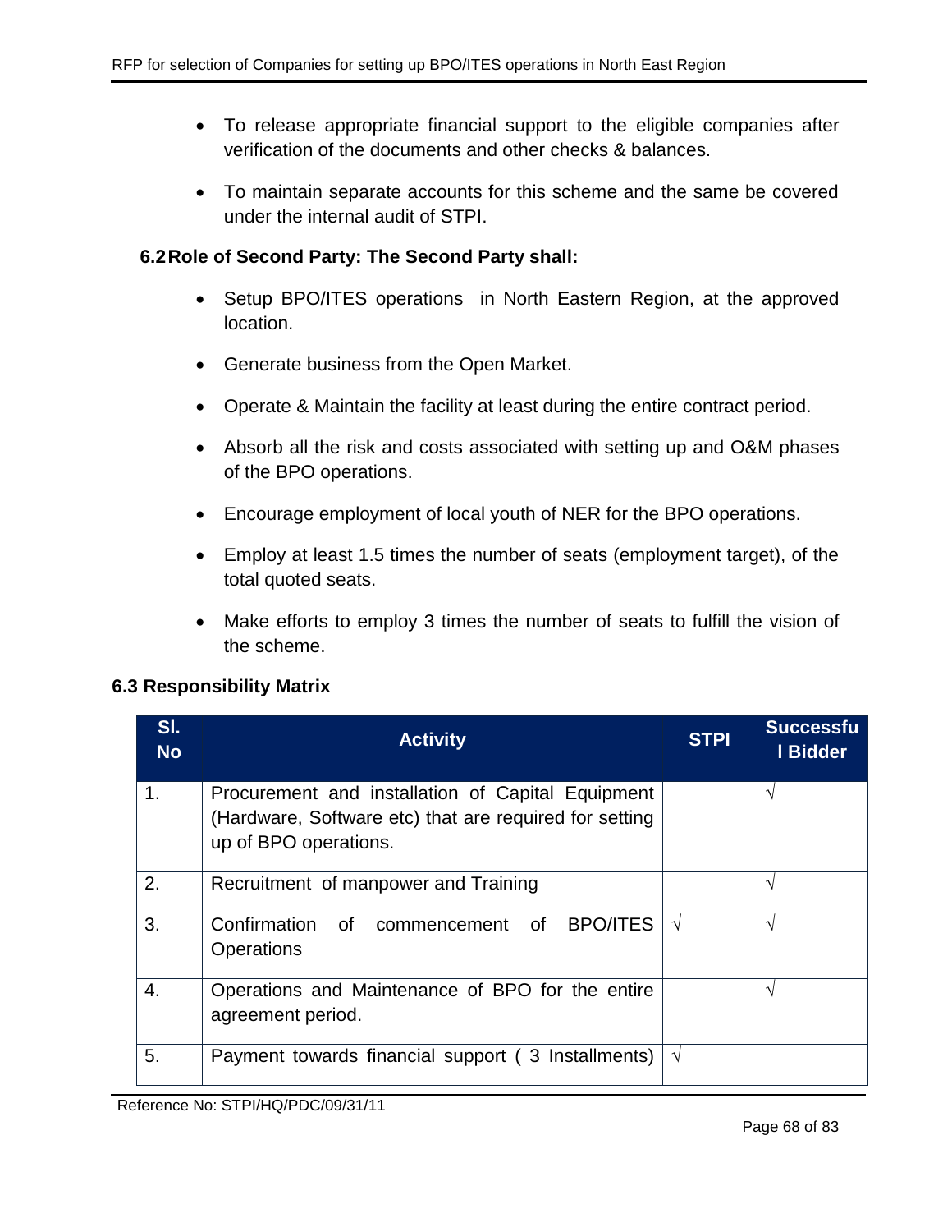- To release appropriate financial support to the eligible companies after verification of the documents and other checks & balances.
- To maintain separate accounts for this scheme and the same be covered under the internal audit of STPI.

### 6.2 Role of Second Party: The Second Party shall:

- Setup BPO/ITES operations in North Eastern Region, at the approved location.
- Generate business from the Open Market.
- Operate & Maintain the facility at least during the entire contract period.
- Absorb all the risk and costs associated with setting up and O&M phases of the BPO operations.
- Encourage employment of local youth of NER for the BPO operations.
- Employ at least 1.5 times the number of seats (employment target), of the total quoted seats.
- Make efforts to employ 3 times the number of seats to fulfill the vision of the scheme.

### 6.3 Responsibility Matrix

| Sl. No | Activity | STPI | Successful Bidder |
|---|---|---|---|
| 1. | Procurement and installation of Capital Equipment (Hardware, Software etc) that are required for setting up of BPO operations. | | √ |
| 2. | Recruitment of manpower and Training | | √ |
| 3. | Confirmation of commencement of BPO/ITES Operations | √ | √ |
| 4. | Operations and Maintenance of BPO for the entire agreement period. | | √ |
| 5. | Payment towards financial support ( 3 Installments) | √ | |

Reference No: STPI/HQ/PDC/09/31/11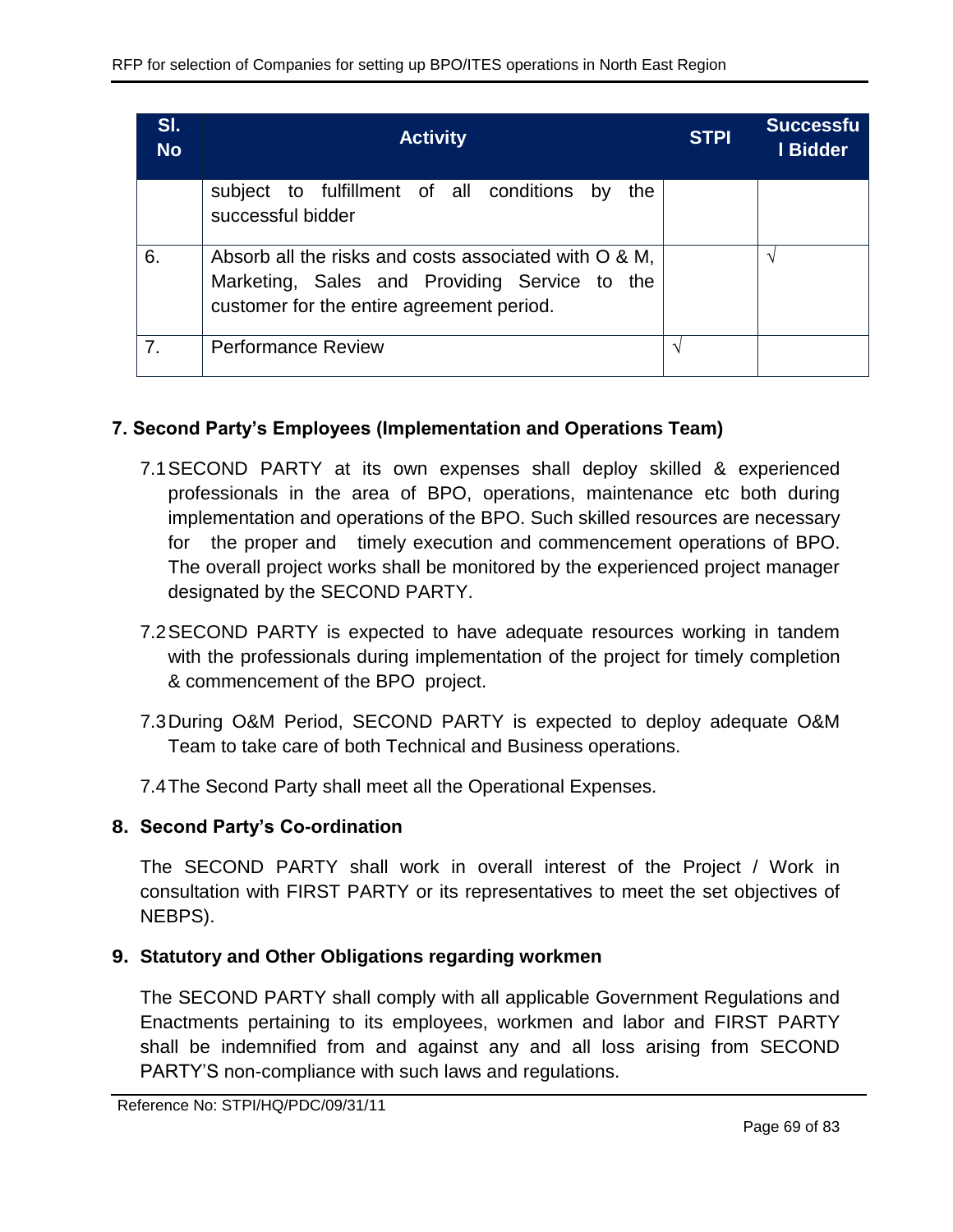| Sl. No | Activity | STPI | Successful Bidder |
|---|---|---|---|
| | subject to fulfillment of all conditions by the successful bidder | | |
| 6. | Absorb all the risks and costs associated with O & M, Marketing, Sales and Providing Service to the customer for the entire agreement period. | | √ |
| 7. | Performance Review | √ | |

### 7. Second Party's Employees (Implementation and Operations Team)

7.1 SECOND PARTY at its own expenses shall deploy skilled & experienced professionals in the area of BPO, operations, maintenance etc both during implementation and operations of the BPO. Such skilled resources are necessary for the proper and timely execution and commencement operations of BPO. The overall project works shall be monitored by the experienced project manager designated by the SECOND PARTY.

7.2 SECOND PARTY is expected to have adequate resources working in tandem with the professionals during implementation of the project for timely completion & commencement of the BPO project.

7.3 During O&M Period, SECOND PARTY is expected to deploy adequate O&M Team to take care of both Technical and Business operations.

7.4 The Second Party shall meet all the Operational Expenses.

### 8. Second Party's Co-ordination

The SECOND PARTY shall work in overall interest of the Project / Work in consultation with FIRST PARTY or its representatives to meet the set objectives of NEBPS).

### 9. Statutory and Other Obligations regarding workmen

The SECOND PARTY shall comply with all applicable Government Regulations and Enactments pertaining to its employees, workmen and labor and FIRST PARTY shall be indemnified from and against any and all loss arising from SECOND PARTY'S non-compliance with such laws and regulations.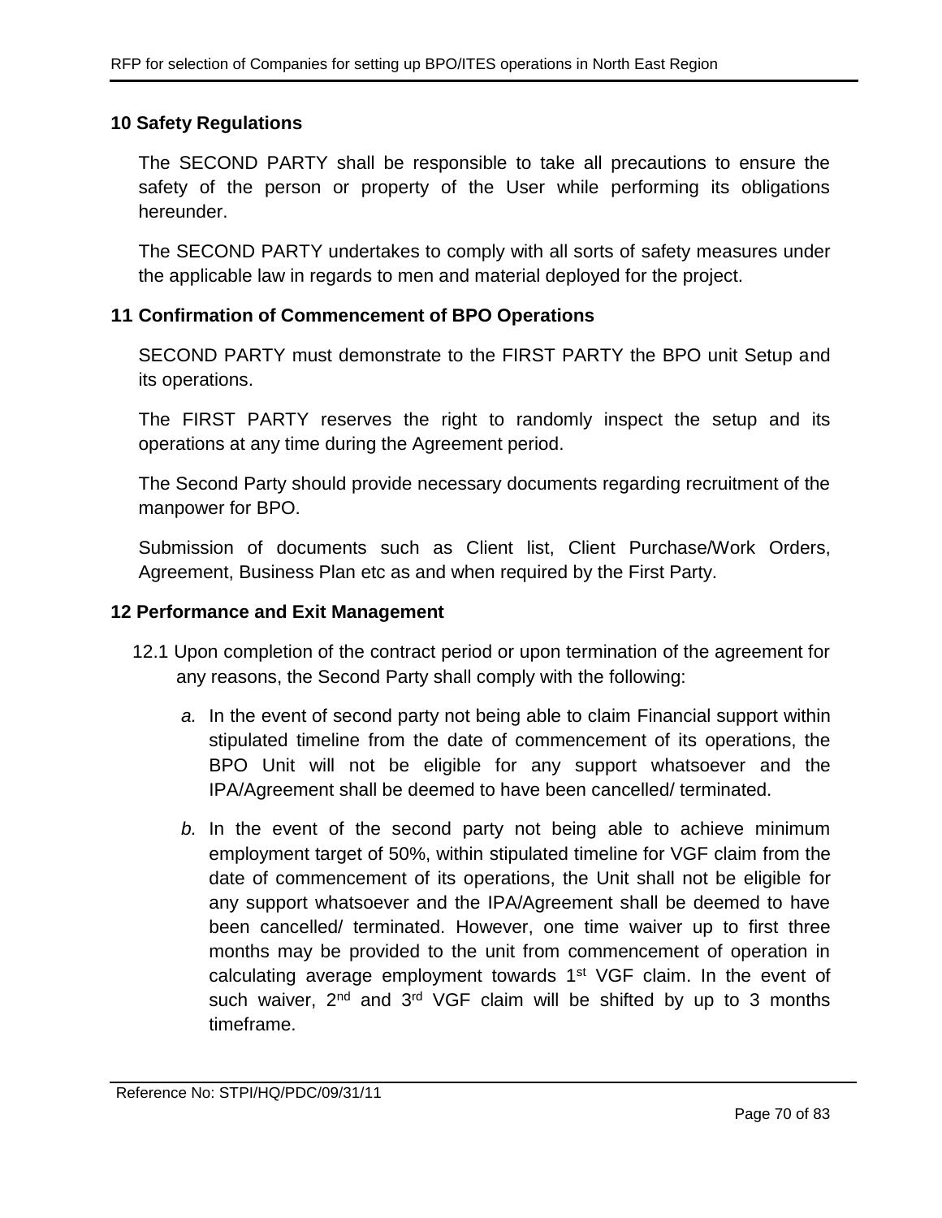## 10 Safety Regulations

The SECOND PARTY shall be responsible to take all precautions to ensure the safety of the person or property of the User while performing its obligations hereunder.

The SECOND PARTY undertakes to comply with all sorts of safety measures under the applicable law in regards to men and material deployed for the project.

## 11 Confirmation of Commencement of BPO Operations

SECOND PARTY must demonstrate to the FIRST PARTY the BPO unit Setup and its operations.

The FIRST PARTY reserves the right to randomly inspect the setup and its operations at any time during the Agreement period.

The Second Party should provide necessary documents regarding recruitment of the manpower for BPO.

Submission of documents such as Client list, Client Purchase/Work Orders, Agreement, Business Plan etc as and when required by the First Party.

## 12 Performance and Exit Management

12.1 Upon completion of the contract period or upon termination of the agreement for any reasons, the Second Party shall comply with the following:

*a.* In the event of second party not being able to claim Financial support within stipulated timeline from the date of commencement of its operations, the BPO Unit will not be eligible for any support whatsoever and the IPA/Agreement shall be deemed to have been cancelled/ terminated.

*b.* In the event of the second party not being able to achieve minimum employment target of 50%, within stipulated timeline for VGF claim from the date of commencement of its operations, the Unit shall not be eligible for any support whatsoever and the IPA/Agreement shall be deemed to have been cancelled/ terminated. However, one time waiver up to first three months may be provided to the unit from commencement of operation in calculating average employment towards 1st VGF claim. In the event of such waiver, 2nd and 3rd VGF claim will be shifted by up to 3 months timeframe.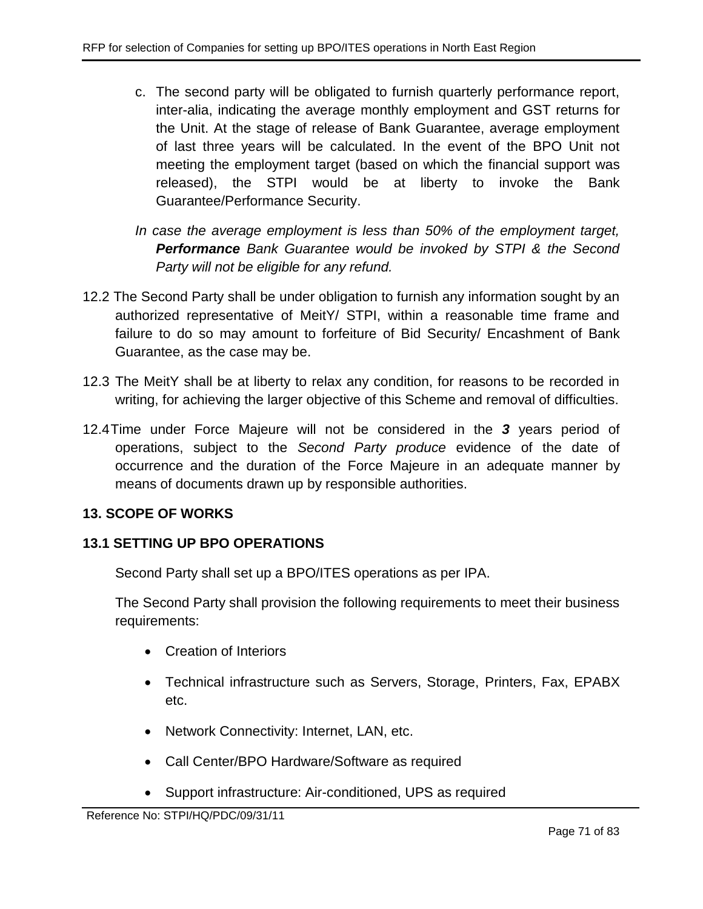c. The second party will be obligated to furnish quarterly performance report, inter-alia, indicating the average monthly employment and GST returns for the Unit. At the stage of release of Bank Guarantee, average employment of last three years will be calculated. In the event of the BPO Unit not meeting the employment target (based on which the financial support was released), the STPI would be at liberty to invoke the Bank Guarantee/Performance Security.

*In case the average employment is less than 50% of the employment target,* ***Performance*** *Bank Guarantee would be invoked by STPI & the Second Party will not be eligible for any refund.*

12.2 The Second Party shall be under obligation to furnish any information sought by an authorized representative of MeitY/ STPI, within a reasonable time frame and failure to do so may amount to forfeiture of Bid Security/ Encashment of Bank Guarantee, as the case may be.

12.3 The MeitY shall be at liberty to relax any condition, for reasons to be recorded in writing, for achieving the larger objective of this Scheme and removal of difficulties.

12.4 Time under Force Majeure will not be considered in the ***3*** years period of operations, subject to the *Second Party produce* evidence of the date of occurrence and the duration of the Force Majeure in an adequate manner by means of documents drawn up by responsible authorities.

## 13. SCOPE OF WORKS

### 13.1 SETTING UP BPO OPERATIONS

Second Party shall set up a BPO/ITES operations as per IPA.

The Second Party shall provision the following requirements to meet their business requirements:

- Creation of Interiors
- Technical infrastructure such as Servers, Storage, Printers, Fax, EPABX etc.
- Network Connectivity: Internet, LAN, etc.
- Call Center/BPO Hardware/Software as required
- Support infrastructure: Air-conditioned, UPS as required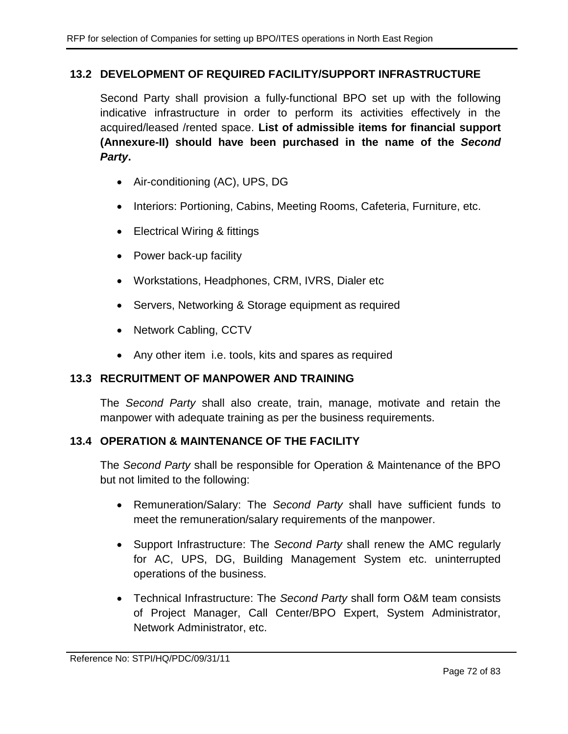## 13.2 DEVELOPMENT OF REQUIRED FACILITY/SUPPORT INFRASTRUCTURE

Second Party shall provision a fully-functional BPO set up with the following indicative infrastructure in order to perform its activities effectively in the acquired/leased /rented space. **List of admissible items for financial support (Annexure-II) should have been purchased in the name of the *Second Party*.**

- Air-conditioning (AC), UPS, DG
- Interiors: Portioning, Cabins, Meeting Rooms, Cafeteria, Furniture, etc.
- Electrical Wiring & fittings
- Power back-up facility
- Workstations, Headphones, CRM, IVRS, Dialer etc
- Servers, Networking & Storage equipment as required
- Network Cabling, CCTV
- Any other item i.e. tools, kits and spares as required

## 13.3 RECRUITMENT OF MANPOWER AND TRAINING

The *Second Party* shall also create, train, manage, motivate and retain the manpower with adequate training as per the business requirements.

## 13.4 OPERATION & MAINTENANCE OF THE FACILITY

The *Second Party* shall be responsible for Operation & Maintenance of the BPO but not limited to the following:

- Remuneration/Salary: The *Second Party* shall have sufficient funds to meet the remuneration/salary requirements of the manpower.
- Support Infrastructure: The *Second Party* shall renew the AMC regularly for AC, UPS, DG, Building Management System etc. uninterrupted operations of the business.
- Technical Infrastructure: The *Second Party* shall form O&M team consists of Project Manager, Call Center/BPO Expert, System Administrator, Network Administrator, etc.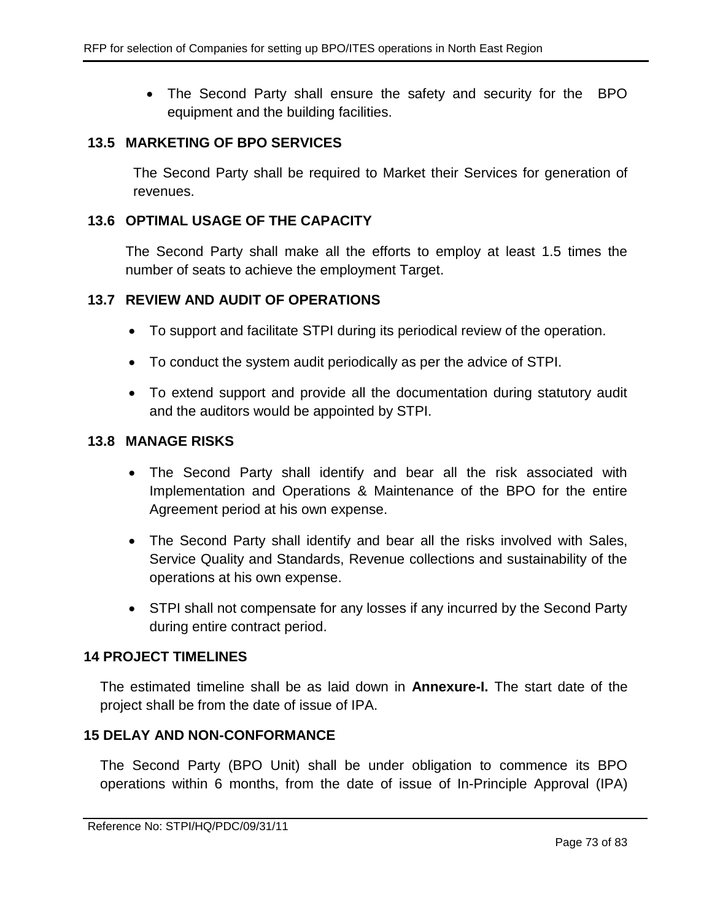- The Second Party shall ensure the safety and security for the BPO equipment and the building facilities.

### 13.5 MARKETING OF BPO SERVICES

The Second Party shall be required to Market their Services for generation of revenues.

### 13.6 OPTIMAL USAGE OF THE CAPACITY

The Second Party shall make all the efforts to employ at least 1.5 times the number of seats to achieve the employment Target.

### 13.7 REVIEW AND AUDIT OF OPERATIONS

- To support and facilitate STPI during its periodical review of the operation.
- To conduct the system audit periodically as per the advice of STPI.
- To extend support and provide all the documentation during statutory audit and the auditors would be appointed by STPI.

### 13.8 MANAGE RISKS

- The Second Party shall identify and bear all the risk associated with Implementation and Operations & Maintenance of the BPO for the entire Agreement period at his own expense.
- The Second Party shall identify and bear all the risks involved with Sales, Service Quality and Standards, Revenue collections and sustainability of the operations at his own expense.
- STPI shall not compensate for any losses if any incurred by the Second Party during entire contract period.

## 14 PROJECT TIMELINES

The estimated timeline shall be as laid down in **Annexure-I.** The start date of the project shall be from the date of issue of IPA.

## 15 DELAY AND NON-CONFORMANCE

The Second Party (BPO Unit) shall be under obligation to commence its BPO operations within 6 months, from the date of issue of In-Principle Approval (IPA)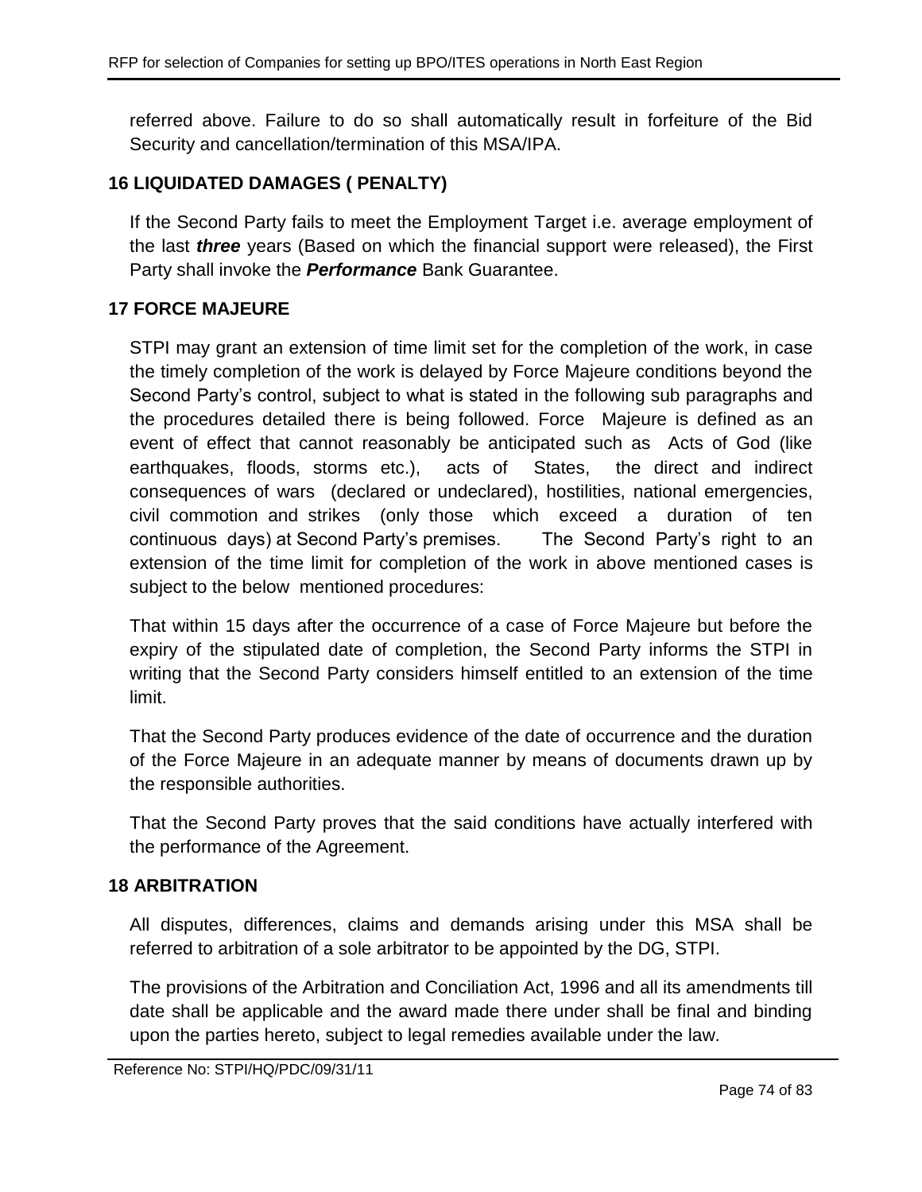referred above. Failure to do so shall automatically result in forfeiture of the Bid Security and cancellation/termination of this MSA/IPA.

## 16 LIQUIDATED DAMAGES ( PENALTY)

If the Second Party fails to meet the Employment Target i.e. average employment of the last ***three*** years (Based on which the financial support were released), the First Party shall invoke the ***Performance*** Bank Guarantee.

## 17 FORCE MAJEURE

STPI may grant an extension of time limit set for the completion of the work, in case the timely completion of the work is delayed by Force Majeure conditions beyond the Second Party's control, subject to what is stated in the following sub paragraphs and the procedures detailed there is being followed. Force Majeure is defined as an event of effect that cannot reasonably be anticipated such as Acts of God (like earthquakes, floods, storms etc.), acts of States, the direct and indirect consequences of wars (declared or undeclared), hostilities, national emergencies, civil commotion and strikes (only those which exceed a duration of ten continuous days) at Second Party's premises. The Second Party's right to an extension of the time limit for completion of the work in above mentioned cases is subject to the below mentioned procedures:

That within 15 days after the occurrence of a case of Force Majeure but before the expiry of the stipulated date of completion, the Second Party informs the STPI in writing that the Second Party considers himself entitled to an extension of the time limit.

That the Second Party produces evidence of the date of occurrence and the duration of the Force Majeure in an adequate manner by means of documents drawn up by the responsible authorities.

That the Second Party proves that the said conditions have actually interfered with the performance of the Agreement.

## 18 ARBITRATION

All disputes, differences, claims and demands arising under this MSA shall be referred to arbitration of a sole arbitrator to be appointed by the DG, STPI.

The provisions of the Arbitration and Conciliation Act, 1996 and all its amendments till date shall be applicable and the award made there under shall be final and binding upon the parties hereto, subject to legal remedies available under the law.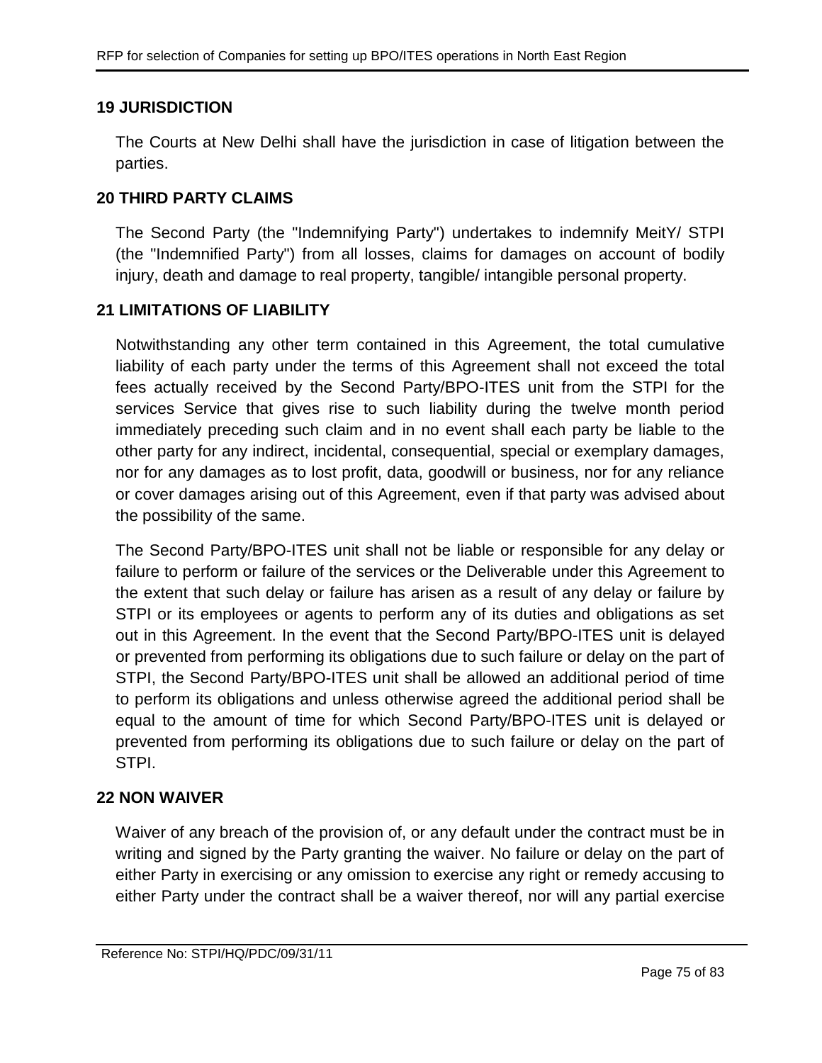## 19 JURISDICTION

The Courts at New Delhi shall have the jurisdiction in case of litigation between the parties.

## 20 THIRD PARTY CLAIMS

The Second Party (the "Indemnifying Party") undertakes to indemnify MeitY/ STPI (the "Indemnified Party") from all losses, claims for damages on account of bodily injury, death and damage to real property, tangible/ intangible personal property.

## 21 LIMITATIONS OF LIABILITY

Notwithstanding any other term contained in this Agreement, the total cumulative liability of each party under the terms of this Agreement shall not exceed the total fees actually received by the Second Party/BPO-ITES unit from the STPI for the services Service that gives rise to such liability during the twelve month period immediately preceding such claim and in no event shall each party be liable to the other party for any indirect, incidental, consequential, special or exemplary damages, nor for any damages as to lost profit, data, goodwill or business, nor for any reliance or cover damages arising out of this Agreement, even if that party was advised about the possibility of the same.

The Second Party/BPO-ITES unit shall not be liable or responsible for any delay or failure to perform or failure of the services or the Deliverable under this Agreement to the extent that such delay or failure has arisen as a result of any delay or failure by STPI or its employees or agents to perform any of its duties and obligations as set out in this Agreement. In the event that the Second Party/BPO-ITES unit is delayed or prevented from performing its obligations due to such failure or delay on the part of STPI, the Second Party/BPO-ITES unit shall be allowed an additional period of time to perform its obligations and unless otherwise agreed the additional period shall be equal to the amount of time for which Second Party/BPO-ITES unit is delayed or prevented from performing its obligations due to such failure or delay on the part of STPI.

## 22 NON WAIVER

Waiver of any breach of the provision of, or any default under the contract must be in writing and signed by the Party granting the waiver. No failure or delay on the part of either Party in exercising or any omission to exercise any right or remedy accusing to either Party under the contract shall be a waiver thereof, nor will any partial exercise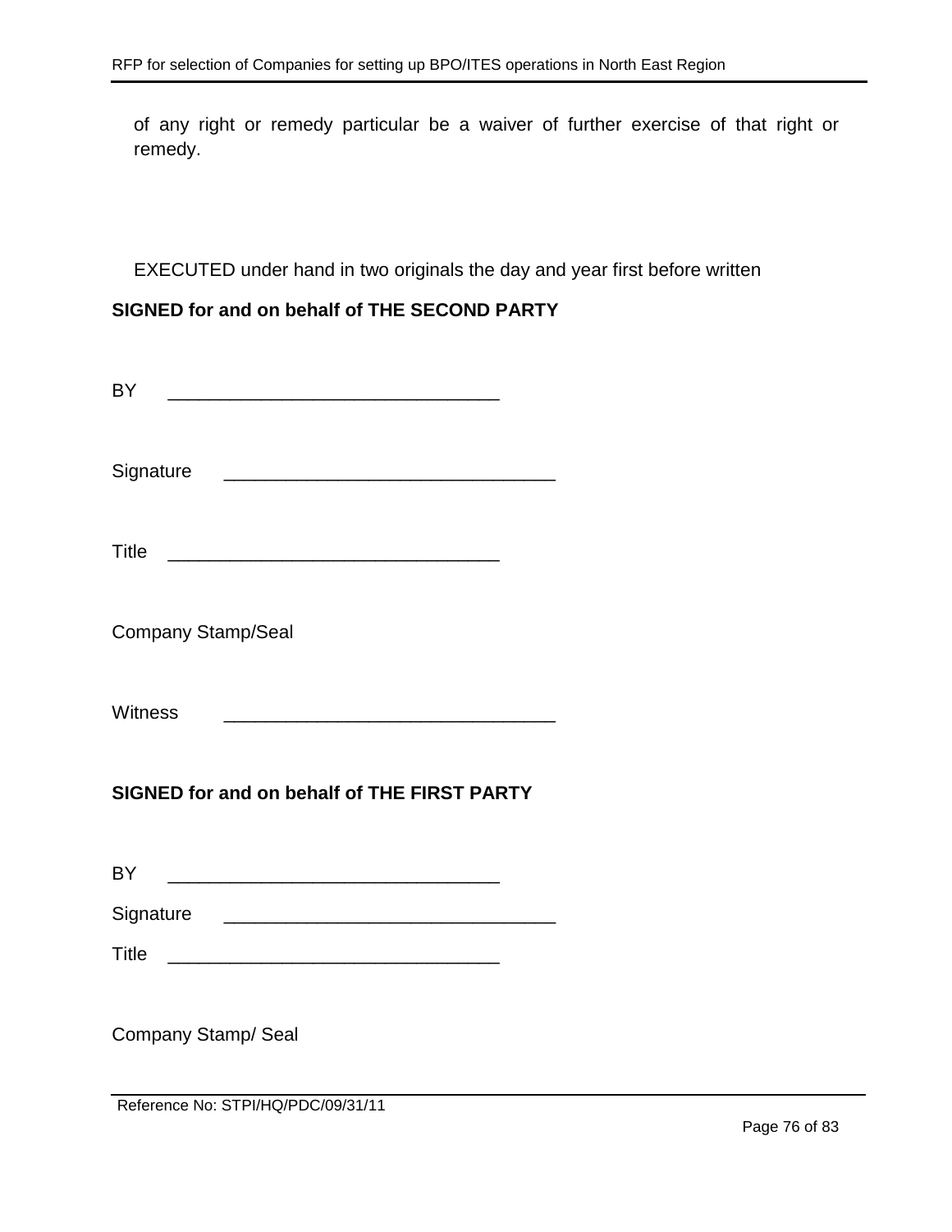of any right or remedy particular be a waiver of further exercise of that right or remedy.

EXECUTED under hand in two originals the day and year first before written

**SIGNED for and on behalf of THE SECOND PARTY**

BY ________________________________

Signature ________________________________

Title ________________________________

Company Stamp/Seal

Witness ________________________________

**SIGNED for and on behalf of THE FIRST PARTY**

BY ________________________________

Signature ________________________________

Title ________________________________

Company Stamp/ Seal

Reference No: STPI/HQ/PDC/09/31/11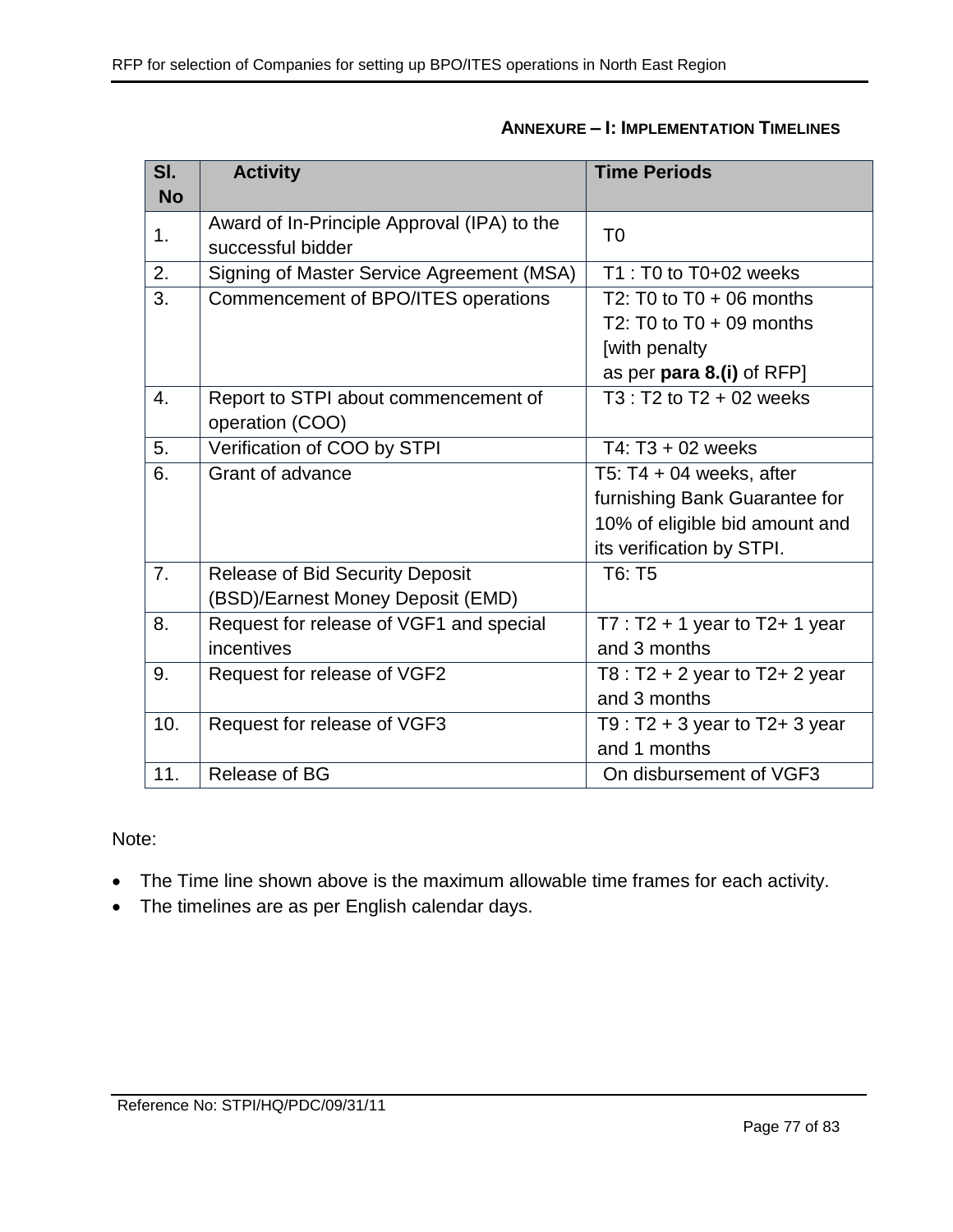## ANNEXURE – I: IMPLEMENTATION TIMELINES

| Sl. No | Activity | Time Periods |
|---|---|---|
| 1. | Award of In-Principle Approval (IPA) to the successful bidder | T0 |
| 2. | Signing of Master Service Agreement (MSA) | T1 : T0 to T0+02 weeks |
| 3. | Commencement of BPO/ITES operations | T2: T0 to T0 + 06 months<br>T2: T0 to T0 + 09 months [with penalty as per **para 8.(i)** of RFP] |
| 4. | Report to STPI about commencement of operation (COO) | T3 : T2 to T2 + 02 weeks |
| 5. | Verification of COO by STPI | T4: T3 + 02 weeks |
| 6. | Grant of advance | T5: T4 + 04 weeks, after furnishing Bank Guarantee for 10% of eligible bid amount and its verification by STPI. |
| 7. | Release of Bid Security Deposit (BSD)/Earnest Money Deposit (EMD) | T6: T5 |
| 8. | Request for release of VGF1 and special incentives | T7 : T2 + 1 year to T2+ 1 year and 3 months |
| 9. | Request for release of VGF2 | T8 : T2 + 2 year to T2+ 2 year and 3 months |
| 10. | Request for release of VGF3 | T9 : T2 + 3 year to T2+ 3 year and 1 months |
| 11. | Release of BG | On disbursement of VGF3 |

Note:

- The Time line shown above is the maximum allowable time frames for each activity.
- The timelines are as per English calendar days.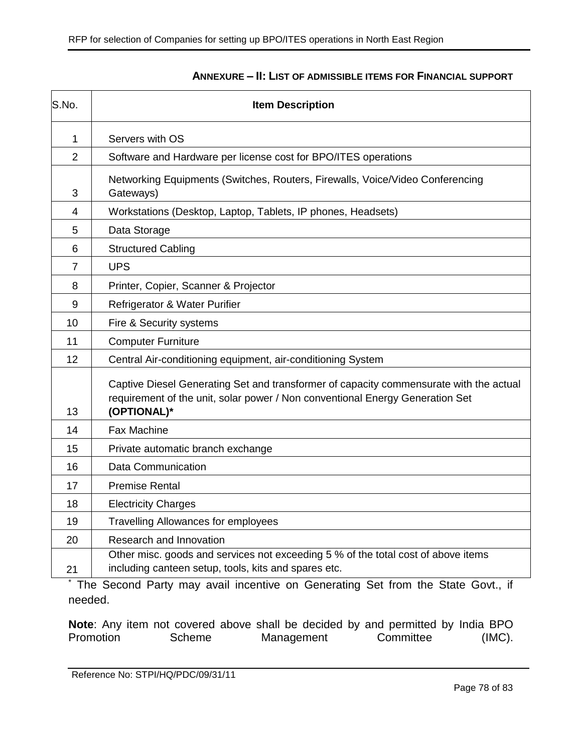### ANNEXURE – II: LIST OF ADMISSIBLE ITEMS FOR FINANCIAL SUPPORT

| S.No. | Item Description |
|---|---|
| 1 | Servers with OS |
| 2 | Software and Hardware per license cost for BPO/ITES operations |
| 3 | Networking Equipments (Switches, Routers, Firewalls, Voice/Video Conferencing Gateways) |
| 4 | Workstations (Desktop, Laptop, Tablets, IP phones, Headsets) |
| 5 | Data Storage |
| 6 | Structured Cabling |
| 7 | UPS |
| 8 | Printer, Copier, Scanner & Projector |
| 9 | Refrigerator & Water Purifier |
| 10 | Fire & Security systems |
| 11 | Computer Furniture |
| 12 | Central Air-conditioning equipment, air-conditioning System |
| 13 | Captive Diesel Generating Set and transformer of capacity commensurate with the actual requirement of the unit, solar power / Non conventional Energy Generation Set **(OPTIONAL)*** |
| 14 | Fax Machine |
| 15 | Private automatic branch exchange |
| 16 | Data Communication |
| 17 | Premise Rental |
| 18 | Electricity Charges |
| 19 | Travelling Allowances for employees |
| 20 | Research and Innovation |
| 21 | Other misc. goods and services not exceeding 5 % of the total cost of above items including canteen setup, tools, kits and spares etc. |

* The Second Party may avail incentive on Generating Set from the State Govt., if needed.

**Note**: Any item not covered above shall be decided by and permitted by India BPO Promotion Scheme Management Committee (IMC).

Reference No: STPI/HQ/PDC/09/31/11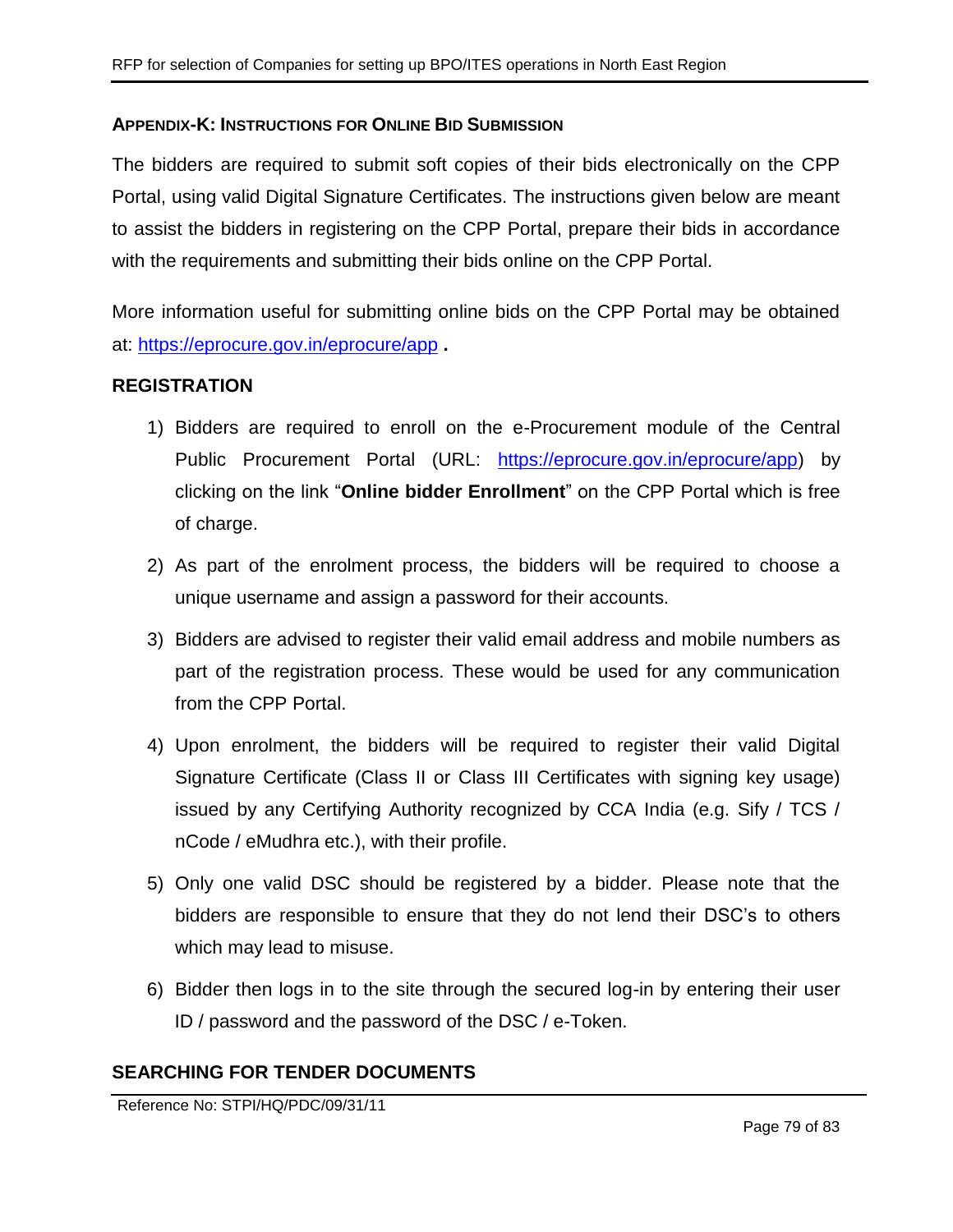## APPENDIX-K: INSTRUCTIONS FOR ONLINE BID SUBMISSION

The bidders are required to submit soft copies of their bids electronically on the CPP Portal, using valid Digital Signature Certificates. The instructions given below are meant to assist the bidders in registering on the CPP Portal, prepare their bids in accordance with the requirements and submitting their bids online on the CPP Portal.

More information useful for submitting online bids on the CPP Portal may be obtained at: https://eprocure.gov.in/eprocure/app **.**

### REGISTRATION

1) Bidders are required to enroll on the e-Procurement module of the Central Public Procurement Portal (URL: https://eprocure.gov.in/eprocure/app) by clicking on the link "**Online bidder Enrollment**" on the CPP Portal which is free of charge.
2) As part of the enrolment process, the bidders will be required to choose a unique username and assign a password for their accounts.
3) Bidders are advised to register their valid email address and mobile numbers as part of the registration process. These would be used for any communication from the CPP Portal.
4) Upon enrolment, the bidders will be required to register their valid Digital Signature Certificate (Class II or Class III Certificates with signing key usage) issued by any Certifying Authority recognized by CCA India (e.g. Sify / TCS / nCode / eMudhra etc.), with their profile.
5) Only one valid DSC should be registered by a bidder. Please note that the bidders are responsible to ensure that they do not lend their DSC's to others which may lead to misuse.
6) Bidder then logs in to the site through the secured log-in by entering their user ID / password and the password of the DSC / e-Token.

### SEARCHING FOR TENDER DOCUMENTS

Reference No: STPI/HQ/PDC/09/31/11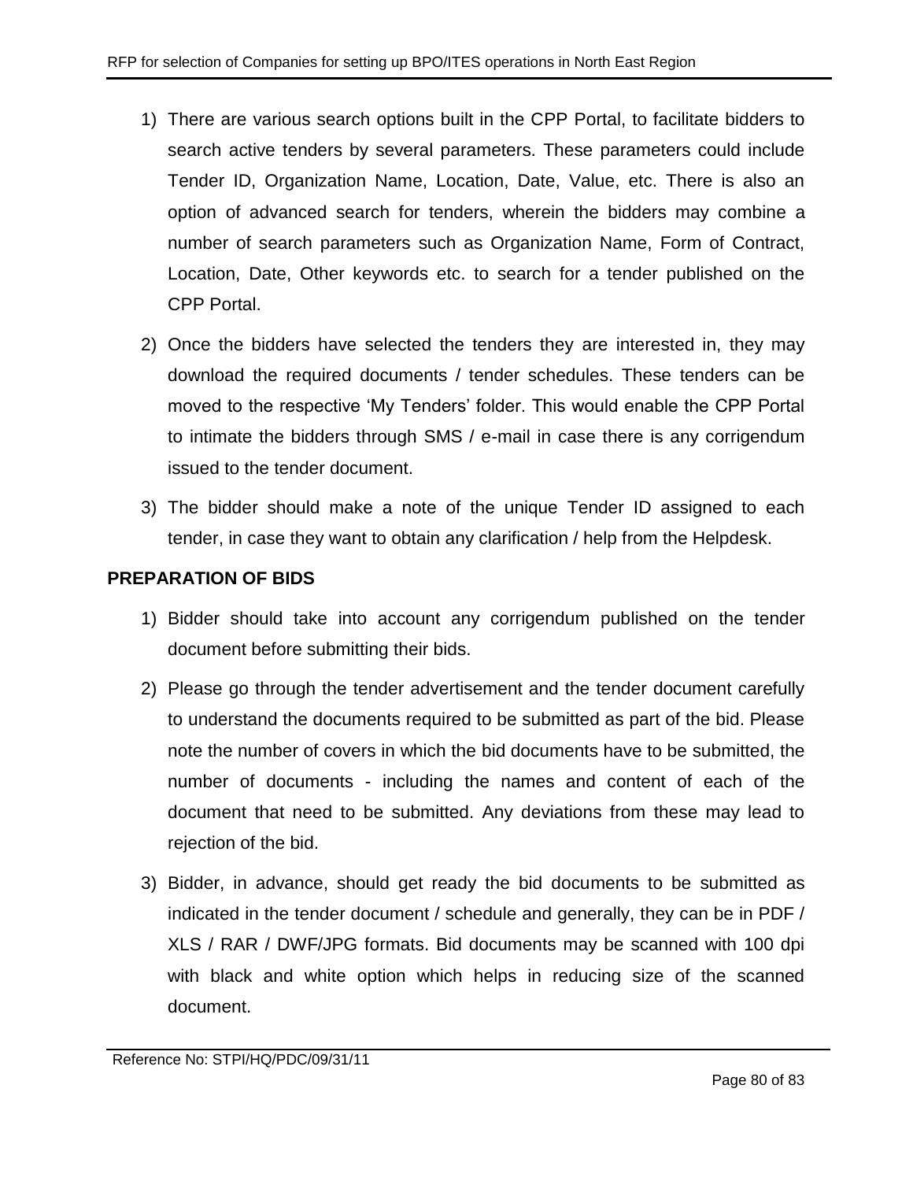1) There are various search options built in the CPP Portal, to facilitate bidders to search active tenders by several parameters. These parameters could include Tender ID, Organization Name, Location, Date, Value, etc. There is also an option of advanced search for tenders, wherein the bidders may combine a number of search parameters such as Organization Name, Form of Contract, Location, Date, Other keywords etc. to search for a tender published on the CPP Portal.

2) Once the bidders have selected the tenders they are interested in, they may download the required documents / tender schedules. These tenders can be moved to the respective 'My Tenders' folder. This would enable the CPP Portal to intimate the bidders through SMS / e-mail in case there is any corrigendum issued to the tender document.

3) The bidder should make a note of the unique Tender ID assigned to each tender, in case they want to obtain any clarification / help from the Helpdesk.

**PREPARATION OF BIDS**

1) Bidder should take into account any corrigendum published on the tender document before submitting their bids.

2) Please go through the tender advertisement and the tender document carefully to understand the documents required to be submitted as part of the bid. Please note the number of covers in which the bid documents have to be submitted, the number of documents - including the names and content of each of the document that need to be submitted. Any deviations from these may lead to rejection of the bid.

3) Bidder, in advance, should get ready the bid documents to be submitted as indicated in the tender document / schedule and generally, they can be in PDF / XLS / RAR / DWF/JPG formats. Bid documents may be scanned with 100 dpi with black and white option which helps in reducing size of the scanned document.

Reference No: STPI/HQ/PDC/09/31/11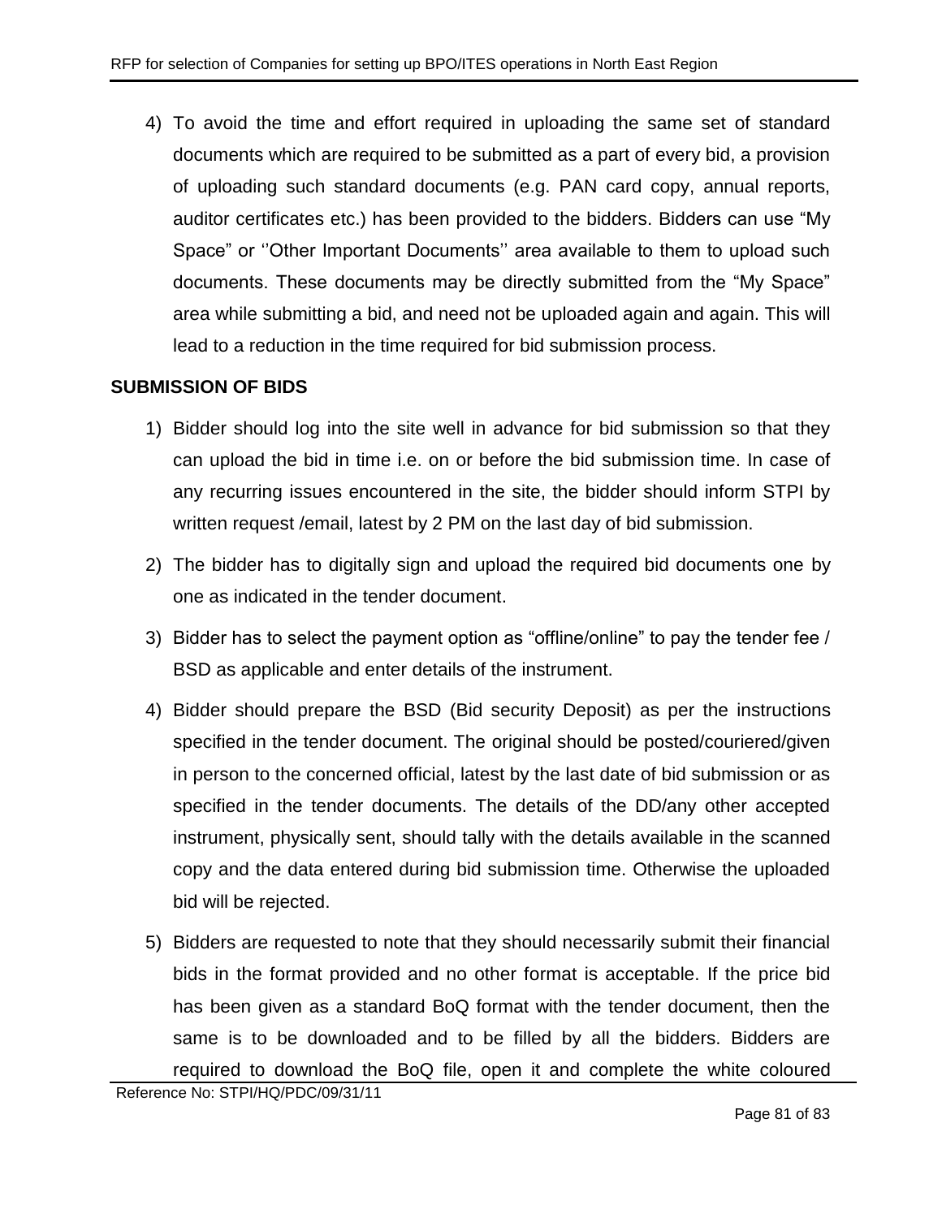4) To avoid the time and effort required in uploading the same set of standard documents which are required to be submitted as a part of every bid, a provision of uploading such standard documents (e.g. PAN card copy, annual reports, auditor certificates etc.) has been provided to the bidders. Bidders can use "My Space" or ''Other Important Documents'' area available to them to upload such documents. These documents may be directly submitted from the "My Space" area while submitting a bid, and need not be uploaded again and again. This will lead to a reduction in the time required for bid submission process.

**SUBMISSION OF BIDS**

1) Bidder should log into the site well in advance for bid submission so that they can upload the bid in time i.e. on or before the bid submission time. In case of any recurring issues encountered in the site, the bidder should inform STPI by written request /email, latest by 2 PM on the last day of bid submission.

2) The bidder has to digitally sign and upload the required bid documents one by one as indicated in the tender document.

3) Bidder has to select the payment option as "offline/online" to pay the tender fee / BSD as applicable and enter details of the instrument.

4) Bidder should prepare the BSD (Bid security Deposit) as per the instructions specified in the tender document. The original should be posted/couriered/given in person to the concerned official, latest by the last date of bid submission or as specified in the tender documents. The details of the DD/any other accepted instrument, physically sent, should tally with the details available in the scanned copy and the data entered during bid submission time. Otherwise the uploaded bid will be rejected.

5) Bidders are requested to note that they should necessarily submit their financial bids in the format provided and no other format is acceptable. If the price bid has been given as a standard BoQ format with the tender document, then the same is to be downloaded and to be filled by all the bidders. Bidders are required to download the BoQ file, open it and complete the white coloured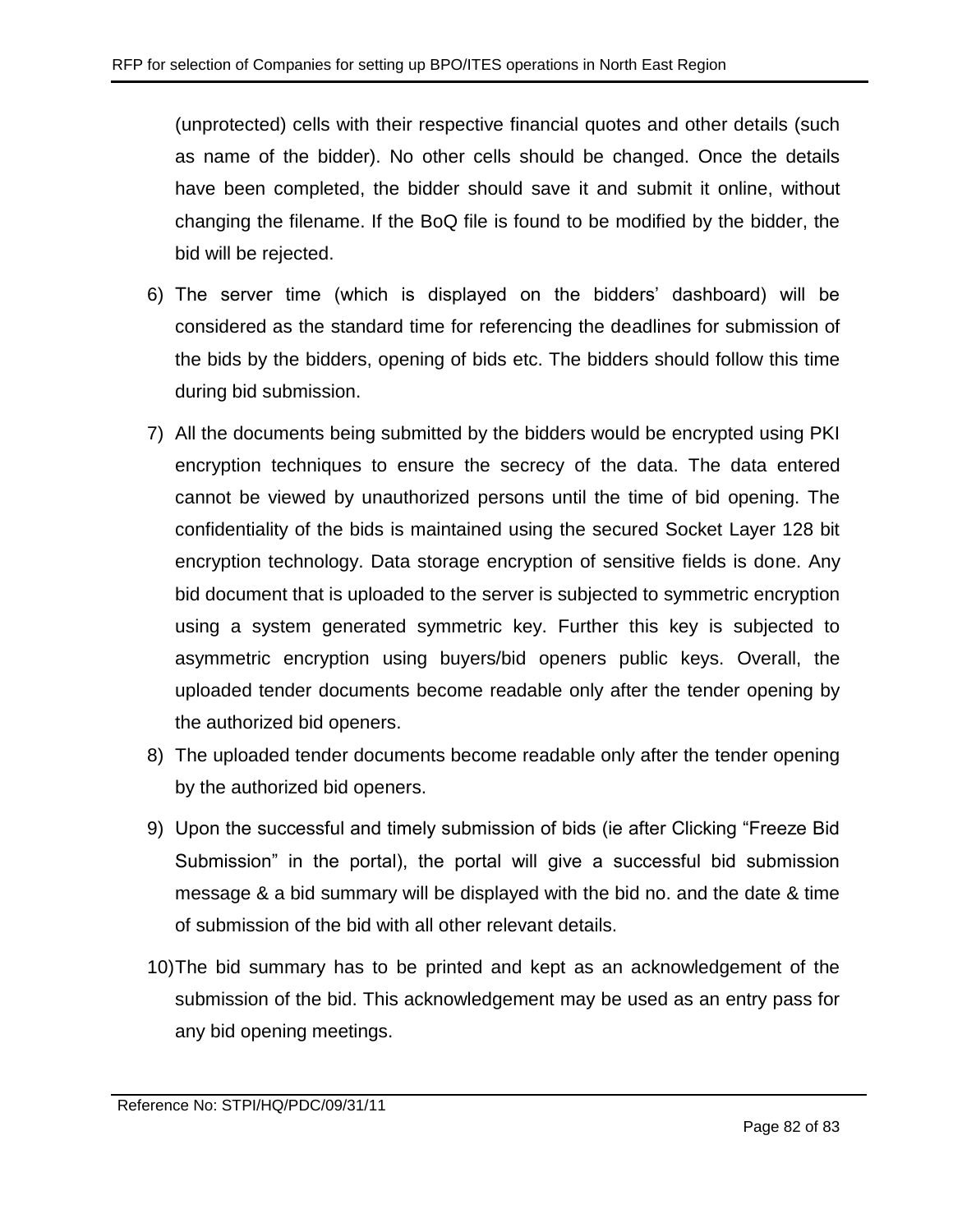(unprotected) cells with their respective financial quotes and other details (such as name of the bidder). No other cells should be changed. Once the details have been completed, the bidder should save it and submit it online, without changing the filename. If the BoQ file is found to be modified by the bidder, the bid will be rejected.

6) The server time (which is displayed on the bidders' dashboard) will be considered as the standard time for referencing the deadlines for submission of the bids by the bidders, opening of bids etc. The bidders should follow this time during bid submission.

7) All the documents being submitted by the bidders would be encrypted using PKI encryption techniques to ensure the secrecy of the data. The data entered cannot be viewed by unauthorized persons until the time of bid opening. The confidentiality of the bids is maintained using the secured Socket Layer 128 bit encryption technology. Data storage encryption of sensitive fields is done. Any bid document that is uploaded to the server is subjected to symmetric encryption using a system generated symmetric key. Further this key is subjected to asymmetric encryption using buyers/bid openers public keys. Overall, the uploaded tender documents become readable only after the tender opening by the authorized bid openers.

8) The uploaded tender documents become readable only after the tender opening by the authorized bid openers.

9) Upon the successful and timely submission of bids (ie after Clicking "Freeze Bid Submission" in the portal), the portal will give a successful bid submission message & a bid summary will be displayed with the bid no. and the date & time of submission of the bid with all other relevant details.

10) The bid summary has to be printed and kept as an acknowledgement of the submission of the bid. This acknowledgement may be used as an entry pass for any bid opening meetings.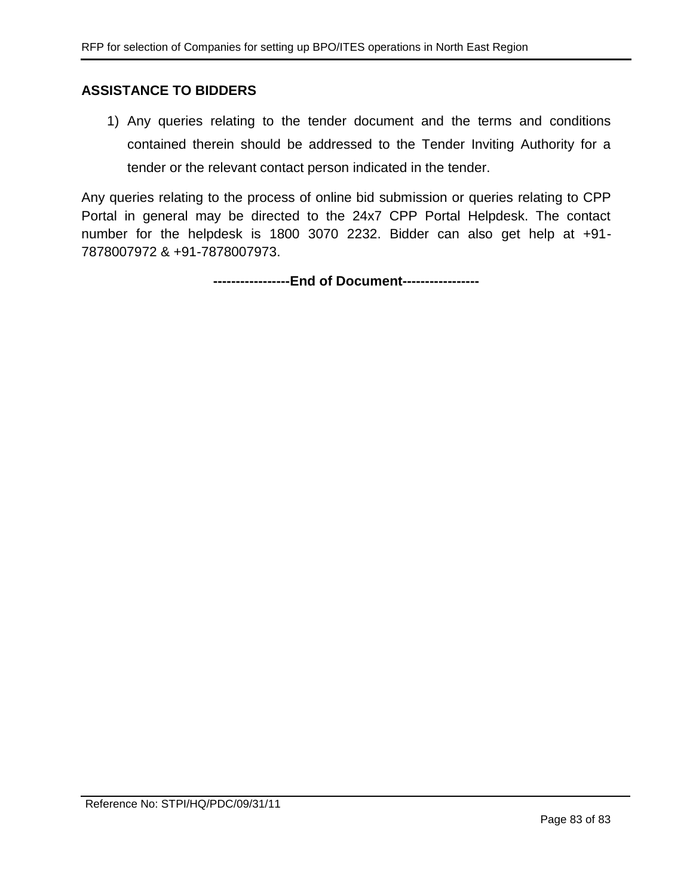## ASSISTANCE TO BIDDERS

1) Any queries relating to the tender document and the terms and conditions contained therein should be addressed to the Tender Inviting Authority for a tender or the relevant contact person indicated in the tender.

Any queries relating to the process of online bid submission or queries relating to CPP Portal in general may be directed to the 24x7 CPP Portal Helpdesk. The contact number for the helpdesk is 1800 3070 2232. Bidder can also get help at +91-7878007972 & +91-7878007973.

**-----------------End of Document-----------------**